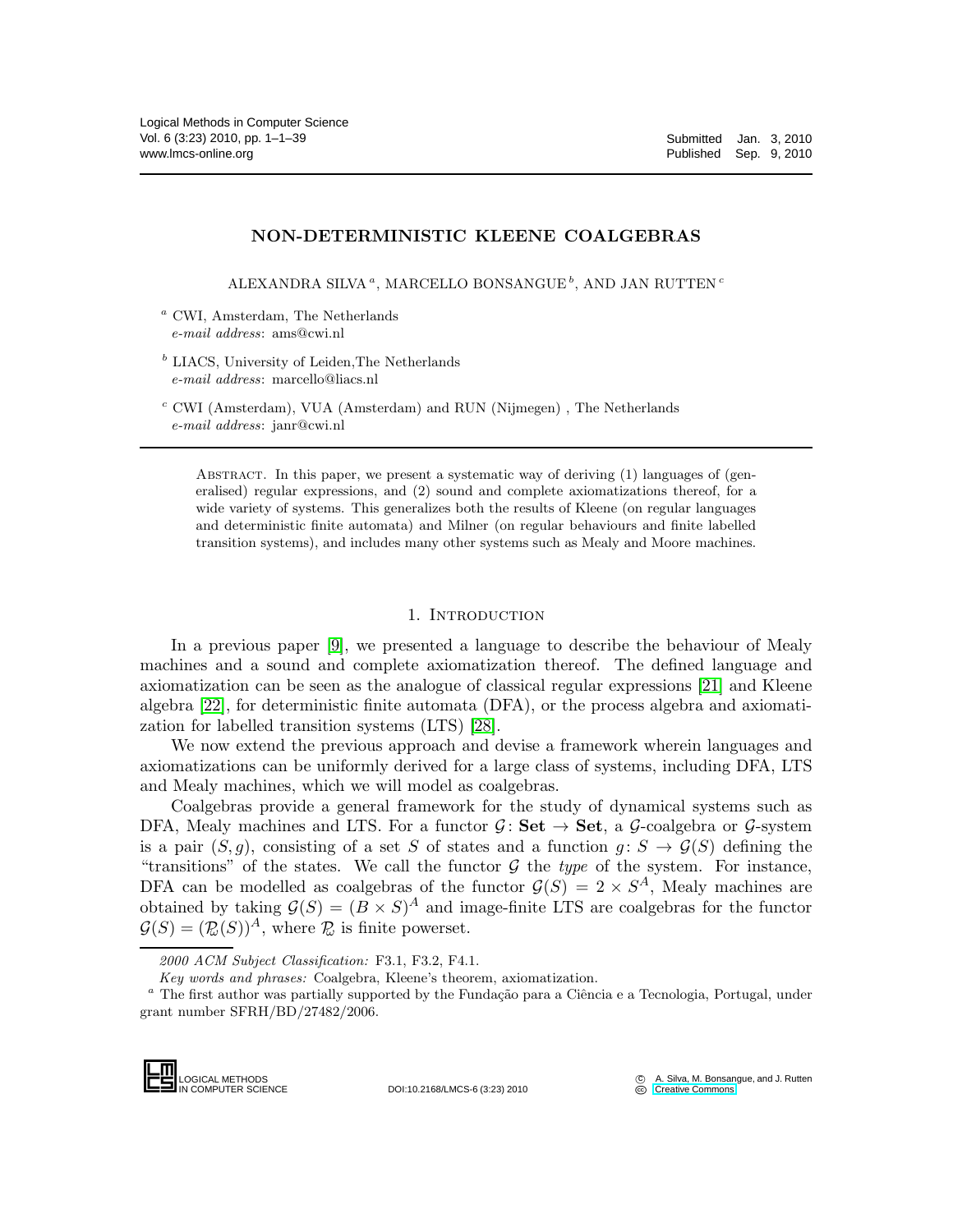# NON-DETERMINISTIC KLEENE COALGEBRAS

ALEXANDRA SILVA [a], MARCELLO BONSANGUE [b], AND JAN RUTTEN [c]

[a] CWI, Amsterdam, The Netherlands
*e-mail address*: ams@cwi.nl

[b] LIACS, University of Leiden,The Netherlands
*e-mail address*: marcello@liacs.nl

[c] CWI (Amsterdam), VUA (Amsterdam) and RUN (Nijmegen) , The Netherlands
*e-mail address*: janr@cwi.nl

Abstract. In this paper, we present a systematic way of deriving (1) languages of (generalised) regular expressions, and (2) sound and complete axiomatizations thereof, for a wide variety of systems. This generalizes both the results of Kleene (on regular languages and deterministic finite automata) and Milner (on regular behaviours and finite labelled transition systems), and includes many other systems such as Mealy and Moore machines.

## 1. Introduction

In a previous paper [9], we presented a language to describe the behaviour of Mealy machines and a sound and complete axiomatization thereof. The defined language and axiomatization can be seen as the analogue of classical regular expressions [21] and Kleene algebra [22], for deterministic finite automata (DFA), or the process algebra and axiomatization for labelled transition systems (LTS) [28].

We now extend the previous approach and devise a framework wherein languages and axiomatizations can be uniformly derived for a large class of systems, including DFA, LTS and Mealy machines, which we will model as coalgebras.

Coalgebras provide a general framework for the study of dynamical systems such as DFA, Mealy machines and LTS. For a functor $\mathcal{G}\colon \mathbf{Set} \to \mathbf{Set}$, a $\mathcal{G}$-coalgebra or $\mathcal{G}$-system is a pair $(S, g)$, consisting of a set $S$ of states and a function $g\colon S \to \mathcal{G}(S)$ defining the "transitions" of the states. We call the functor $\mathcal{G}$ the *type* of the system. For instance, DFA can be modelled as coalgebras of the functor $\mathcal{G}(S) = 2 \times S^A$, Mealy machines are obtained by taking $\mathcal{G}(S) = (B \times S)^A$ and image-finite LTS are coalgebras for the functor $\mathcal{G}(S) = (\mathcal{P}_\omega(S))^A$, where $\mathcal{P}_\omega$ is finite powerset.

---

*2000 ACM Subject Classification:* F3.1, F3.2, F4.1.

*Key words and phrases:* Coalgebra, Kleene's theorem, axiomatization.

[a] The first author was partially supported by the Fundação para a Ciência e a Tecnologia, Portugal, under grant number SFRH/BD/27482/2006.

DOI:10.2168/LMCS-6 (3:23) 2010

© A. Silva, M. Bonsangue, and J. Rutten
Creative Commons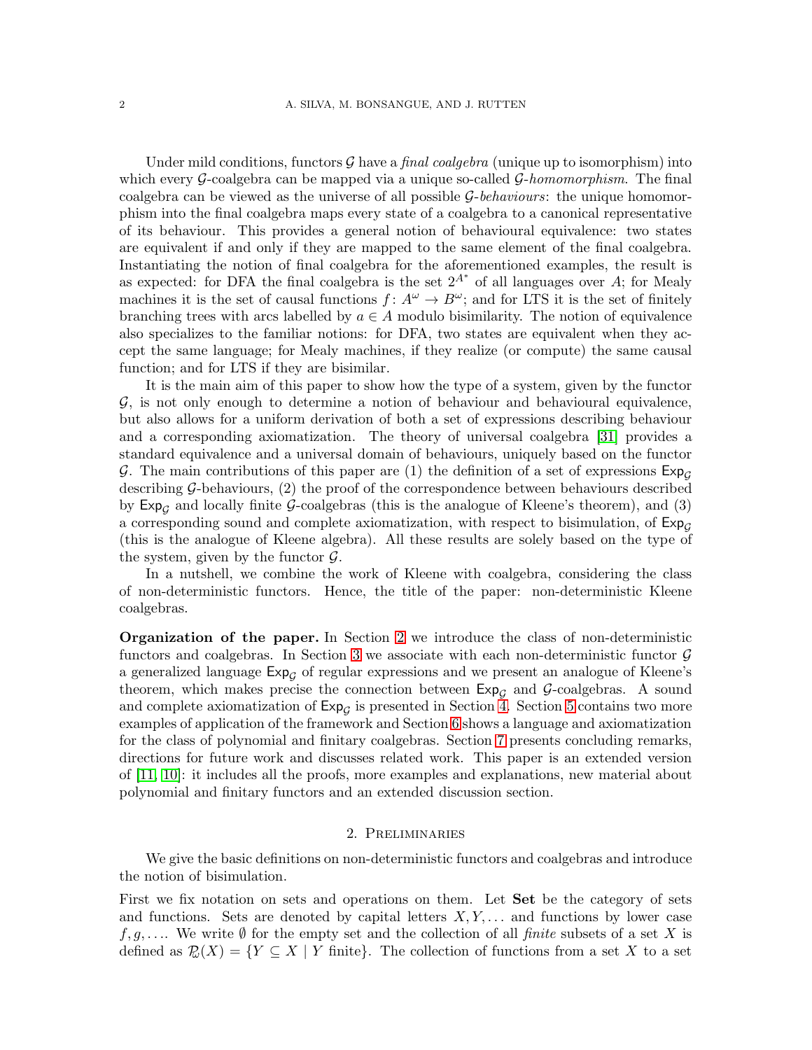Under mild conditions, functors $\mathcal{G}$ have a *final coalgebra* (unique up to isomorphism) into which every $\mathcal{G}$-coalgebra can be mapped via a unique so-called $\mathcal{G}$-*homomorphism*. The final coalgebra can be viewed as the universe of all possible $\mathcal{G}$-*behaviours*: the unique homomorphism into the final coalgebra maps every state of a coalgebra to a canonical representative of its behaviour. This provides a general notion of behavioural equivalence: two states are equivalent if and only if they are mapped to the same element of the final coalgebra. Instantiating the notion of final coalgebra for the aforementioned examples, the result is as expected: for DFA the final coalgebra is the set $2^{A^*}$ of all languages over $A$; for Mealy machines it is the set of causal functions $f\colon A^\omega \to B^\omega$; and for LTS it is the set of finitely branching trees with arcs labelled by $a \in A$ modulo bisimilarity. The notion of equivalence also specializes to the familiar notions: for DFA, two states are equivalent when they accept the same language; for Mealy machines, if they realize (or compute) the same causal function; and for LTS if they are bisimilar.

It is the main aim of this paper to show how the type of a system, given by the functor $\mathcal{G}$, is not only enough to determine a notion of behaviour and behavioural equivalence, but also allows for a uniform derivation of both a set of expressions describing behaviour and a corresponding axiomatization. The theory of universal coalgebra [31] provides a standard equivalence and a universal domain of behaviours, uniquely based on the functor $\mathcal{G}$. The main contributions of this paper are (1) the definition of a set of expressions $\mathsf{Exp}_\mathcal{G}$ describing $\mathcal{G}$-behaviours, (2) the proof of the correspondence between behaviours described by $\mathsf{Exp}_\mathcal{G}$ and locally finite $\mathcal{G}$-coalgebras (this is the analogue of Kleene's theorem), and (3) a corresponding sound and complete axiomatization, with respect to bisimulation, of $\mathsf{Exp}_\mathcal{G}$ (this is the analogue of Kleene algebra). All these results are solely based on the type of the system, given by the functor $\mathcal{G}$.

In a nutshell, we combine the work of Kleene with coalgebra, considering the class of non-deterministic functors. Hence, the title of the paper: non-deterministic Kleene coalgebras.

**Organization of the paper.** In Section 2 we introduce the class of non-deterministic functors and coalgebras. In Section 3 we associate with each non-deterministic functor $\mathcal{G}$ a generalized language $\mathsf{Exp}_\mathcal{G}$ of regular expressions and we present an analogue of Kleene's theorem, which makes precise the connection between $\mathsf{Exp}_\mathcal{G}$ and $\mathcal{G}$-coalgebras. A sound and complete axiomatization of $\mathsf{Exp}_\mathcal{G}$ is presented in Section 4. Section 5 contains two more examples of application of the framework and Section 6 shows a language and axiomatization for the class of polynomial and finitary coalgebras. Section 7 presents concluding remarks, directions for future work and discusses related work. This paper is an extended version of [11, 10]: it includes all the proofs, more examples and explanations, new material about polynomial and finitary functors and an extended discussion section.

## 2. Preliminaries

We give the basic definitions on non-deterministic functors and coalgebras and introduce the notion of bisimulation.

First we fix notation on sets and operations on them. Let **Set** be the category of sets and functions. Sets are denoted by capital letters $X, Y, \ldots$ and functions by lower case $f, g, \ldots$. We write $\emptyset$ for the empty set and the collection of all *finite* subsets of a set $X$ is defined as $\mathcal{P}_\omega(X) = \{Y \subseteq X \mid Y \text{ finite}\}$. The collection of functions from a set $X$ to a set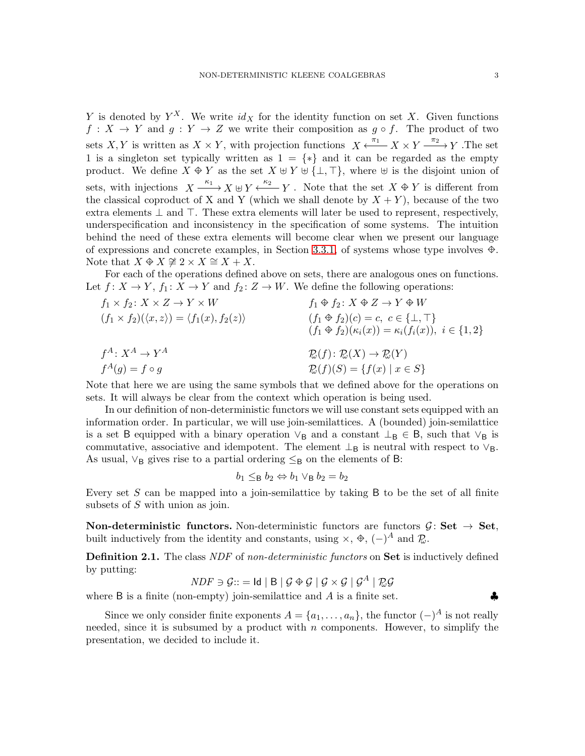$Y$ is denoted by $Y^X$. We write $id_X$ for the identity function on set $X$. Given functions $f : X \to Y$ and $g : Y \to Z$ we write their composition as $g \circ f$. The product of two sets $X, Y$ is written as $X \times Y$, with projection functions $X \xleftarrow{\pi_1} X \times Y \xrightarrow{\pi_2} Y$ .The set 1 is a singleton set typically written as $1 = \{*\}$ and it can be regarded as the empty product. We define $X \oplus Y$ as the set $X \uplus Y \uplus \{\bot, \top\}$, where $\uplus$ is the disjoint union of sets, with injections $X \xrightarrow{\kappa_1} X \uplus Y \xleftarrow{\kappa_2} Y$ . Note that the set $X \oplus Y$ is different from the classical coproduct of X and Y (which we shall denote by $X + Y$), because of the two extra elements $\bot$ and $\top$. These extra elements will later be used to represent, respectively, underspecification and inconsistency in the specification of some systems. The intuition behind the need of these extra elements will become clear when we present our language of expressions and concrete examples, in Section 3.3.1, of systems whose type involves $\oplus$. Note that $X \oplus X \ncong 2 \times X \cong X + X$.

For each of the operations defined above on sets, there are analogous ones on functions. Let $f\colon X \to Y$, $f_1\colon X \to Y$ and $f_2\colon Z \to W$. We define the following operations:

$$
\begin{array}{ll}
f_1 \times f_2\colon X \times Z \to Y \times W & f_1 \oplus f_2\colon X \oplus Z \to Y \oplus W \\
(f_1 \times f_2)(\langle x, z\rangle) = \langle f_1(x), f_2(z)\rangle & (f_1 \oplus f_2)(c) = c,\ c \in \{\bot, \top\} \\
 & (f_1 \oplus f_2)(\kappa_i(x)) = \kappa_i(f_i(x)),\ i \in \{1, 2\} \\
 & \\
f^A\colon X^A \to Y^A & \mathcal{P}_\omega(f)\colon \mathcal{P}_\omega(X) \to \mathcal{P}_\omega(Y) \\
f^A(g) = f \circ g & \mathcal{P}_\omega(f)(S) = \{f(x) \mid x \in S\}
\end{array}
$$

Note that here we are using the same symbols that we defined above for the operations on sets. It will always be clear from the context which operation is being used.

In our definition of non-deterministic functors we will use constant sets equipped with an information order. In particular, we will use join-semilattices. A (bounded) join-semilattice is a set $\mathsf{B}$ equipped with a binary operation $\vee_{\mathsf{B}}$ and a constant $\bot_{\mathsf{B}} \in \mathsf{B}$, such that $\vee_{\mathsf{B}}$ is commutative, associative and idempotent. The element $\bot_{\mathsf{B}}$ is neutral with respect to $\vee_{\mathsf{B}}$. As usual, $\vee_{\mathsf{B}}$ gives rise to a partial ordering $\leq_{\mathsf{B}}$ on the elements of $\mathsf{B}$:

$$b_1 \leq_{\mathsf{B}} b_2 \Leftrightarrow b_1 \vee_{\mathsf{B}} b_2 = b_2$$

Every set $S$ can be mapped into a join-semilattice by taking $\mathsf{B}$ to be the set of all finite subsets of $S$ with union as join.

**Non-deterministic functors.** Non-deterministic functors are functors $\mathcal{G}\colon \mathbf{Set} \to \mathbf{Set}$, built inductively from the identity and constants, using $\times$, $\oplus$, $(-)^A$ and $\mathcal{P}_\omega$.

**Definition 2.1.** The class *NDF* of *non-deterministic functors* on **Set** is inductively defined by putting:

$$NDF \ni \mathcal{G} ::= \mathsf{Id} \mid \mathsf{B} \mid \mathcal{G} \oplus \mathcal{G} \mid \mathcal{G} \times \mathcal{G} \mid \mathcal{G}^A \mid \mathcal{P}_\omega \mathcal{G}$$

where $\mathsf{B}$ is a finite (non-empty) join-semilattice and $A$ is a finite set. ♣

Since we only consider finite exponents $A = \{a_1, \ldots, a_n\}$, the functor $(-)^A$ is not really needed, since it is subsumed by a product with $n$ components. However, to simplify the presentation, we decided to include it.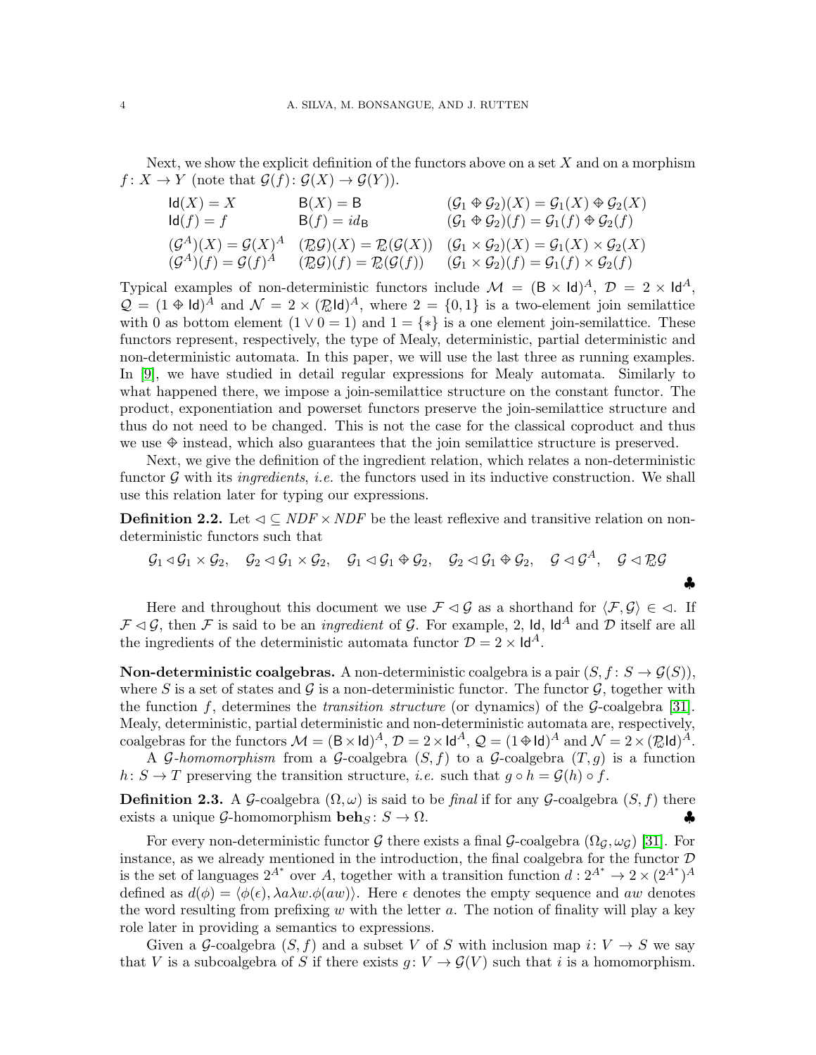Next, we show the explicit definition of the functors above on a set $X$ and on a morphism $f\colon X \to Y$ (note that $\mathcal{G}(f)\colon \mathcal{G}(X) \to \mathcal{G}(Y)$).

$$
\begin{array}{lll}
\mathsf{Id}(X) = X & \mathsf{B}(X) = \mathsf{B} & (\mathcal{G}_1 \oplus \mathcal{G}_2)(X) = \mathcal{G}_1(X) \oplus \mathcal{G}_2(X) \\
\mathsf{Id}(f) = f & \mathsf{B}(f) = id_{\mathsf{B}} & (\mathcal{G}_1 \oplus \mathcal{G}_2)(f) = \mathcal{G}_1(f) \oplus \mathcal{G}_2(f) \\
(\mathcal{G}^A)(X) = \mathcal{G}(X)^A & (\mathcal{P}_\omega\mathcal{G})(X) = \mathcal{P}_\omega(\mathcal{G}(X)) & (\mathcal{G}_1 \times \mathcal{G}_2)(X) = \mathcal{G}_1(X) \times \mathcal{G}_2(X) \\
(\mathcal{G}^A)(f) = \mathcal{G}(f)^A & (\mathcal{P}_\omega\mathcal{G})(f) = \mathcal{P}_\omega(\mathcal{G}(f)) & (\mathcal{G}_1 \times \mathcal{G}_2)(f) = \mathcal{G}_1(f) \times \mathcal{G}_2(f)
\end{array}
$$

Typical examples of non-deterministic functors include $\mathcal{M} = (\mathsf{B} \times \mathsf{Id})^A$, $\mathcal{D} = 2 \times \mathsf{Id}^A$, $\mathcal{Q} = (1 \oplus \mathsf{Id})^A$ and $\mathcal{N} = 2 \times (\mathcal{P}_\omega \mathsf{Id})^A$, where $2 = \{0, 1\}$ is a two-element join semilattice with 0 as bottom element ($1 \vee 0 = 1$) and $1 = \{*\}$ is a one element join-semilattice. These functors represent, respectively, the type of Mealy, deterministic, partial deterministic and non-deterministic automata. In this paper, we will use the last three as running examples. In [9], we have studied in detail regular expressions for Mealy automata. Similarly to what happened there, we impose a join-semilattice structure on the constant functor. The product, exponentiation and powerset functors preserve the join-semilattice structure and thus do not need to be changed. This is not the case for the classical coproduct and thus we use $\oplus$ instead, which also guarantees that the join semilattice structure is preserved.

Next, we give the definition of the ingredient relation, which relates a non-deterministic functor $\mathcal{G}$ with its *ingredients*, *i.e.* the functors used in its inductive construction. We shall use this relation later for typing our expressions.

**Definition 2.2.** Let $\lhd \subseteq NDF \times NDF$ be the least reflexive and transitive relation on non-deterministic functors such that

$$
\mathcal{G}_1 \lhd \mathcal{G}_1 \times \mathcal{G}_2, \quad \mathcal{G}_2 \lhd \mathcal{G}_1 \times \mathcal{G}_2, \quad \mathcal{G}_1 \lhd \mathcal{G}_1 \oplus \mathcal{G}_2, \quad \mathcal{G}_2 \lhd \mathcal{G}_1 \oplus \mathcal{G}_2, \quad \mathcal{G} \lhd \mathcal{G}^A, \quad \mathcal{G} \lhd \mathcal{P}_\omega\mathcal{G}
$$

♣

Here and throughout this document we use $\mathcal{F} \lhd \mathcal{G}$ as a shorthand for $\langle \mathcal{F}, \mathcal{G} \rangle \in \lhd$. If $\mathcal{F} \lhd \mathcal{G}$, then $\mathcal{F}$ is said to be an *ingredient* of $\mathcal{G}$. For example, 2, $\mathsf{Id}$, $\mathsf{Id}^A$ and $\mathcal{D}$ itself are all the ingredients of the deterministic automata functor $\mathcal{D} = 2 \times \mathsf{Id}^A$.

**Non-deterministic coalgebras.** A non-deterministic coalgebra is a pair $(S, f\colon S \to \mathcal{G}(S))$, where $S$ is a set of states and $\mathcal{G}$ is a non-deterministic functor. The functor $\mathcal{G}$, together with the function $f$, determines the *transition structure* (or dynamics) of the $\mathcal{G}$-coalgebra [31]. Mealy, deterministic, partial deterministic and non-deterministic automata are, respectively, coalgebras for the functors $\mathcal{M} = (\mathsf{B} \times \mathsf{Id})^A$, $\mathcal{D} = 2 \times \mathsf{Id}^A$, $\mathcal{Q} = (1 \oplus \mathsf{Id})^A$ and $\mathcal{N} = 2 \times (\mathcal{P}_\omega \mathsf{Id})^A$.

A *$\mathcal{G}$-homomorphism* from a $\mathcal{G}$-coalgebra $(S, f)$ to a $\mathcal{G}$-coalgebra $(T, g)$ is a function $h\colon S \to T$ preserving the transition structure, *i.e.* such that $g \circ h = \mathcal{G}(h) \circ f$.

**Definition 2.3.** A $\mathcal{G}$-coalgebra $(\Omega, \omega)$ is said to be *final* if for any $\mathcal{G}$-coalgebra $(S, f)$ there exists a unique $\mathcal{G}$-homomorphism $\mathbf{beh}_S\colon S \to \Omega$. ♣

For every non-deterministic functor $\mathcal{G}$ there exists a final $\mathcal{G}$-coalgebra $(\Omega_\mathcal{G}, \omega_\mathcal{G})$ [31]. For instance, as we already mentioned in the introduction, the final coalgebra for the functor $\mathcal{D}$ is the set of languages $2^{A^*}$ over $A$, together with a transition function $d : 2^{A^*} \to 2 \times (2^{A^*})^A$ defined as $d(\phi) = \langle \phi(\epsilon), \lambda a \lambda w.\phi(aw) \rangle$. Here $\epsilon$ denotes the empty sequence and $aw$ denotes the word resulting from prefixing $w$ with the letter $a$. The notion of finality will play a key role later in providing a semantics to expressions.

Given a $\mathcal{G}$-coalgebra $(S, f)$ and a subset $V$ of $S$ with inclusion map $i\colon V \to S$ we say that $V$ is a subcoalgebra of $S$ if there exists $g\colon V \to \mathcal{G}(V)$ such that $i$ is a homomorphism.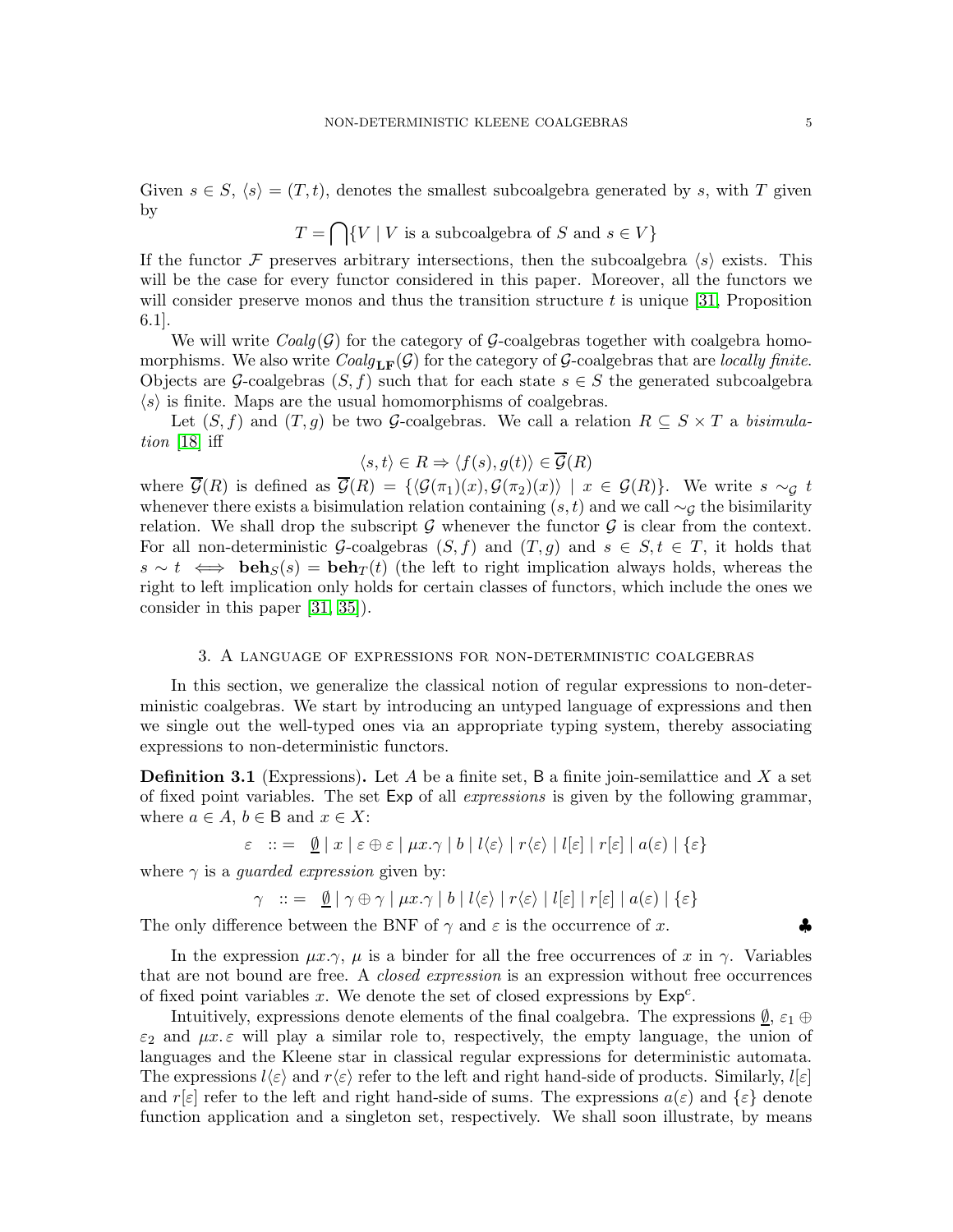Given $s \in S$, $\langle s \rangle = (T, t)$, denotes the smallest subcoalgebra generated by $s$, with $T$ given by

$$T = \bigcap \{V \mid V \text{ is a subcoalgebra of } S \text{ and } s \in V\}$$

If the functor $\mathcal{F}$ preserves arbitrary intersections, then the subcoalgebra $\langle s \rangle$ exists. This will be the case for every functor considered in this paper. Moreover, all the functors we will consider preserve monos and thus the transition structure $t$ is unique [31, Proposition 6.1].

We will write $\mathit{Coalg}(\mathcal{G})$ for the category of $\mathcal{G}$-coalgebras together with coalgebra homomorphisms. We also write $\mathit{Coalg}_{\mathbf{LF}}(\mathcal{G})$ for the category of $\mathcal{G}$-coalgebras that are *locally finite*. Objects are $\mathcal{G}$-coalgebras $(S, f)$ such that for each state $s \in S$ the generated subcoalgebra $\langle s \rangle$ is finite. Maps are the usual homomorphisms of coalgebras.

Let $(S, f)$ and $(T, g)$ be two $\mathcal{G}$-coalgebras. We call a relation $R \subseteq S \times T$ a *bisimulation* [18] iff

$$\langle s, t \rangle \in R \Rightarrow \langle f(s), g(t) \rangle \in \overline{\mathcal{G}}(R)$$

where $\overline{\mathcal{G}}(R)$ is defined as $\overline{\mathcal{G}}(R) = \{\langle \mathcal{G}(\pi_1)(x), \mathcal{G}(\pi_2)(x) \rangle \mid x \in \mathcal{G}(R)\}$. We write $s \sim_{\mathcal{G}} t$ whenever there exists a bisimulation relation containing $(s, t)$ and we call $\sim_{\mathcal{G}}$ the bisimilarity relation. We shall drop the subscript $\mathcal{G}$ whenever the functor $\mathcal{G}$ is clear from the context. For all non-deterministic $\mathcal{G}$-coalgebras $(S, f)$ and $(T, g)$ and $s \in S, t \in T$, it holds that $s \sim t \iff \mathbf{beh}_S(s) = \mathbf{beh}_T(t)$ (the left to right implication always holds, whereas the right to left implication only holds for certain classes of functors, which include the ones we consider in this paper [31, 35]).

## 3. A language of expressions for non-deterministic coalgebras

In this section, we generalize the classical notion of regular expressions to non-deterministic coalgebras. We start by introducing an untyped language of expressions and then we single out the well-typed ones via an appropriate typing system, thereby associating expressions to non-deterministic functors.

**Definition 3.1** (Expressions)**.** Let $A$ be a finite set, $\mathsf{B}$ a finite join-semilattice and $X$ a set of fixed point variables. The set $\mathsf{Exp}$ of all *expressions* is given by the following grammar, where $a \in A$, $b \in \mathsf{B}$ and $x \in X$:

$$\varepsilon \ ::= \ \underline{\emptyset} \mid x \mid \varepsilon \oplus \varepsilon \mid \mu x.\gamma \mid b \mid l\langle \varepsilon \rangle \mid r\langle \varepsilon \rangle \mid l[\varepsilon] \mid r[\varepsilon] \mid a(\varepsilon) \mid \{\varepsilon\}$$

where $\gamma$ is a *guarded expression* given by:

$$\gamma \ ::= \ \underline{\emptyset} \mid \gamma \oplus \gamma \mid \mu x.\gamma \mid b \mid l\langle \varepsilon \rangle \mid r\langle \varepsilon \rangle \mid l[\varepsilon] \mid r[\varepsilon] \mid a(\varepsilon) \mid \{\varepsilon\}$$

The only difference between the BNF of $\gamma$ and $\varepsilon$ is the occurrence of $x$. ♣

In the expression $\mu x.\gamma$, $\mu$ is a binder for all the free occurrences of $x$ in $\gamma$. Variables that are not bound are free. A *closed expression* is an expression without free occurrences of fixed point variables $x$. We denote the set of closed expressions by $\mathsf{Exp}^c$.

Intuitively, expressions denote elements of the final coalgebra. The expressions $\underline{\emptyset}$, $\varepsilon_1 \oplus \varepsilon_2$ and $\mu x.\,\varepsilon$ will play a similar role to, respectively, the empty language, the union of languages and the Kleene star in classical regular expressions for deterministic automata. The expressions $l\langle \varepsilon \rangle$ and $r\langle \varepsilon \rangle$ refer to the left and right hand-side of products. Similarly, $l[\varepsilon]$ and $r[\varepsilon]$ refer to the left and right hand-side of sums. The expressions $a(\varepsilon)$ and $\{\varepsilon\}$ denote function application and a singleton set, respectively. We shall soon illustrate, by means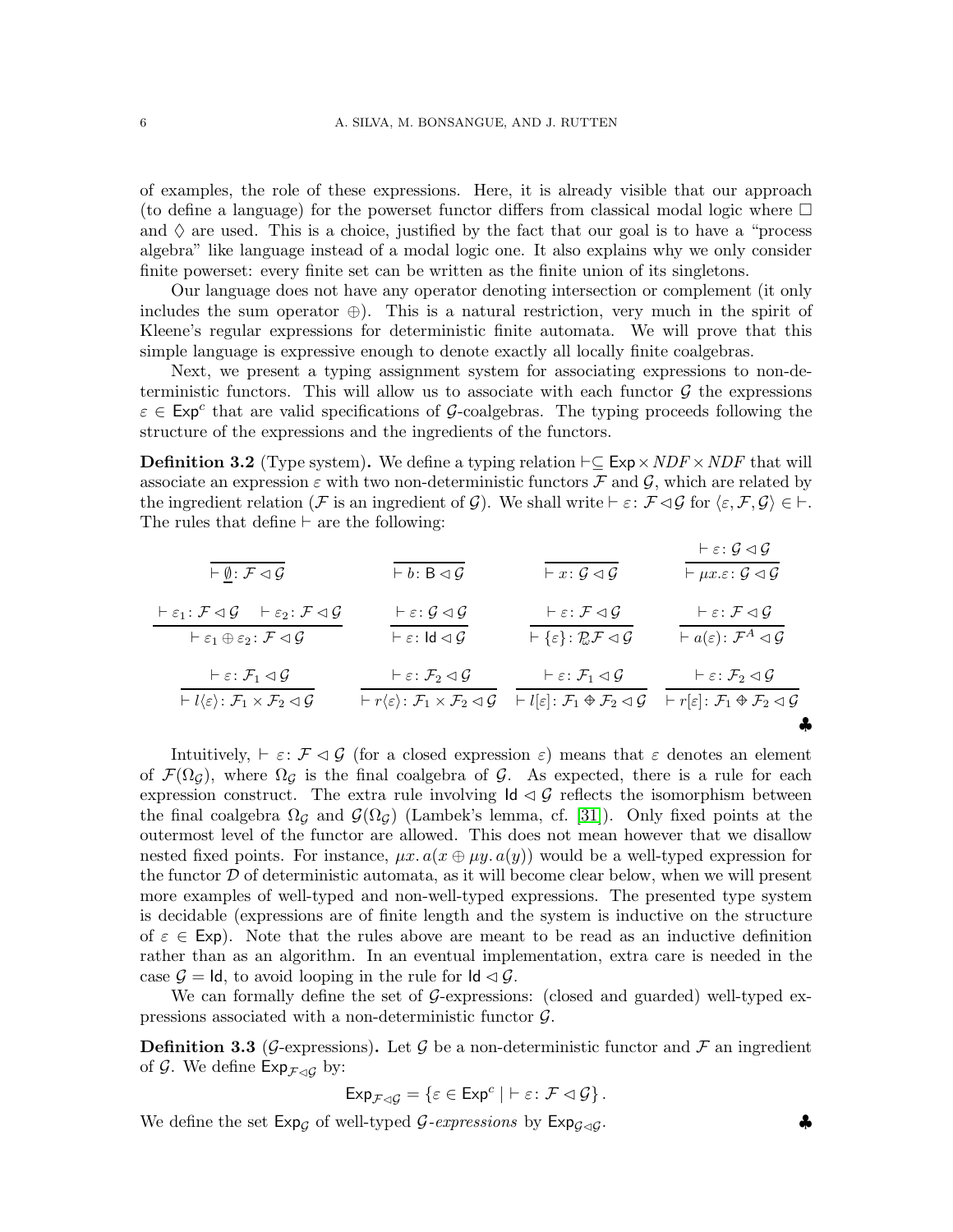of examples, the role of these expressions. Here, it is already visible that our approach (to define a language) for the powerset functor differs from classical modal logic where $\Box$ and $\Diamond$ are used. This is a choice, justified by the fact that our goal is to have a "process algebra" like language instead of a modal logic one. It also explains why we only consider finite powerset: every finite set can be written as the finite union of its singletons.

Our language does not have any operator denoting intersection or complement (it only includes the sum operator $\oplus$). This is a natural restriction, very much in the spirit of Kleene's regular expressions for deterministic finite automata. We will prove that this simple language is expressive enough to denote exactly all locally finite coalgebras.

Next, we present a typing assignment system for associating expressions to non-deterministic functors. This will allow us to associate with each functor $\mathcal{G}$ the expressions $\varepsilon \in \mathsf{Exp}^c$ that are valid specifications of $\mathcal{G}$-coalgebras. The typing proceeds following the structure of the expressions and the ingredients of the functors.

**Definition 3.2** (Type system)**.** We define a typing relation $\vdash \subseteq \mathsf{Exp} \times NDF \times NDF$ that will associate an expression $\varepsilon$ with two non-deterministic functors $\mathcal{F}$ and $\mathcal{G}$, which are related by the ingredient relation ($\mathcal{F}$ is an ingredient of $\mathcal{G}$). We shall write $\vdash \varepsilon \colon \mathcal{F} \lhd \mathcal{G}$ for $\langle \varepsilon, \mathcal{F}, \mathcal{G} \rangle \in \vdash$. The rules that define $\vdash$ are the following:

$$
\frac{}{\vdash \underline{\emptyset} \colon \mathcal{F} \lhd \mathcal{G}} \qquad \frac{}{\vdash b \colon \mathsf{B} \lhd \mathcal{G}} \qquad \frac{}{\vdash x \colon \mathcal{G} \lhd \mathcal{G}} \qquad \frac{\vdash \varepsilon \colon \mathcal{G} \lhd \mathcal{G}}{\vdash \mu x.\varepsilon \colon \mathcal{G} \lhd \mathcal{G}}
$$

$$
\frac{\vdash \varepsilon_1 \colon \mathcal{F} \lhd \mathcal{G} \quad \vdash \varepsilon_2 \colon \mathcal{F} \lhd \mathcal{G}}{\vdash \varepsilon_1 \oplus \varepsilon_2 \colon \mathcal{F} \lhd \mathcal{G}} \qquad \frac{\vdash \varepsilon \colon \mathcal{G} \lhd \mathcal{G}}{\vdash \varepsilon \colon \mathsf{Id} \lhd \mathcal{G}} \qquad \frac{\vdash \varepsilon \colon \mathcal{F} \lhd \mathcal{G}}{\vdash \{\varepsilon\} \colon \mathcal{P}_\omega \mathcal{F} \lhd \mathcal{G}} \qquad \frac{\vdash \varepsilon \colon \mathcal{F} \lhd \mathcal{G}}{\vdash a(\varepsilon) \colon \mathcal{F}^A \lhd \mathcal{G}}
$$

$$
\frac{\vdash \varepsilon \colon \mathcal{F}_1 \lhd \mathcal{G}}{\vdash l\langle \varepsilon \rangle \colon \mathcal{F}_1 \times \mathcal{F}_2 \lhd \mathcal{G}} \qquad \frac{\vdash \varepsilon \colon \mathcal{F}_2 \lhd \mathcal{G}}{\vdash r\langle \varepsilon \rangle \colon \mathcal{F}_1 \times \mathcal{F}_2 \lhd \mathcal{G}} \qquad \frac{\vdash \varepsilon \colon \mathcal{F}_1 \lhd \mathcal{G}}{\vdash l[\varepsilon] \colon \mathcal{F}_1 \oplus \mathcal{F}_2 \lhd \mathcal{G}} \qquad \frac{\vdash \varepsilon \colon \mathcal{F}_2 \lhd \mathcal{G}}{\vdash r[\varepsilon] \colon \mathcal{F}_1 \oplus \mathcal{F}_2 \lhd \mathcal{G}}
$$

♣

Intuitively, $\vdash \varepsilon \colon \mathcal{F} \lhd \mathcal{G}$ (for a closed expression $\varepsilon$) means that $\varepsilon$ denotes an element of $\mathcal{F}(\Omega_\mathcal{G})$, where $\Omega_\mathcal{G}$ is the final coalgebra of $\mathcal{G}$. As expected, there is a rule for each expression construct. The extra rule involving $\mathsf{Id} \lhd \mathcal{G}$ reflects the isomorphism between the final coalgebra $\Omega_\mathcal{G}$ and $\mathcal{G}(\Omega_\mathcal{G})$ (Lambek's lemma, cf. [31]). Only fixed points at the outermost level of the functor are allowed. This does not mean however that we disallow nested fixed points. For instance, $\mu x.\, a(x \oplus \mu y.\, a(y))$ would be a well-typed expression for the functor $\mathcal{D}$ of deterministic automata, as it will become clear below, when we will present more examples of well-typed and non-well-typed expressions. The presented type system is decidable (expressions are of finite length and the system is inductive on the structure of $\varepsilon \in \mathsf{Exp}$). Note that the rules above are meant to be read as an inductive definition rather than as an algorithm. In an eventual implementation, extra care is needed in the case $\mathcal{G} = \mathsf{Id}$, to avoid looping in the rule for $\mathsf{Id} \lhd \mathcal{G}$.

We can formally define the set of $\mathcal{G}$-expressions: (closed and guarded) well-typed expressions associated with a non-deterministic functor $\mathcal{G}$.

**Definition 3.3** ($\mathcal{G}$-expressions)**.** Let $\mathcal{G}$ be a non-deterministic functor and $\mathcal{F}$ an ingredient of $\mathcal{G}$. We define $\mathsf{Exp}_{\mathcal{F} \lhd \mathcal{G}}$ by:

$$
\mathsf{Exp}_{\mathcal{F} \lhd \mathcal{G}} = \{ \varepsilon \in \mathsf{Exp}^c \mid \vdash \varepsilon \colon \mathcal{F} \lhd \mathcal{G} \}\,.
$$

We define the set $\mathsf{Exp}_\mathcal{G}$ of well-typed $\mathcal{G}$*-expressions* by $\mathsf{Exp}_{\mathcal{G} \lhd \mathcal{G}}$. ♣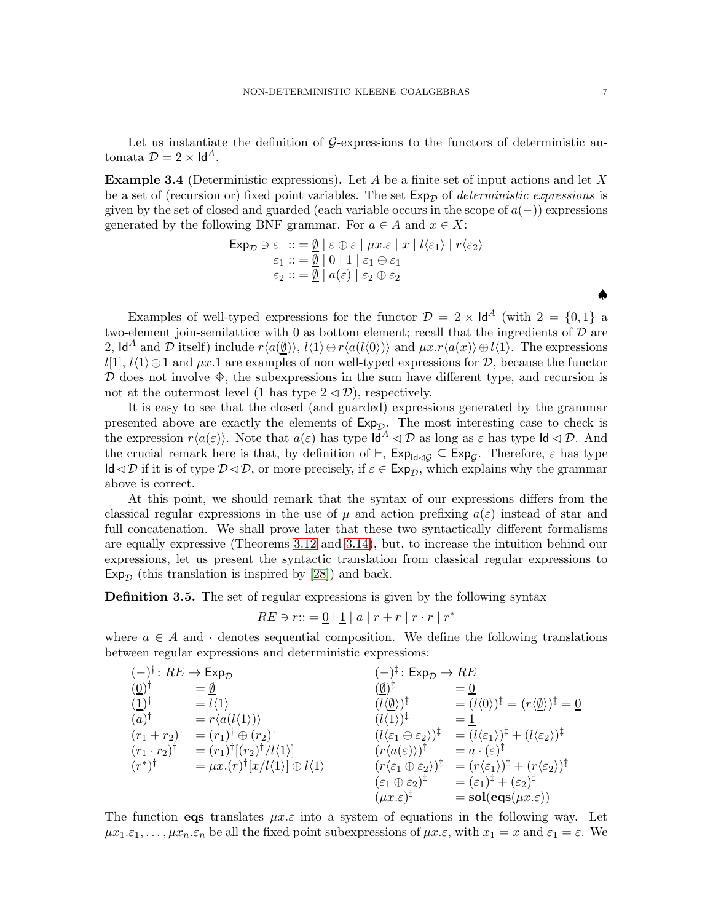Let us instantiate the definition of $\mathcal{G}$-expressions to the functors of deterministic automata $\mathcal{D} = 2 \times \mathsf{Id}^A$.

**Example 3.4** (Deterministic expressions)**.** Let $A$ be a finite set of input actions and let $X$ be a set of (recursion or) fixed point variables. The set $\mathsf{Exp}_\mathcal{D}$ of *deterministic expressions* is given by the set of closed and guarded (each variable occurs in the scope of $a(-)$) expressions generated by the following BNF grammar. For $a \in A$ and $x \in X$:

$$
\begin{aligned}
\mathsf{Exp}_\mathcal{D} \ni \varepsilon \ &::= \underline{\emptyset} \mid \varepsilon \oplus \varepsilon \mid \mu x.\varepsilon \mid x \mid l\langle \varepsilon_1 \rangle \mid r\langle \varepsilon_2 \rangle \\
\varepsilon_1 &::= \underline{\emptyset} \mid 0 \mid 1 \mid \varepsilon_1 \oplus \varepsilon_1 \\
\varepsilon_2 &::= \underline{\emptyset} \mid a(\varepsilon) \mid \varepsilon_2 \oplus \varepsilon_2
\end{aligned}
$$

♠

Examples of well-typed expressions for the functor $\mathcal{D} = 2 \times \mathsf{Id}^A$ (with $2 = \{0, 1\}$ a two-element join-semilattice with 0 as bottom element; recall that the ingredients of $\mathcal{D}$ are 2, $\mathsf{Id}^A$ and $\mathcal{D}$ itself) include $r\langle a(\underline{\emptyset})\rangle$, $l\langle 1\rangle \oplus r\langle a(l\langle 0\rangle)\rangle$ and $\mu x.r\langle a(x)\rangle \oplus l\langle 1\rangle$. The expressions $l[1]$, $l\langle 1\rangle \oplus 1$ and $\mu x.1$ are examples of non well-typed expressions for $\mathcal{D}$, because the functor $\mathcal{D}$ does not involve $\oplus$, the subexpressions in the sum have different type, and recursion is not at the outermost level (1 has type $2 \lhd \mathcal{D}$), respectively.

It is easy to see that the closed (and guarded) expressions generated by the grammar presented above are exactly the elements of $\mathsf{Exp}_\mathcal{D}$. The most interesting case to check is the expression $r\langle a(\varepsilon)\rangle$. Note that $a(\varepsilon)$ has type $\mathsf{Id}^A \lhd \mathcal{D}$ as long as $\varepsilon$ has type $\mathsf{Id} \lhd \mathcal{D}$. And the crucial remark here is that, by definition of $\vdash$, $\mathsf{Exp}_{\mathsf{Id}\lhd\mathcal{G}} \subseteq \mathsf{Exp}_\mathcal{G}$. Therefore, $\varepsilon$ has type $\mathsf{Id} \lhd \mathcal{D}$ if it is of type $\mathcal{D} \lhd \mathcal{D}$, or more precisely, if $\varepsilon \in \mathsf{Exp}_\mathcal{D}$, which explains why the grammar above is correct.

At this point, we should remark that the syntax of our expressions differs from the classical regular expressions in the use of $\mu$ and action prefixing $a(\varepsilon)$ instead of star and full concatenation. We shall prove later that these two syntactically different formalisms are equally expressive (Theorems 3.12 and 3.14), but, to increase the intuition behind our expressions, let us present the syntactic translation from classical regular expressions to $\mathsf{Exp}_\mathcal{D}$ (this translation is inspired by [28]) and back.

**Definition 3.5.** The set of regular expressions is given by the following syntax

$$RE \ni r ::= \underline{0} \mid \underline{1} \mid a \mid r + r \mid r \cdot r \mid r^*$$

where $a \in A$ and $\cdot$ denotes sequential composition. We define the following translations between regular expressions and deterministic expressions:

$$
\begin{aligned}
&(-)^\dagger \colon RE \to \mathsf{Exp}_\mathcal{D} \\
&(\underline{0})^\dagger = \underline{\emptyset} \\
&(\underline{1})^\dagger = l\langle 1\rangle \\
&(a)^\dagger = r\langle a(l\langle 1\rangle)\rangle \\
&(r_1 + r_2)^\dagger = (r_1)^\dagger \oplus (r_2)^\dagger \\
&(r_1 \cdot r_2)^\dagger = (r_1)^\dagger[(r_2)^\dagger / l\langle 1\rangle] \\
&(r^*)^\dagger = \mu x.(r)^\dagger[x/l\langle 1\rangle] \oplus l\langle 1\rangle
\end{aligned}
$$

$$
\begin{aligned}
&(-)^\ddagger \colon \mathsf{Exp}_\mathcal{D} \to RE \\
&(\underline{\emptyset})^\ddagger = \underline{0} \\
&(l\langle\underline{\emptyset}\rangle)^\ddagger = (l\langle 0\rangle)^\ddagger = (r\langle\underline{\emptyset}\rangle)^\ddagger = \underline{0} \\
&(l\langle 1\rangle)^\ddagger = \underline{1} \\
&(l\langle\varepsilon_1 \oplus \varepsilon_2\rangle)^\ddagger = (l\langle\varepsilon_1\rangle)^\ddagger + (l\langle\varepsilon_2\rangle)^\ddagger \\
&(r\langle a(\varepsilon)\rangle)^\ddagger = a \cdot (\varepsilon)^\ddagger \\
&(r\langle\varepsilon_1 \oplus \varepsilon_2\rangle)^\ddagger = (r\langle\varepsilon_1\rangle)^\ddagger + (r\langle\varepsilon_2\rangle)^\ddagger \\
&(\varepsilon_1 \oplus \varepsilon_2)^\ddagger = (\varepsilon_1)^\ddagger + (\varepsilon_2)^\ddagger \\
&(\mu x.\varepsilon)^\ddagger = \mathbf{sol}(\mathbf{eqs}(\mu x.\varepsilon))
\end{aligned}
$$

The function $\mathbf{eqs}$ translates $\mu x.\varepsilon$ into a system of equations in the following way. Let $\mu x_1.\varepsilon_1, \ldots, \mu x_n.\varepsilon_n$ be all the fixed point subexpressions of $\mu x.\varepsilon$, with $x_1 = x$ and $\varepsilon_1 = \varepsilon$. We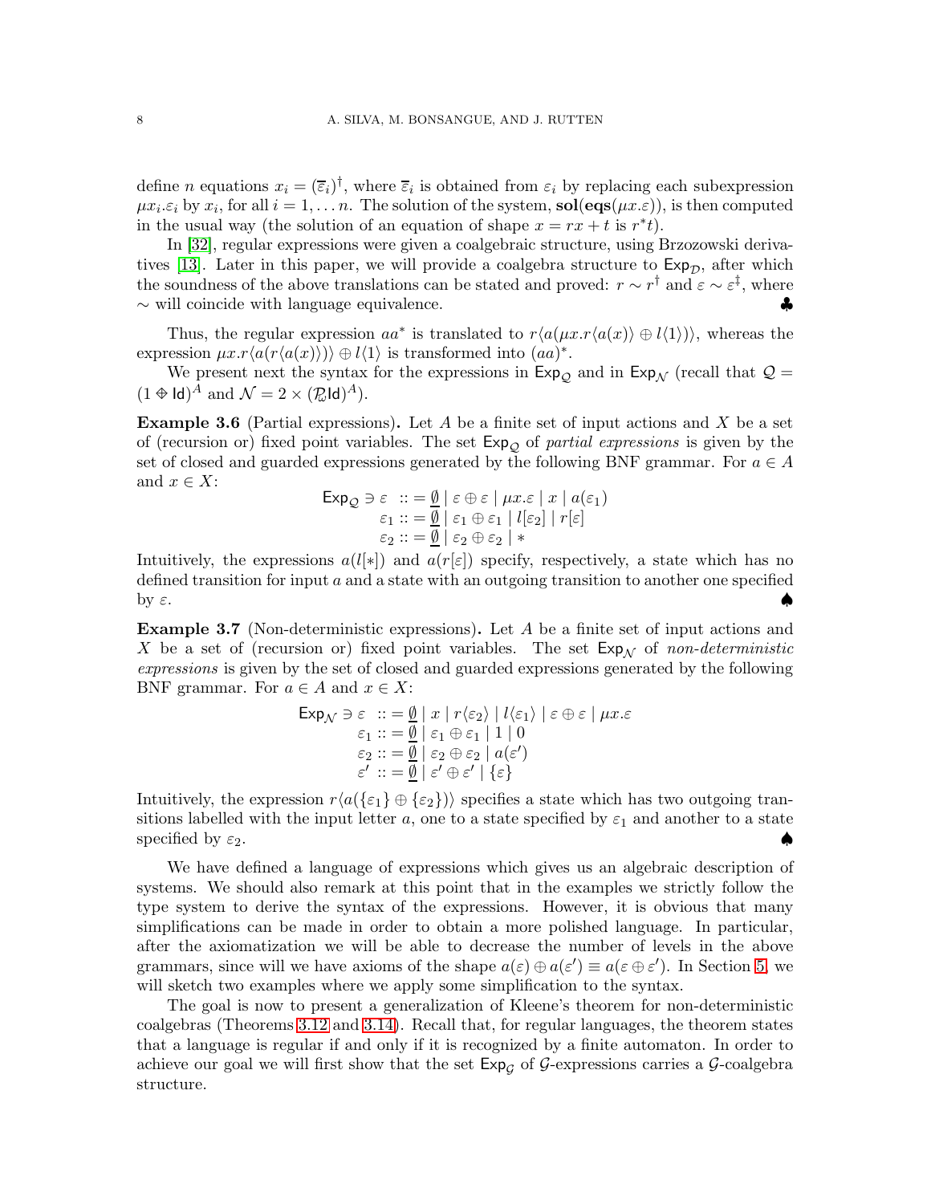define $n$ equations $x_i = (\overline{\varepsilon}_i)^\dagger$, where $\overline{\varepsilon}_i$ is obtained from $\varepsilon_i$ by replacing each subexpression $\mu x_i.\varepsilon_i$ by $x_i$, for all $i = 1, \ldots n$. The solution of the system, $\mathbf{sol}(\mathbf{eqs}(\mu x.\varepsilon))$, is then computed in the usual way (the solution of an equation of shape $x = rx + t$ is $r^*t$).

In [32], regular expressions were given a coalgebraic structure, using Brzozowski derivatives [13]. Later in this paper, we will provide a coalgebra structure to $\mathsf{Exp}_\mathcal{D}$, after which the soundness of the above translations can be stated and proved: $r \sim r^\dagger$ and $\varepsilon \sim \varepsilon^\ddagger$, where $\sim$ will coincide with language equivalence. ♣

Thus, the regular expression $aa^*$ is translated to $r\langle a(\mu x.r\langle a(x)\rangle \oplus l\langle 1\rangle)\rangle$, whereas the expression $\mu x.r\langle a(r\langle a(x)\rangle)\rangle \oplus l\langle 1\rangle$ is transformed into $(aa)^*$.

We present next the syntax for the expressions in $\mathsf{Exp}_\mathcal{Q}$ and in $\mathsf{Exp}_\mathcal{N}$ (recall that $\mathcal{Q} = (1 \oplus \mathsf{Id})^A$ and $\mathcal{N} = 2 \times (\mathcal{P}_\omega\mathsf{Id})^A$).

**Example 3.6** (Partial expressions)**.** Let $A$ be a finite set of input actions and $X$ be a set of (recursion or) fixed point variables. The set $\mathsf{Exp}_\mathcal{Q}$ of *partial expressions* is given by the set of closed and guarded expressions generated by the following BNF grammar. For $a \in A$ and $x \in X$:

$$
\begin{aligned}
\mathsf{Exp}_\mathcal{Q} \ni \varepsilon \ &::= \underline{\emptyset} \mid \varepsilon \oplus \varepsilon \mid \mu x.\varepsilon \mid x \mid a(\varepsilon_1) \\
\varepsilon_1 &::= \underline{\emptyset} \mid \varepsilon_1 \oplus \varepsilon_1 \mid l[\varepsilon_2] \mid r[\varepsilon] \\
\varepsilon_2 &::= \underline{\emptyset} \mid \varepsilon_2 \oplus \varepsilon_2 \mid *
\end{aligned}
$$

Intuitively, the expressions $a(l[*])$ and $a(r[\varepsilon])$ specify, respectively, a state which has no defined transition for input $a$ and a state with an outgoing transition to another one specified by $\varepsilon$. ♠

**Example 3.7** (Non-deterministic expressions)**.** Let $A$ be a finite set of input actions and $X$ be a set of (recursion or) fixed point variables. The set $\mathsf{Exp}_\mathcal{N}$ of *non-deterministic expressions* is given by the set of closed and guarded expressions generated by the following BNF grammar. For $a \in A$ and $x \in X$:

$$
\begin{aligned}
\mathsf{Exp}_\mathcal{N} \ni \varepsilon \ &::= \underline{\emptyset} \mid x \mid r\langle \varepsilon_2\rangle \mid l\langle \varepsilon_1\rangle \mid \varepsilon \oplus \varepsilon \mid \mu x.\varepsilon \\
\varepsilon_1 &::= \underline{\emptyset} \mid \varepsilon_1 \oplus \varepsilon_1 \mid 1 \mid 0 \\
\varepsilon_2 &::= \underline{\emptyset} \mid \varepsilon_2 \oplus \varepsilon_2 \mid a(\varepsilon') \\
\varepsilon' &::= \underline{\emptyset} \mid \varepsilon' \oplus \varepsilon' \mid \{\varepsilon\}
\end{aligned}
$$

Intuitively, the expression $r\langle a(\{\varepsilon_1\} \oplus \{\varepsilon_2\})\rangle$ specifies a state which has two outgoing transitions labelled with the input letter $a$, one to a state specified by $\varepsilon_1$ and another to a state specified by $\varepsilon_2$. ♠

We have defined a language of expressions which gives us an algebraic description of systems. We should also remark at this point that in the examples we strictly follow the type system to derive the syntax of the expressions. However, it is obvious that many simplifications can be made in order to obtain a more polished language. In particular, after the axiomatization we will be able to decrease the number of levels in the above grammars, since will we have axioms of the shape $a(\varepsilon) \oplus a(\varepsilon') \equiv a(\varepsilon \oplus \varepsilon')$. In Section 5, we will sketch two examples where we apply some simplification to the syntax.

The goal is now to present a generalization of Kleene's theorem for non-deterministic coalgebras (Theorems 3.12 and 3.14). Recall that, for regular languages, the theorem states that a language is regular if and only if it is recognized by a finite automaton. In order to achieve our goal we will first show that the set $\mathsf{Exp}_\mathcal{G}$ of $\mathcal{G}$-expressions carries a $\mathcal{G}$-coalgebra structure.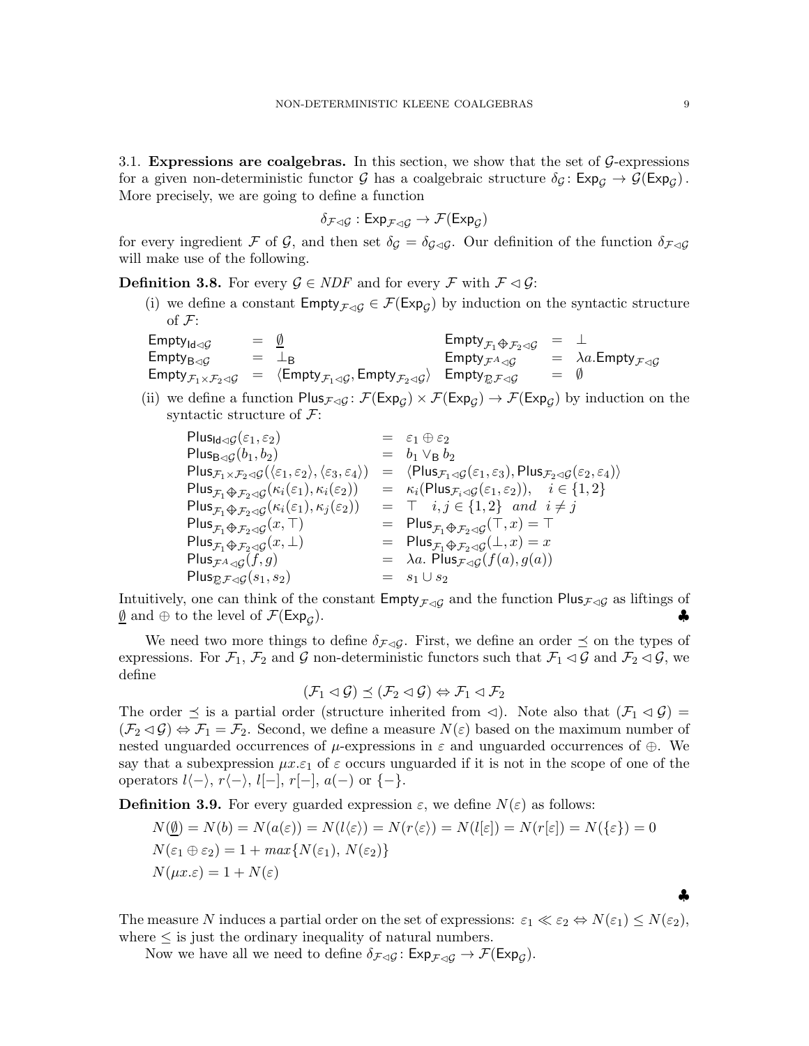3.1. **Expressions are coalgebras.** In this section, we show that the set of $\mathcal{G}$-expressions for a given non-deterministic functor $\mathcal{G}$ has a coalgebraic structure $\delta_\mathcal{G} \colon \mathsf{Exp}_\mathcal{G} \to \mathcal{G}(\mathsf{Exp}_\mathcal{G})$. More precisely, we are going to define a function

$$\delta_{\mathcal{F}\lhd\mathcal{G}} : \mathsf{Exp}_{\mathcal{F}\lhd\mathcal{G}} \to \mathcal{F}(\mathsf{Exp}_\mathcal{G})$$

for every ingredient $\mathcal{F}$ of $\mathcal{G}$, and then set $\delta_\mathcal{G} = \delta_{\mathcal{G}\lhd\mathcal{G}}$. Our definition of the function $\delta_{\mathcal{F}\lhd\mathcal{G}}$ will make use of the following.

**Definition 3.8.** For every $\mathcal{G} \in NDF$ and for every $\mathcal{F}$ with $\mathcal{F} \lhd \mathcal{G}$:

(i) we define a constant $\mathsf{Empty}_{\mathcal{F}\lhd\mathcal{G}} \in \mathcal{F}(\mathsf{Exp}_\mathcal{G})$ by induction on the syntactic structure of $\mathcal{F}$:

$$
\begin{array}{lll}
\mathsf{Empty}_{\mathsf{Id}\lhd\mathcal{G}} & = & \underline{\emptyset} \\
\mathsf{Empty}_{\mathsf{B}\lhd\mathcal{G}} & = & \bot_\mathsf{B} \\
\mathsf{Empty}_{\mathcal{F}_1\times\mathcal{F}_2\lhd\mathcal{G}} & = & \langle \mathsf{Empty}_{\mathcal{F}_1\lhd\mathcal{G}}, \mathsf{Empty}_{\mathcal{F}_2\lhd\mathcal{G}}\rangle \\
\mathsf{Empty}_{\mathcal{F}_1\oplus\mathcal{F}_2\lhd\mathcal{G}} & = & \bot \\
\mathsf{Empty}_{\mathcal{F}^A\lhd\mathcal{G}} & = & \lambda a.\mathsf{Empty}_{\mathcal{F}\lhd\mathcal{G}} \\
\mathsf{Empty}_{\mathcal{P}_\omega\mathcal{F}\lhd\mathcal{G}} & = & \emptyset
\end{array}
$$

(ii) we define a function $\mathsf{Plus}_{\mathcal{F}\lhd\mathcal{G}} \colon \mathcal{F}(\mathsf{Exp}_\mathcal{G}) \times \mathcal{F}(\mathsf{Exp}_\mathcal{G}) \to \mathcal{F}(\mathsf{Exp}_\mathcal{G})$ by induction on the syntactic structure of $\mathcal{F}$:

$$
\begin{array}{lll}
\mathsf{Plus}_{\mathsf{Id}\lhd\mathcal{G}}(\varepsilon_1,\varepsilon_2) & = & \varepsilon_1 \oplus \varepsilon_2 \\
\mathsf{Plus}_{\mathsf{B}\lhd\mathcal{G}}(b_1,b_2) & = & b_1 \vee_\mathsf{B} b_2 \\
\mathsf{Plus}_{\mathcal{F}_1\times\mathcal{F}_2\lhd\mathcal{G}}(\langle\varepsilon_1,\varepsilon_2\rangle,\langle\varepsilon_3,\varepsilon_4\rangle) & = & \langle \mathsf{Plus}_{\mathcal{F}_1\lhd\mathcal{G}}(\varepsilon_1,\varepsilon_3), \mathsf{Plus}_{\mathcal{F}_2\lhd\mathcal{G}}(\varepsilon_2,\varepsilon_4)\rangle \\
\mathsf{Plus}_{\mathcal{F}_1\oplus\mathcal{F}_2\lhd\mathcal{G}}(\kappa_i(\varepsilon_1),\kappa_i(\varepsilon_2)) & = & \kappa_i(\mathsf{Plus}_{\mathcal{F}_i\lhd\mathcal{G}}(\varepsilon_1,\varepsilon_2)), \quad i \in \{1,2\} \\
\mathsf{Plus}_{\mathcal{F}_1\oplus\mathcal{F}_2\lhd\mathcal{G}}(\kappa_i(\varepsilon_1),\kappa_j(\varepsilon_2)) & = & \top \quad i,j \in \{1,2\} \;\; and \;\; i \neq j \\
\mathsf{Plus}_{\mathcal{F}_1\oplus\mathcal{F}_2\lhd\mathcal{G}}(x,\top) & = & \mathsf{Plus}_{\mathcal{F}_1\oplus\mathcal{F}_2\lhd\mathcal{G}}(\top,x) = \top \\
\mathsf{Plus}_{\mathcal{F}_1\oplus\mathcal{F}_2\lhd\mathcal{G}}(x,\bot) & = & \mathsf{Plus}_{\mathcal{F}_1\oplus\mathcal{F}_2\lhd\mathcal{G}}(\bot,x) = x \\
\mathsf{Plus}_{\mathcal{F}^A\lhd\mathcal{G}}(f,g) & = & \lambda a.\ \mathsf{Plus}_{\mathcal{F}\lhd\mathcal{G}}(f(a),g(a)) \\
\mathsf{Plus}_{\mathcal{P}_\omega\mathcal{F}\lhd\mathcal{G}}(s_1,s_2) & = & s_1 \cup s_2
\end{array}
$$

Intuitively, one can think of the constant $\mathsf{Empty}_{\mathcal{F}\lhd\mathcal{G}}$ and the function $\mathsf{Plus}_{\mathcal{F}\lhd\mathcal{G}}$ as liftings of $\underline{\emptyset}$ and $\oplus$ to the level of $\mathcal{F}(\mathsf{Exp}_\mathcal{G})$. ♣

We need two more things to define $\delta_{\mathcal{F}\lhd\mathcal{G}}$. First, we define an order $\preceq$ on the types of expressions. For $\mathcal{F}_1$, $\mathcal{F}_2$ and $\mathcal{G}$ non-deterministic functors such that $\mathcal{F}_1 \lhd \mathcal{G}$ and $\mathcal{F}_2 \lhd \mathcal{G}$, we define

$$(\mathcal{F}_1 \lhd \mathcal{G}) \preceq (\mathcal{F}_2 \lhd \mathcal{G}) \Leftrightarrow \mathcal{F}_1 \lhd \mathcal{F}_2$$

The order $\preceq$ is a partial order (structure inherited from $\lhd$). Note also that $(\mathcal{F}_1 \lhd \mathcal{G}) = (\mathcal{F}_2 \lhd \mathcal{G}) \Leftrightarrow \mathcal{F}_1 = \mathcal{F}_2$. Second, we define a measure $N(\varepsilon)$ based on the maximum number of nested unguarded occurrences of $\mu$-expressions in $\varepsilon$ and unguarded occurrences of $\oplus$. We say that a subexpression $\mu x.\varepsilon_1$ of $\varepsilon$ occurs unguarded if it is not in the scope of one of the operators $l\langle - \rangle$, $r\langle - \rangle$, $l[-]$, $r[-]$, $a(-)$ or $\{-\}$.

**Definition 3.9.** For every guarded expression $\varepsilon$, we define $N(\varepsilon)$ as follows:

$$N(\underline{\emptyset}) = N(b) = N(a(\varepsilon)) = N(l\langle\varepsilon\rangle) = N(r\langle\varepsilon\rangle) = N(l[\varepsilon]) = N(r[\varepsilon]) = N(\{\varepsilon\}) = 0$$
$$N(\varepsilon_1 \oplus \varepsilon_2) = 1 + max\{N(\varepsilon_1),\, N(\varepsilon_2)\}$$
$$N(\mu x.\varepsilon) = 1 + N(\varepsilon)$$

♣

The measure $N$ induces a partial order on the set of expressions: $\varepsilon_1 \ll \varepsilon_2 \Leftrightarrow N(\varepsilon_1) \leq N(\varepsilon_2)$, where $\leq$ is just the ordinary inequality of natural numbers.

Now we have all we need to define $\delta_{\mathcal{F}\lhd\mathcal{G}} \colon \mathsf{Exp}_{\mathcal{F}\lhd\mathcal{G}} \to \mathcal{F}(\mathsf{Exp}_\mathcal{G})$.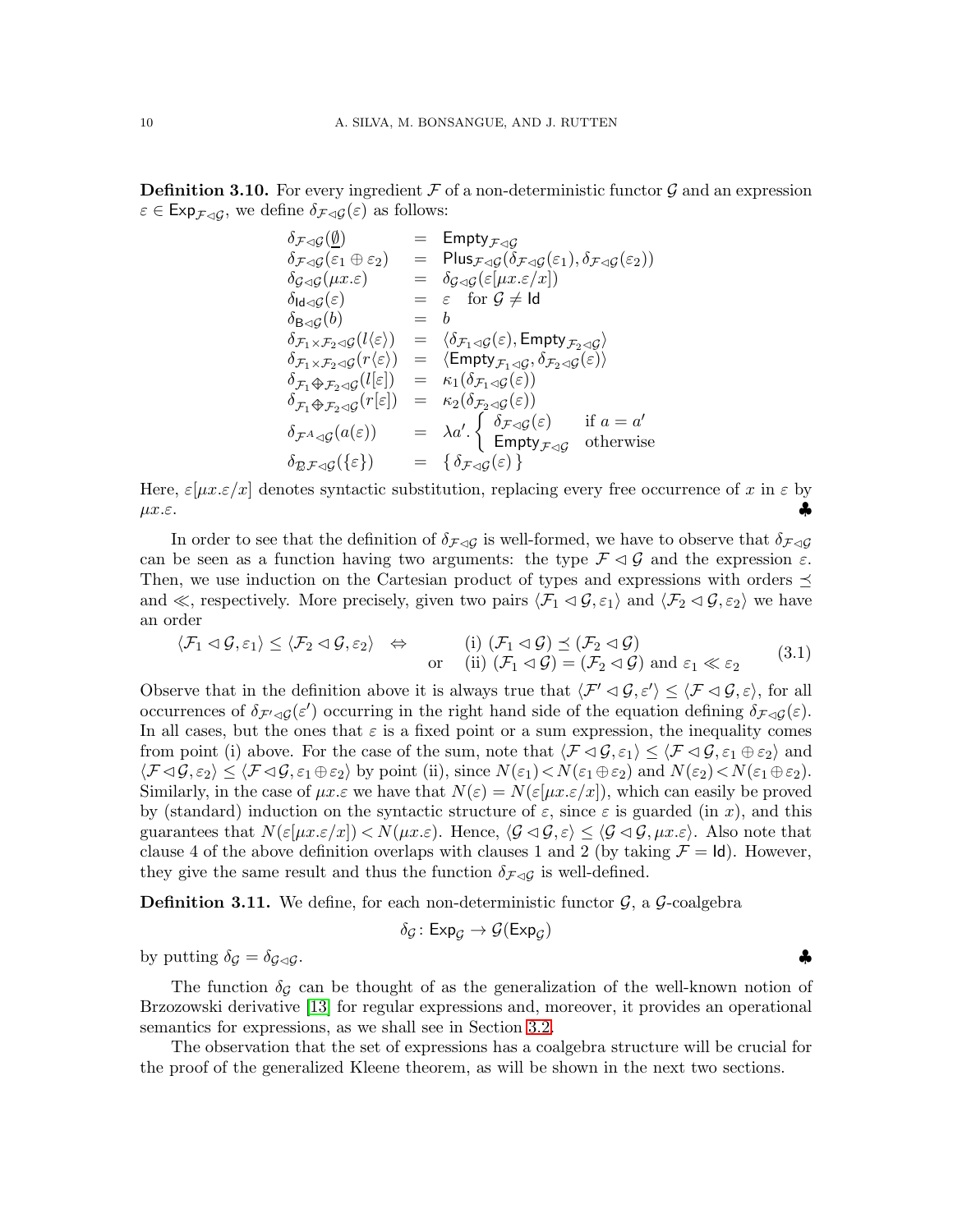**Definition 3.10.** For every ingredient $\mathcal{F}$ of a non-deterministic functor $\mathcal{G}$ and an expression $\varepsilon \in \mathsf{Exp}_{\mathcal{F}\lhd\mathcal{G}}$, we define $\delta_{\mathcal{F}\lhd\mathcal{G}}(\varepsilon)$ as follows:

$$
\begin{array}{lcl}
\delta_{\mathcal{F}\lhd\mathcal{G}}(\underline{\emptyset}) & = & \mathsf{Empty}_{\mathcal{F}\lhd\mathcal{G}} \\
\delta_{\mathcal{F}\lhd\mathcal{G}}(\varepsilon_1 \oplus \varepsilon_2) & = & \mathsf{Plus}_{\mathcal{F}\lhd\mathcal{G}}(\delta_{\mathcal{F}\lhd\mathcal{G}}(\varepsilon_1), \delta_{\mathcal{F}\lhd\mathcal{G}}(\varepsilon_2)) \\
\delta_{\mathcal{G}\lhd\mathcal{G}}(\mu x.\varepsilon) & = & \delta_{\mathcal{G}\lhd\mathcal{G}}(\varepsilon[\mu x.\varepsilon/x]) \\
\delta_{\mathsf{Id}\lhd\mathcal{G}}(\varepsilon) & = & \varepsilon \quad \text{for } \mathcal{G} \neq \mathsf{Id} \\
\delta_{\mathsf{B}\lhd\mathcal{G}}(b) & = & b \\
\delta_{\mathcal{F}_1\times\mathcal{F}_2\lhd\mathcal{G}}(l\langle\varepsilon\rangle) & = & \langle \delta_{\mathcal{F}_1\lhd\mathcal{G}}(\varepsilon), \mathsf{Empty}_{\mathcal{F}_2\lhd\mathcal{G}} \rangle \\
\delta_{\mathcal{F}_1\times\mathcal{F}_2\lhd\mathcal{G}}(r\langle\varepsilon\rangle) & = & \langle \mathsf{Empty}_{\mathcal{F}_1\lhd\mathcal{G}}, \delta_{\mathcal{F}_2\lhd\mathcal{G}}(\varepsilon) \rangle \\
\delta_{\mathcal{F}_1\oplus\mathcal{F}_2\lhd\mathcal{G}}(l[\varepsilon]) & = & \kappa_1(\delta_{\mathcal{F}_1\lhd\mathcal{G}}(\varepsilon)) \\
\delta_{\mathcal{F}_1\oplus\mathcal{F}_2\lhd\mathcal{G}}(r[\varepsilon]) & = & \kappa_2(\delta_{\mathcal{F}_2\lhd\mathcal{G}}(\varepsilon)) \\
\delta_{\mathcal{F}^A\lhd\mathcal{G}}(a(\varepsilon)) & = & \lambda a'. \begin{cases} \delta_{\mathcal{F}\lhd\mathcal{G}}(\varepsilon) & \text{if } a = a' \\ \mathsf{Empty}_{\mathcal{F}\lhd\mathcal{G}} & \text{otherwise} \end{cases} \\
\delta_{\mathcal{P}_\omega\mathcal{F}\lhd\mathcal{G}}(\{\varepsilon\}) & = & \{\, \delta_{\mathcal{F}\lhd\mathcal{G}}(\varepsilon) \,\}
\end{array}
$$

Here, $\varepsilon[\mu x.\varepsilon/x]$ denotes syntactic substitution, replacing every free occurrence of $x$ in $\varepsilon$ by $\mu x.\varepsilon$. ♣

In order to see that the definition of $\delta_{\mathcal{F}\lhd\mathcal{G}}$ is well-formed, we have to observe that $\delta_{\mathcal{F}\lhd\mathcal{G}}$ can be seen as a function having two arguments: the type $\mathcal{F} \lhd \mathcal{G}$ and the expression $\varepsilon$. Then, we use induction on the Cartesian product of types and expressions with orders $\preceq$ and $\ll$, respectively. More precisely, given two pairs $\langle \mathcal{F}_1 \lhd \mathcal{G}, \varepsilon_1 \rangle$ and $\langle \mathcal{F}_2 \lhd \mathcal{G}, \varepsilon_2 \rangle$ we have an order

$$
\langle \mathcal{F}_1 \lhd \mathcal{G}, \varepsilon_1 \rangle \leq \langle \mathcal{F}_2 \lhd \mathcal{G}, \varepsilon_2 \rangle \quad \Leftrightarrow \quad \begin{array}{ll} & \text{(i) } (\mathcal{F}_1 \lhd \mathcal{G}) \preceq (\mathcal{F}_2 \lhd \mathcal{G}) \\ \text{or} & \text{(ii) } (\mathcal{F}_1 \lhd \mathcal{G}) = (\mathcal{F}_2 \lhd \mathcal{G}) \text{ and } \varepsilon_1 \ll \varepsilon_2 \end{array} \tag{3.1}
$$

Observe that in the definition above it is always true that $\langle \mathcal{F}' \lhd \mathcal{G}, \varepsilon' \rangle \leq \langle \mathcal{F} \lhd \mathcal{G}, \varepsilon \rangle$, for all occurrences of $\delta_{\mathcal{F}'\lhd\mathcal{G}}(\varepsilon')$ occurring in the right hand side of the equation defining $\delta_{\mathcal{F}\lhd\mathcal{G}}(\varepsilon)$. In all cases, but the ones that $\varepsilon$ is a fixed point or a sum expression, the inequality comes from point (i) above. For the case of the sum, note that $\langle \mathcal{F} \lhd \mathcal{G}, \varepsilon_1 \rangle \leq \langle \mathcal{F} \lhd \mathcal{G}, \varepsilon_1 \oplus \varepsilon_2 \rangle$ and $\langle \mathcal{F} \lhd \mathcal{G}, \varepsilon_2 \rangle \leq \langle \mathcal{F} \lhd \mathcal{G}, \varepsilon_1 \oplus \varepsilon_2 \rangle$ by point (ii), since $N(\varepsilon_1) < N(\varepsilon_1 \oplus \varepsilon_2)$ and $N(\varepsilon_2) < N(\varepsilon_1 \oplus \varepsilon_2)$. Similarly, in the case of $\mu x.\varepsilon$ we have that $N(\varepsilon) = N(\varepsilon[\mu x.\varepsilon/x])$, which can easily be proved by (standard) induction on the syntactic structure of $\varepsilon$, since $\varepsilon$ is guarded (in $x$), and this guarantees that $N(\varepsilon[\mu x.\varepsilon/x]) < N(\mu x.\varepsilon)$. Hence, $\langle \mathcal{G} \lhd \mathcal{G}, \varepsilon \rangle \leq \langle \mathcal{G} \lhd \mathcal{G}, \mu x.\varepsilon \rangle$. Also note that clause 4 of the above definition overlaps with clauses 1 and 2 (by taking $\mathcal{F} = \mathsf{Id}$). However, they give the same result and thus the function $\delta_{\mathcal{F}\lhd\mathcal{G}}$ is well-defined.

**Definition 3.11.** We define, for each non-deterministic functor $\mathcal{G}$, a $\mathcal{G}$-coalgebra

$$
\delta_{\mathcal{G}} \colon \mathsf{Exp}_{\mathcal{G}} \to \mathcal{G}(\mathsf{Exp}_{\mathcal{G}})
$$

by putting $\delta_{\mathcal{G}} = \delta_{\mathcal{G}\lhd\mathcal{G}}$. ♣

The function $\delta_{\mathcal{G}}$ can be thought of as the generalization of the well-known notion of Brzozowski derivative [13] for regular expressions and, moreover, it provides an operational semantics for expressions, as we shall see in Section 3.2.

The observation that the set of expressions has a coalgebra structure will be crucial for the proof of the generalized Kleene theorem, as will be shown in the next two sections.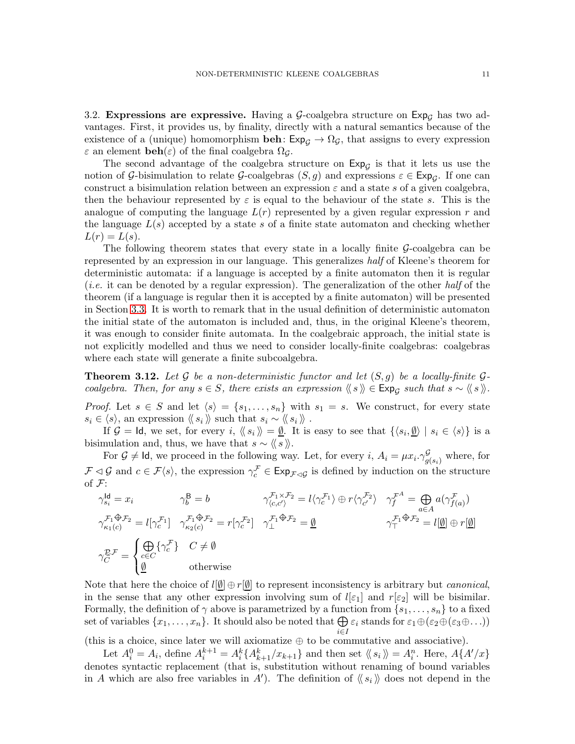3.2. **Expressions are expressive.** Having a $\mathcal{G}$-coalgebra structure on $\mathsf{Exp}_{\mathcal{G}}$ has two advantages. First, it provides us, by finality, directly with a natural semantics because of the existence of a (unique) homomorphism $\mathbf{beh}\colon \mathsf{Exp}_{\mathcal{G}} \to \Omega_{\mathcal{G}}$, that assigns to every expression $\varepsilon$ an element $\mathbf{beh}(\varepsilon)$ of the final coalgebra $\Omega_{\mathcal{G}}$.

The second advantage of the coalgebra structure on $\mathsf{Exp}_{\mathcal{G}}$ is that it lets us use the notion of $\mathcal{G}$-bisimulation to relate $\mathcal{G}$-coalgebras $(S, g)$ and expressions $\varepsilon \in \mathsf{Exp}_{\mathcal{G}}$. If one can construct a bisimulation relation between an expression $\varepsilon$ and a state $s$ of a given coalgebra, then the behaviour represented by $\varepsilon$ is equal to the behaviour of the state $s$. This is the analogue of computing the language $L(r)$ represented by a given regular expression $r$ and the language $L(s)$ accepted by a state $s$ of a finite state automaton and checking whether $L(r) = L(s)$.

The following theorem states that every state in a locally finite $\mathcal{G}$-coalgebra can be represented by an expression in our language. This generalizes *half* of Kleene's theorem for deterministic automata: if a language is accepted by a finite automaton then it is regular (*i.e.* it can be denoted by a regular expression). The generalization of the other *half* of the theorem (if a language is regular then it is accepted by a finite automaton) will be presented in Section 3.3. It is worth to remark that in the usual definition of deterministic automaton the initial state of the automaton is included and, thus, in the original Kleene's theorem, it was enough to consider finite automata. In the coalgebraic approach, the initial state is not explicitly modelled and thus we need to consider locally-finite coalgebras: coalgebras where each state will generate a finite subcoalgebra.

**Theorem 3.12.** *Let $\mathcal{G}$ be a non-deterministic functor and let $(S, g)$ be a locally-finite $\mathcal{G}$-coalgebra. Then, for any $s \in S$, there exists an expression $\langle\!\langle\, s \,\rangle\!\rangle \in \mathsf{Exp}_{\mathcal{G}}$ such that $s \sim \langle\!\langle\, s \,\rangle\!\rangle$.*

*Proof.* Let $s \in S$ and let $\langle s \rangle = \{s_1, \ldots, s_n\}$ with $s_1 = s$. We construct, for every state $s_i \in \langle s \rangle$, an expression $\langle\!\langle\, s_i \,\rangle\!\rangle$ such that $s_i \sim \langle\!\langle\, s_i \,\rangle\!\rangle$ .

If $\mathcal{G} = \mathsf{Id}$, we set, for every $i$, $\langle\!\langle\, s_i \,\rangle\!\rangle = \underline{\emptyset}$. It is easy to see that $\{\langle s_i, \underline{\emptyset}\rangle \mid s_i \in \langle s \rangle\}$ is a bisimulation and, thus, we have that $s \sim \langle\!\langle\, s \,\rangle\!\rangle$.

For $\mathcal{G} \neq \mathsf{Id}$, we proceed in the following way. Let, for every $i$, $A_i = \mu x_i.\gamma^{\mathcal{G}}_{g(s_i)}$ where, for $\mathcal{F} \lhd \mathcal{G}$ and $c \in \mathcal{F}\langle s \rangle$, the expression $\gamma^{\mathcal{F}}_c \in \mathsf{Exp}_{\mathcal{F} \lhd \mathcal{G}}$ is defined by induction on the structure of $\mathcal{F}$:

$$
\begin{array}{llll}
\gamma^{\mathsf{Id}}_{s_i} = x_i & \gamma^{\mathsf{B}}_{b} = b & \gamma^{\mathcal{F}_1 \times \mathcal{F}_2}_{\langle c, c' \rangle} = l\langle \gamma^{\mathcal{F}_1}_c \rangle \oplus r\langle \gamma^{\mathcal{F}_2}_{c'} \rangle & \gamma^{\mathcal{F}^A}_{f} = \bigoplus\limits_{a \in A} a(\gamma^{\mathcal{F}}_{f(a)}) \\
\gamma^{\mathcal{F}_1 \oplus \mathcal{F}_2}_{\kappa_1(c)} = l[\gamma^{\mathcal{F}_1}_c] & \gamma^{\mathcal{F}_1 \oplus \mathcal{F}_2}_{\kappa_2(c)} = r[\gamma^{\mathcal{F}_2}_c] & \gamma^{\mathcal{F}_1 \oplus \mathcal{F}_2}_{\perp} = \underline{\emptyset} & \gamma^{\mathcal{F}_1 \oplus \mathcal{F}_2}_{\top} = l[\underline{\emptyset}] \oplus r[\underline{\emptyset}]
\end{array}
$$

$$
\gamma^{\mathcal{P}_\omega \mathcal{F}}_{C} = \begin{cases} \bigoplus\limits_{c \in C} \{\gamma^{\mathcal{F}}_c\} & C \neq \emptyset \\ \underline{\emptyset} & \text{otherwise} \end{cases}
$$

Note that here the choice of $l[\underline{\emptyset}] \oplus r[\underline{\emptyset}]$ to represent inconsistency is arbitrary but *canonical*, in the sense that any other expression involving sum of $l[\varepsilon_1]$ and $r[\varepsilon_2]$ will be bisimilar. Formally, the definition of $\gamma$ above is parametrized by a function from $\{s_1, \ldots, s_n\}$ to a fixed set of variables $\{x_1, \ldots, x_n\}$. It should also be noted that $\bigoplus\limits_{i \in I} \varepsilon_i$ stands for $\varepsilon_1 \oplus (\varepsilon_2 \oplus (\varepsilon_3 \oplus \ldots))$ (this is a choice, since later we will axiomatize $\oplus$ to be commutative and associative).

Let $A_i^0 = A_i$, define $A_i^{k+1} = A_i^k\{A^k_{k+1}/x_{k+1}\}$ and then set $\langle\!\langle\, s_i \,\rangle\!\rangle = A_i^n$. Here, $A\{A'/x\}$ denotes syntactic replacement (that is, substitution without renaming of bound variables in $A$ which are also free variables in $A'$). The definition of $\langle\!\langle\, s_i \,\rangle\!\rangle$ does not depend in the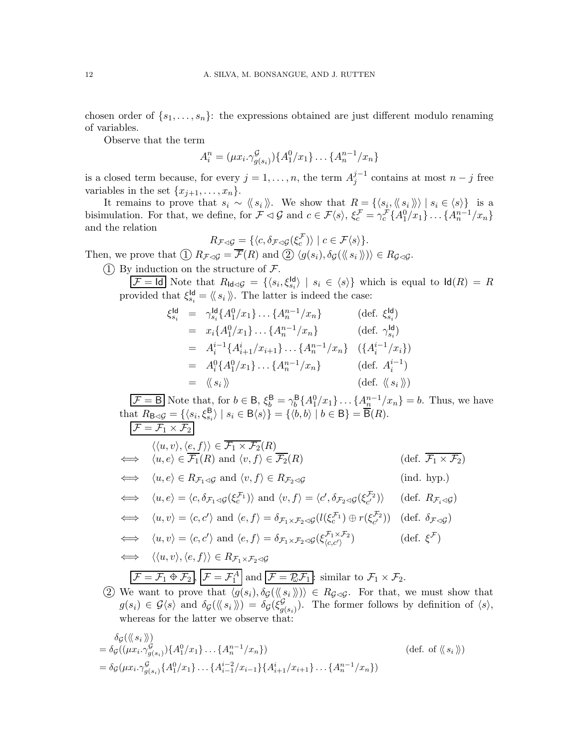chosen order of $\{s_1, \ldots, s_n\}$: the expressions obtained are just different modulo renaming of variables.

Observe that the term

$$A_i^n = (\mu x_i.\gamma^{\mathcal{G}}_{g(s_i)})\{A_1^0/x_1\}\ldots\{A_n^{n-1}/x_n\}$$

is a closed term because, for every $j = 1, \ldots, n$, the term $A_j^{j-1}$ contains at most $n-j$ free variables in the set $\{x_{j+1}, \ldots, x_n\}$.

It remains to prove that $s_i \sim \langle\!\langle\, s_i \,\rangle\!\rangle$. We show that $R = \{\langle s_i, \langle\!\langle\, s_i \,\rangle\!\rangle\rangle \mid s_i \in \langle s\rangle\}$ is a bisimulation. For that, we define, for $\mathcal{F} \lhd \mathcal{G}$ and $c \in \mathcal{F}\langle s\rangle$, $\xi_c^{\mathcal{F}} = \gamma_c^{\mathcal{F}}\{A_1^0/x_1\}\ldots\{A_n^{n-1}/x_n\}$ and the relation

$$R_{\mathcal{F}\lhd\mathcal{G}} = \{\langle c, \delta_{\mathcal{F}\lhd\mathcal{G}}(\xi_c^{\mathcal{F}})\rangle \mid c \in \mathcal{F}\langle s\rangle\}.$$

Then, we prove that ① $R_{\mathcal{F}\lhd\mathcal{G}} = \overline{\mathcal{F}}(R)$ and ② $\langle g(s_i), \delta_{\mathcal{G}}(\langle\!\langle\, s_i \,\rangle\!\rangle)\rangle \in R_{\mathcal{G}\lhd\mathcal{G}}$.

① By induction on the structure of $\mathcal{F}$.

$\boxed{\mathcal{F} = \mathsf{Id}}$ Note that $R_{\mathsf{Id}\lhd\mathcal{G}} = \{\langle s_i, \xi_{s_i}^{\mathsf{Id}}\rangle \mid s_i \in \langle s\rangle\}$ which is equal to $\mathsf{Id}(R) = R$ provided that $\xi_{s_i}^{\mathsf{Id}} = \langle\!\langle\, s_i \,\rangle\!\rangle$. The latter is indeed the case:

$$\begin{array}{rcll}
\xi_{s_i}^{\mathsf{Id}} & = & \gamma_{s_i}^{\mathsf{Id}}\{A_1^0/x_1\}\ldots\{A_n^{n-1}/x_n\} & (\text{def. } \xi_{s_i}^{\mathsf{Id}}) \\
& = & x_i\{A_1^0/x_1\}\ldots\{A_n^{n-1}/x_n\} & (\text{def. } \gamma_{s_i}^{\mathsf{Id}}) \\
& = & A_i^{i-1}\{A_{i+1}^i/x_{i+1}\}\ldots\{A_n^{n-1}/x_n\} & (\{A_i^{i-1}/x_i\}) \\
& = & A_i^0\{A_1^0/x_1\}\ldots\{A_n^{n-1}/x_n\} & (\text{def. } A_i^{i-1}) \\
& = & \langle\!\langle\, s_i \,\rangle\!\rangle & (\text{def. } \langle\!\langle\, s_i \,\rangle\!\rangle)
\end{array}$$

$\boxed{\mathcal{F} = \mathsf{B}}$ Note that, for $b \in \mathsf{B}$, $\xi_b^{\mathsf{B}} = \gamma_b^{\mathsf{B}}\{A_1^0/x_1\}\ldots\{A_n^{n-1}/x_n\} = b$. Thus, we have that $R_{\mathsf{B}\lhd\mathcal{G}} = \{\langle s_i, \xi_{s_i}^{\mathsf{B}}\rangle \mid s_i \in \mathsf{B}\langle s\rangle\} = \{\langle b, b\rangle \mid b \in \mathsf{B}\} = \overline{\mathsf{B}}(R)$.

$\boxed{\mathcal{F} = \mathcal{F}_1 \times \mathcal{F}_2}$

$$\begin{array}{cll}
& \langle\langle u, v\rangle, \langle e, f\rangle\rangle \in \overline{\mathcal{F}_1 \times \mathcal{F}_2}(R) & \\
\iff & \langle u, e\rangle \in \overline{\mathcal{F}_1}(R) \text{ and } \langle v, f\rangle \in \overline{\mathcal{F}_2}(R) & (\text{def. } \overline{\mathcal{F}_1 \times \mathcal{F}_2}) \\
\iff & \langle u, e\rangle \in R_{\mathcal{F}_1\lhd\mathcal{G}} \text{ and } \langle v, f\rangle \in R_{\mathcal{F}_2\lhd\mathcal{G}} & (\text{ind. hyp.}) \\
\iff & \langle u, e\rangle = \langle c, \delta_{\mathcal{F}_1\lhd\mathcal{G}}(\xi_c^{\mathcal{F}_1})\rangle \text{ and } \langle v, f\rangle = \langle c', \delta_{\mathcal{F}_2\lhd\mathcal{G}}(\xi_{c'}^{\mathcal{F}_2})\rangle & (\text{def. } R_{\mathcal{F}_i\lhd\mathcal{G}}) \\
\iff & \langle u, v\rangle = \langle c, c'\rangle \text{ and } \langle e, f\rangle = \delta_{\mathcal{F}_1\times\mathcal{F}_2\lhd\mathcal{G}}(l(\xi_c^{\mathcal{F}_1}) \oplus r(\xi_{c'}^{\mathcal{F}_2})) & (\text{def. } \delta_{\mathcal{F}\lhd\mathcal{G}}) \\
\iff & \langle u, v\rangle = \langle c, c'\rangle \text{ and } \langle e, f\rangle = \delta_{\mathcal{F}_1\times\mathcal{F}_2\lhd\mathcal{G}}(\xi_{\langle c, c'\rangle}^{\mathcal{F}_1\times\mathcal{F}_2}) & (\text{def. } \xi^{\mathcal{F}}) \\
\iff & \langle\langle u, v\rangle, \langle e, f\rangle\rangle \in R_{\mathcal{F}_1\times\mathcal{F}_2\lhd\mathcal{G}} &
\end{array}$$

$\boxed{\mathcal{F} = \mathcal{F}_1 \oplus \mathcal{F}_2}$, $\boxed{\mathcal{F} = \mathcal{F}_1^A}$ and $\boxed{\mathcal{F} = \mathcal{P}_\omega\mathcal{F}_1}$: similar to $\mathcal{F}_1 \times \mathcal{F}_2$.

② We want to prove that $\langle g(s_i), \delta_{\mathcal{G}}(\langle\!\langle\, s_i \,\rangle\!\rangle)\rangle \in R_{\mathcal{G}\lhd\mathcal{G}}$. For that, we must show that $g(s_i) \in \mathcal{G}\langle s\rangle$ and $\delta_{\mathcal{G}}(\langle\!\langle\, s_i \,\rangle\!\rangle) = \delta_{\mathcal{G}}(\xi_{g(s_i)}^{\mathcal{G}})$. The former follows by definition of $\langle s\rangle$, whereas for the latter we observe that:

$$\begin{array}{ll}
\delta_{\mathcal{G}}(\langle\!\langle\, s_i \,\rangle\!\rangle) & \\
= \delta_{\mathcal{G}}((\mu x_i.\gamma_{g(s_i)}^{\mathcal{G}})\{A_1^0/x_1\}\ldots\{A_n^{n-1}/x_n\}) & (\text{def. of } \langle\!\langle\, s_i \,\rangle\!\rangle) \\
= \delta_{\mathcal{G}}(\mu x_i.\gamma_{g(s_i)}^{\mathcal{G}}\{A_1^0/x_1\}\ldots\{A_{i-1}^{i-2}/x_{i-1}\}\{A_{i+1}^i/x_{i+1}\}\ldots\{A_n^{n-1}/x_n\}) &
\end{array}$$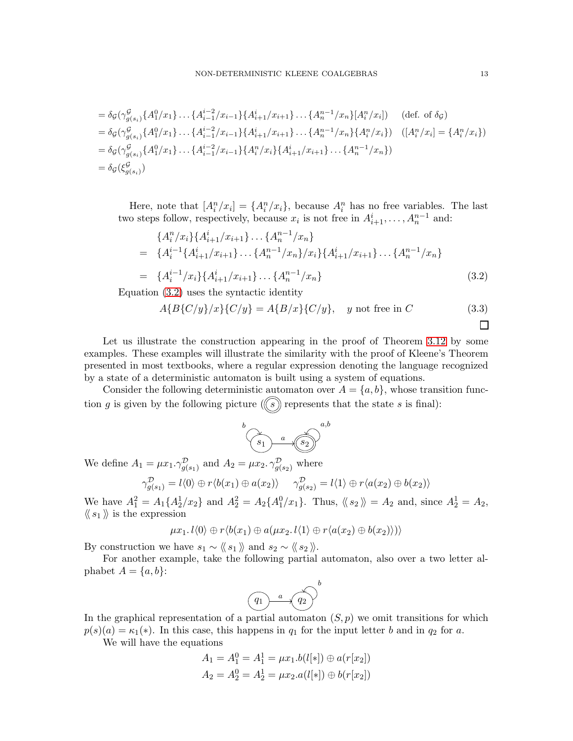$$
\begin{aligned}
&= \delta_{\mathcal{G}}(\gamma^{\mathcal{G}}_{g(s_i)}\{A^0_1/x_1\}\dots\{A^{i-2}_{i-1}/x_{i-1}\}\{A^i_{i+1}/x_{i+1}\}\dots\{A^{n-1}_n/x_n\}[A^n_i/x_i]) \quad \text{(def. of } \delta_{\mathcal{G}})\\
&= \delta_{\mathcal{G}}(\gamma^{\mathcal{G}}_{g(s_i)}\{A^0_1/x_1\}\dots\{A^{i-2}_{i-1}/x_{i-1}\}\{A^i_{i+1}/x_{i+1}\}\dots\{A^{n-1}_n/x_n\}\{A^n_i/x_i\}) \quad ([A^n_i/x_i] = \{A^n_i/x_i\})\\
&= \delta_{\mathcal{G}}(\gamma^{\mathcal{G}}_{g(s_i)}\{A^0_1/x_1\}\dots\{A^{i-2}_{i-1}/x_{i-1}\}\{A^n_i/x_i\}\{A^i_{i+1}/x_{i+1}\}\dots\{A^{n-1}_n/x_n\})\\
&= \delta_{\mathcal{G}}(\xi^{\mathcal{G}}_{g(s_i)})
\end{aligned}
$$

Here, note that $[A^n_i/x_i] = \{A^n_i/x_i\}$, because $A^n_i$ has no free variables. The last two steps follow, respectively, because $x_i$ is not free in $A^i_{i+1}, \dots, A^{n-1}_n$ and:

$$
\begin{aligned}
&\{A^n_i/x_i\}\{A^i_{i+1}/x_{i+1}\}\dots\{A^{n-1}_n/x_n\}\\
= \;&\{A^{i-1}_i\{A^i_{i+1}/x_{i+1}\}\dots\{A^{n-1}_n/x_n\}/x_i\}\{A^i_{i+1}/x_{i+1}\}\dots\{A^{n-1}_n/x_n\}\\
= \;&\{A^{i-1}_i/x_i\}\{A^i_{i+1}/x_{i+1}\}\dots\{A^{n-1}_n/x_n\} \qquad (3.2)
\end{aligned}
$$

Equation (3.2) uses the syntactic identity

$$
A\{B\{C/y\}/x\}\{C/y\} = A\{B/x\}\{C/y\}, \quad y \text{ not free in } C \qquad (3.3)
$$

□

Let us illustrate the construction appearing in the proof of Theorem 3.12 by some examples. These examples will illustrate the similarity with the proof of Kleene's Theorem presented in most textbooks, where a regular expression denoting the language recognized by a state of a deterministic automaton is built using a system of equations.

Consider the following deterministic automaton over $A = \{a, b\}$, whose transition function $g$ is given by the following picture (($s$) represents that the state $s$ is final):

[Automaton: $s_1$ with a $b$-loop, $s_1 \xrightarrow{a} s_2$, $s_2$ final with an $a,b$-loop]

We define $A_1 = \mu x_1.\gamma^{\mathcal{D}}_{g(s_1)}$ and $A_2 = \mu x_2.\,\gamma^{\mathcal{D}}_{g(s_2)}$ where

$$
\gamma^{\mathcal{D}}_{g(s_1)} = l\langle 0\rangle \oplus r\langle b(x_1) \oplus a(x_2)\rangle \qquad \gamma^{\mathcal{D}}_{g(s_2)} = l\langle 1\rangle \oplus r\langle a(x_2) \oplus b(x_2)\rangle
$$

We have $A^2_1 = A_1\{A^1_2/x_2\}$ and $A^2_2 = A_2\{A^0_1/x_1\}$. Thus, $\langle\!\langle\, s_2 \,\rangle\!\rangle = A_2$ and, since $A^1_2 = A_2$, $\langle\!\langle\, s_1 \,\rangle\!\rangle$ is the expression

$$
\mu x_1.\, l\langle 0\rangle \oplus r\langle b(x_1) \oplus a(\mu x_2.\, l\langle 1\rangle \oplus r\langle a(x_2) \oplus b(x_2)\rangle)\rangle
$$

By construction we have $s_1 \sim \langle\!\langle\, s_1 \,\rangle\!\rangle$ and $s_2 \sim \langle\!\langle\, s_2 \,\rangle\!\rangle$.

For another example, take the following partial automaton, also over a two letter alphabet $A = \{a, b\}$:

[Automaton: $q_1 \xrightarrow{a} q_2$, $q_2$ with a $b$-loop]

In the graphical representation of a partial automaton $(S, p)$ we omit transitions for which $p(s)(a) = \kappa_1(*)$. In this case, this happens in $q_1$ for the input letter $b$ and in $q_2$ for $a$.

We will have the equations

$$
\begin{aligned}
A_1 = A^0_1 = A^1_1 &= \mu x_1.b(l[*]) \oplus a(r[x_2])\\
A_2 = A^0_2 = A^1_2 &= \mu x_2.a(l[*]) \oplus b(r[x_2])
\end{aligned}
$$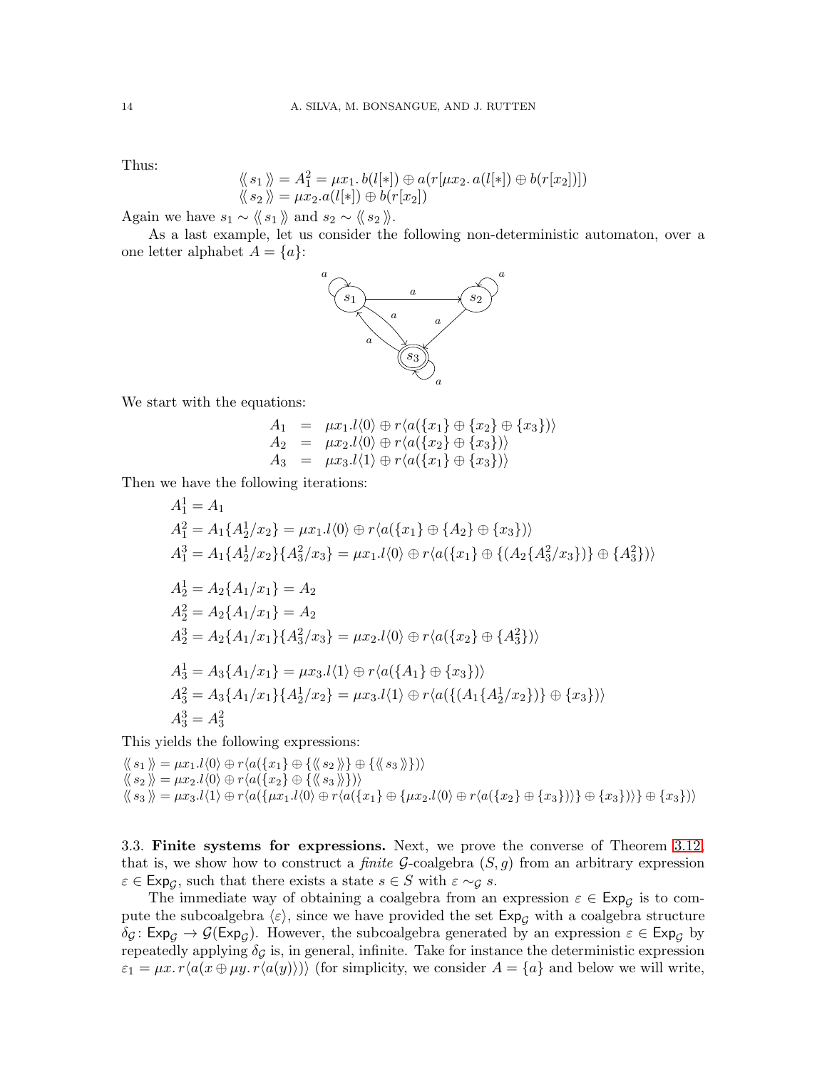Thus:

$$\langle\!\langle\, s_1 \,\rangle\!\rangle = A_1^2 = \mu x_1.\, b(l[*]) \oplus a(r[\mu x_2.\, a(l[*]) \oplus b(r[x_2])])$$
$$\langle\!\langle\, s_2 \,\rangle\!\rangle = \mu x_2.a(l[*]) \oplus b(r[x_2])$$

Again we have $s_1 \sim \langle\!\langle\, s_1 \,\rangle\!\rangle$ and $s_2 \sim \langle\!\langle\, s_2 \,\rangle\!\rangle$.

As a last example, let us consider the following non-deterministic automaton, over a one letter alphabet $A = \{a\}$:

We start with the equations:

$$\begin{array}{rcl}
A_1 & = & \mu x_1.l\langle 0\rangle \oplus r\langle a(\{x_1\} \oplus \{x_2\} \oplus \{x_3\})\rangle \\
A_2 & = & \mu x_2.l\langle 0\rangle \oplus r\langle a(\{x_2\} \oplus \{x_3\})\rangle \\
A_3 & = & \mu x_3.l\langle 1\rangle \oplus r\langle a(\{x_1\} \oplus \{x_3\})\rangle
\end{array}$$

Then we have the following iterations:

$$\begin{array}{l}
A_1^1 = A_1 \\
A_1^2 = A_1\{A_2^1/x_2\} = \mu x_1.l\langle 0\rangle \oplus r\langle a(\{x_1\} \oplus \{A_2\} \oplus \{x_3\})\rangle \\
A_1^3 = A_1\{A_2^1/x_2\}\{A_3^2/x_3\} = \mu x_1.l\langle 0\rangle \oplus r\langle a(\{x_1\} \oplus \{(A_2\{A_3^2/x_3\})\} \oplus \{A_3^2\})\rangle \\
\\
A_2^1 = A_2\{A_1/x_1\} = A_2 \\
A_2^2 = A_2\{A_1/x_1\} = A_2 \\
A_2^3 = A_2\{A_1/x_1\}\{A_3^2/x_3\} = \mu x_2.l\langle 0\rangle \oplus r\langle a(\{x_2\} \oplus \{A_3^2\})\rangle \\
\\
A_3^1 = A_3\{A_1/x_1\} = \mu x_3.l\langle 1\rangle \oplus r\langle a(\{A_1\} \oplus \{x_3\})\rangle \\
A_3^2 = A_3\{A_1/x_1\}\{A_2^1/x_2\} = \mu x_3.l\langle 1\rangle \oplus r\langle a(\{(A_1\{A_2^1/x_2\})\} \oplus \{x_3\})\rangle \\
A_3^3 = A_3^2
\end{array}$$

This yields the following expressions:

$$\begin{array}{l}
\langle\!\langle\, s_1 \,\rangle\!\rangle = \mu x_1.l\langle 0\rangle \oplus r\langle a(\{x_1\} \oplus \{\langle\!\langle\, s_2 \,\rangle\!\rangle\} \oplus \{\langle\!\langle\, s_3 \,\rangle\!\rangle\})\rangle \\
\langle\!\langle\, s_2 \,\rangle\!\rangle = \mu x_2.l\langle 0\rangle \oplus r\langle a(\{x_2\} \oplus \{\langle\!\langle\, s_3 \,\rangle\!\rangle\})\rangle \\
\langle\!\langle\, s_3 \,\rangle\!\rangle = \mu x_3.l\langle 1\rangle \oplus r\langle a(\{\mu x_1.l\langle 0\rangle \oplus r\langle a(\{x_1\} \oplus \{\mu x_2.l\langle 0\rangle \oplus r\langle a(\{x_2\} \oplus \{x_3\})\rangle\} \oplus \{x_3\})\rangle\} \oplus \{x_3\})\rangle
\end{array}$$

## 3.3. Finite systems for expressions.

Next, we prove the converse of Theorem 3.12, that is, we show how to construct a *finite* $\mathcal{G}$-coalgebra $(S, g)$ from an arbitrary expression $\varepsilon \in \mathsf{Exp}_{\mathcal{G}}$, such that there exists a state $s \in S$ with $\varepsilon \sim_{\mathcal{G}} s$.

The immediate way of obtaining a coalgebra from an expression $\varepsilon \in \mathsf{Exp}_{\mathcal{G}}$ is to compute the subcoalgebra $\langle \varepsilon \rangle$, since we have provided the set $\mathsf{Exp}_{\mathcal{G}}$ with a coalgebra structure $\delta_{\mathcal{G}} \colon \mathsf{Exp}_{\mathcal{G}} \to \mathcal{G}(\mathsf{Exp}_{\mathcal{G}})$. However, the subcoalgebra generated by an expression $\varepsilon \in \mathsf{Exp}_{\mathcal{G}}$ by repeatedly applying $\delta_{\mathcal{G}}$ is, in general, infinite. Take for instance the deterministic expression $\varepsilon_1 = \mu x.\, r\langle a(x \oplus \mu y.\, r\langle a(y)\rangle)\rangle$ (for simplicity, we consider $A = \{a\}$ and below we will write,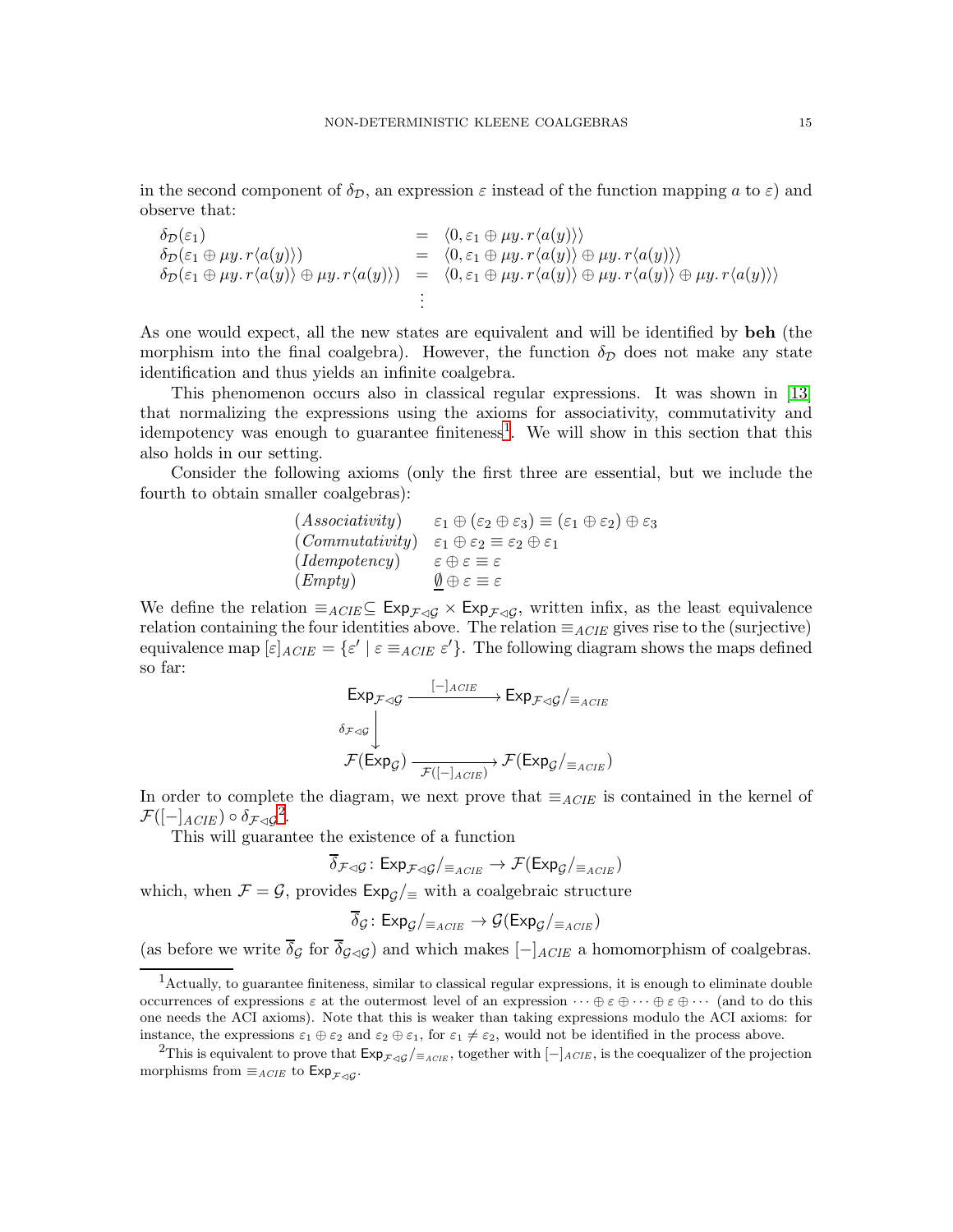in the second component of $\delta_{\mathcal{D}}$, an expression $\varepsilon$ instead of the function mapping $a$ to $\varepsilon$) and observe that:

$$
\begin{array}{lcl}
\delta_{\mathcal{D}}(\varepsilon_1) & = & \langle 0, \varepsilon_1 \oplus \mu y.\, r\langle a(y)\rangle\rangle \\
\delta_{\mathcal{D}}(\varepsilon_1 \oplus \mu y.\, r\langle a(y)\rangle) & = & \langle 0, \varepsilon_1 \oplus \mu y.\, r\langle a(y)\rangle \oplus \mu y.\, r\langle a(y)\rangle\rangle \\
\delta_{\mathcal{D}}(\varepsilon_1 \oplus \mu y.\, r\langle a(y)\rangle \oplus \mu y.\, r\langle a(y)\rangle) & = & \langle 0, \varepsilon_1 \oplus \mu y.\, r\langle a(y)\rangle \oplus \mu y.\, r\langle a(y)\rangle \oplus \mu y.\, r\langle a(y)\rangle\rangle \\
 & \vdots &
\end{array}
$$

As one would expect, all the new states are equivalent and will be identified by **beh** (the morphism into the final coalgebra). However, the function $\delta_{\mathcal{D}}$ does not make any state identification and thus yields an infinite coalgebra.

This phenomenon occurs also in classical regular expressions. It was shown in [13] that normalizing the expressions using the axioms for associativity, commutativity and idempotency was enough to guarantee finiteness[1]. We will show in this section that this also holds in our setting.

Consider the following axioms (only the first three are essential, but we include the fourth to obtain smaller coalgebras):

$$
\begin{array}{ll}
(\mathit{Associativity}) & \varepsilon_1 \oplus (\varepsilon_2 \oplus \varepsilon_3) \equiv (\varepsilon_1 \oplus \varepsilon_2) \oplus \varepsilon_3 \\
(\mathit{Commutativity}) & \varepsilon_1 \oplus \varepsilon_2 \equiv \varepsilon_2 \oplus \varepsilon_1 \\
(\mathit{Idempotency}) & \varepsilon \oplus \varepsilon \equiv \varepsilon \\
(\mathit{Empty}) & \underline{\emptyset} \oplus \varepsilon \equiv \varepsilon
\end{array}
$$

We define the relation $\equiv_{ACIE} \subseteq \mathsf{Exp}_{\mathcal{F}\lhd\mathcal{G}} \times \mathsf{Exp}_{\mathcal{F}\lhd\mathcal{G}}$, written infix, as the least equivalence relation containing the four identities above. The relation $\equiv_{ACIE}$ gives rise to the (surjective) equivalence map $[\varepsilon]_{ACIE} = \{\varepsilon' \mid \varepsilon \equiv_{ACIE} \varepsilon'\}$. The following diagram shows the maps defined so far:

$$
\begin{array}{ccc}
\mathsf{Exp}_{\mathcal{F}\lhd\mathcal{G}} & \xrightarrow{[-]_{ACIE}} & \mathsf{Exp}_{\mathcal{F}\lhd\mathcal{G}}/_{\equiv_{ACIE}} \\
\Big\downarrow{\scriptstyle \delta_{\mathcal{F}\lhd\mathcal{G}}} & & \\
\mathcal{F}(\mathsf{Exp}_{\mathcal{G}}) & \xrightarrow[\mathcal{F}([-]_{ACIE})]{} & \mathcal{F}(\mathsf{Exp}_{\mathcal{G}}/_{\equiv_{ACIE}})
\end{array}
$$

In order to complete the diagram, we next prove that $\equiv_{ACIE}$ is contained in the kernel of $\mathcal{F}([-]_{ACIE}) \circ \delta_{\mathcal{F}\lhd\mathcal{G}}$[2].

This will guarantee the existence of a function

$$\overline{\delta}_{\mathcal{F}\lhd\mathcal{G}} \colon \mathsf{Exp}_{\mathcal{F}\lhd\mathcal{G}}/_{\equiv_{ACIE}} \to \mathcal{F}(\mathsf{Exp}_{\mathcal{G}}/_{\equiv_{ACIE}})$$

which, when $\mathcal{F} = \mathcal{G}$, provides $\mathsf{Exp}_{\mathcal{G}}/_{\equiv}$ with a coalgebraic structure

$$\overline{\delta}_{\mathcal{G}} \colon \mathsf{Exp}_{\mathcal{G}}/_{\equiv_{ACIE}} \to \mathcal{G}(\mathsf{Exp}_{\mathcal{G}}/_{\equiv_{ACIE}})$$

(as before we write $\overline{\delta}_{\mathcal{G}}$ for $\overline{\delta}_{\mathcal{G}\lhd\mathcal{G}}$) and which makes $[-]_{ACIE}$ a homomorphism of coalgebras.

---

[1] Actually, to guarantee finiteness, similar to classical regular expressions, it is enough to eliminate double occurrences of expressions $\varepsilon$ at the outermost level of an expression $\cdots \oplus \varepsilon \oplus \cdots \oplus \varepsilon \oplus \cdots$ (and to do this one needs the ACI axioms). Note that this is weaker than taking expressions modulo the ACI axioms: for instance, the expressions $\varepsilon_1 \oplus \varepsilon_2$ and $\varepsilon_2 \oplus \varepsilon_1$, for $\varepsilon_1 \neq \varepsilon_2$, would not be identified in the process above.

[2] This is equivalent to prove that $\mathsf{Exp}_{\mathcal{F}\lhd\mathcal{G}}/_{\equiv_{ACIE}}$, together with $[-]_{ACIE}$, is the coequalizer of the projection morphisms from $\equiv_{ACIE}$ to $\mathsf{Exp}_{\mathcal{F}\lhd\mathcal{G}}$.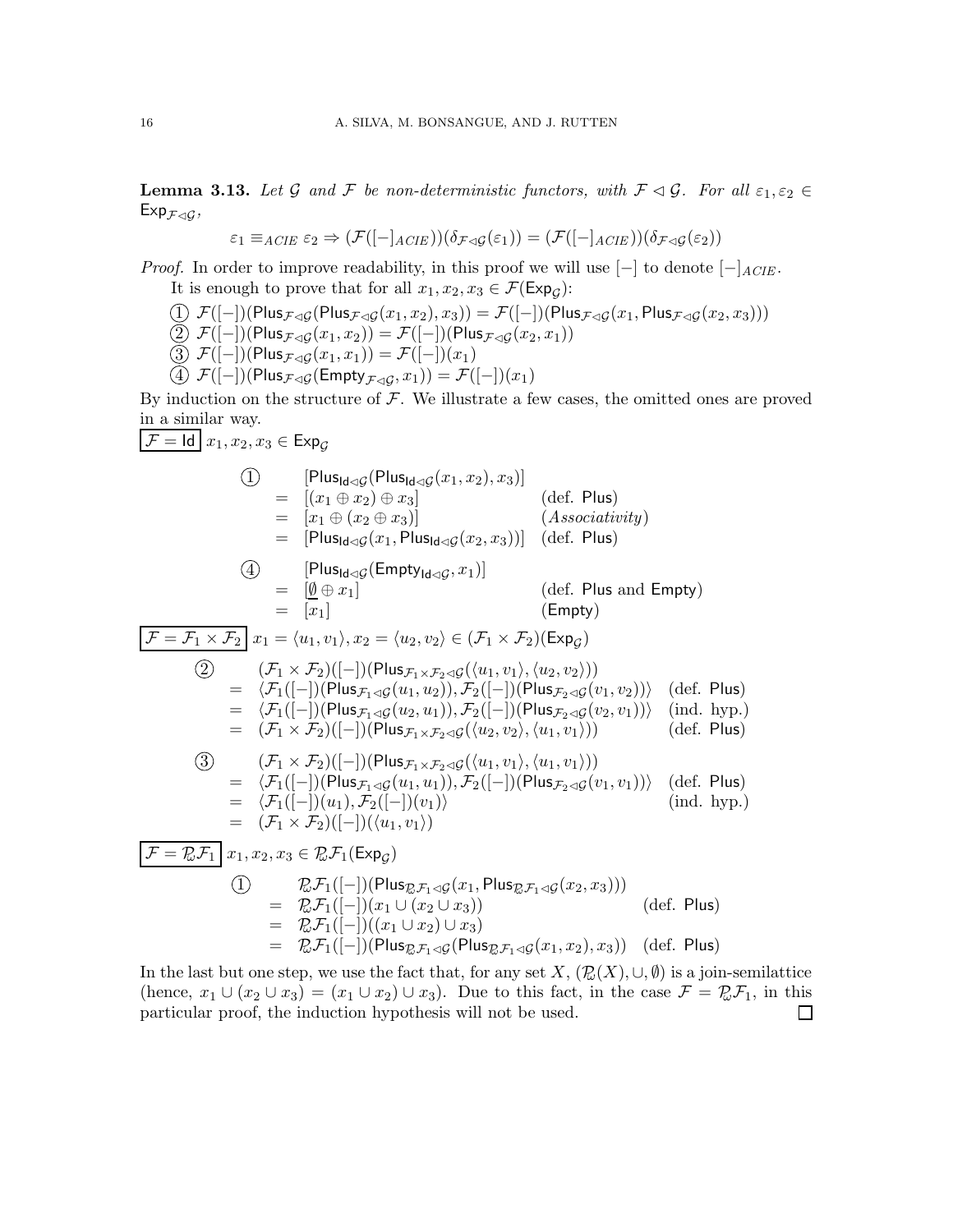**Lemma 3.13.** *Let $\mathcal{G}$ and $\mathcal{F}$ be non-deterministic functors, with $\mathcal{F} \lhd \mathcal{G}$. For all $\varepsilon_1, \varepsilon_2 \in \mathsf{Exp}_{\mathcal{F}\lhd\mathcal{G}}$,*

$$\varepsilon_1 \equiv_{ACIE} \varepsilon_2 \Rightarrow (\mathcal{F}([-]_{ACIE}))(\delta_{\mathcal{F}\lhd\mathcal{G}}(\varepsilon_1)) = (\mathcal{F}([-]_{ACIE}))(\delta_{\mathcal{F}\lhd\mathcal{G}}(\varepsilon_2))$$

*Proof.* In order to improve readability, in this proof we will use $[-]$ to denote $[-]_{ACIE}$.

It is enough to prove that for all $x_1, x_2, x_3 \in \mathcal{F}(\mathsf{Exp}_\mathcal{G})$:

① $\mathcal{F}([-])(\mathsf{Plus}_{\mathcal{F}\lhd\mathcal{G}}(\mathsf{Plus}_{\mathcal{F}\lhd\mathcal{G}}(x_1,x_2),x_3)) = \mathcal{F}([-])(\mathsf{Plus}_{\mathcal{F}\lhd\mathcal{G}}(x_1,\mathsf{Plus}_{\mathcal{F}\lhd\mathcal{G}}(x_2,x_3)))$

② $\mathcal{F}([-])(\mathsf{Plus}_{\mathcal{F}\lhd\mathcal{G}}(x_1,x_2)) = \mathcal{F}([-])(\mathsf{Plus}_{\mathcal{F}\lhd\mathcal{G}}(x_2,x_1))$

③ $\mathcal{F}([-])(\mathsf{Plus}_{\mathcal{F}\lhd\mathcal{G}}(x_1,x_1)) = \mathcal{F}([-])(x_1)$

④ $\mathcal{F}([-])(\mathsf{Plus}_{\mathcal{F}\lhd\mathcal{G}}(\mathsf{Empty}_{\mathcal{F}\lhd\mathcal{G}},x_1)) = \mathcal{F}([-])(x_1)$

By induction on the structure of $\mathcal{F}$. We illustrate a few cases, the omitted ones are proved in a similar way.

$\boxed{\mathcal{F} = \mathsf{Id}}$ $x_1, x_2, x_3 \in \mathsf{Exp}_\mathcal{G}$

$$
\begin{array}{lll}
① & [\mathsf{Plus}_{\mathsf{Id}\lhd\mathcal{G}}(\mathsf{Plus}_{\mathsf{Id}\lhd\mathcal{G}}(x_1,x_2),x_3)] & \\
& = [(x_1 \oplus x_2) \oplus x_3] & (\text{def. } \mathsf{Plus}) \\
& = [x_1 \oplus (x_2 \oplus x_3)] & (\mathit{Associativity}) \\
& = [\mathsf{Plus}_{\mathsf{Id}\lhd\mathcal{G}}(x_1,\mathsf{Plus}_{\mathsf{Id}\lhd\mathcal{G}}(x_2,x_3))] & (\text{def. } \mathsf{Plus})
\end{array}
$$

$$
\begin{array}{lll}
④ & [\mathsf{Plus}_{\mathsf{Id}\lhd\mathcal{G}}(\mathsf{Empty}_{\mathsf{Id}\lhd\mathcal{G}},x_1)] & \\
& = [\underline{\emptyset} \oplus x_1] & (\text{def. } \mathsf{Plus} \text{ and } \mathsf{Empty}) \\
& = [x_1] & (\mathsf{Empty})
\end{array}
$$

$\boxed{\mathcal{F} = \mathcal{F}_1 \times \mathcal{F}_2}$ $x_1 = \langle u_1, v_1\rangle, x_2 = \langle u_2, v_2\rangle \in (\mathcal{F}_1 \times \mathcal{F}_2)(\mathsf{Exp}_\mathcal{G})$

$$
\begin{array}{lll}
② & (\mathcal{F}_1 \times \mathcal{F}_2)([-])(\mathsf{Plus}_{\mathcal{F}_1\times\mathcal{F}_2\lhd\mathcal{G}}(\langle u_1,v_1\rangle,\langle u_2,v_2\rangle)) & \\
& = \langle \mathcal{F}_1([-])(\mathsf{Plus}_{\mathcal{F}_1\lhd\mathcal{G}}(u_1,u_2)), \mathcal{F}_2([-])(\mathsf{Plus}_{\mathcal{F}_2\lhd\mathcal{G}}(v_1,v_2))\rangle & (\text{def. } \mathsf{Plus}) \\
& = \langle \mathcal{F}_1([-])(\mathsf{Plus}_{\mathcal{F}_1\lhd\mathcal{G}}(u_2,u_1)), \mathcal{F}_2([-])(\mathsf{Plus}_{\mathcal{F}_2\lhd\mathcal{G}}(v_2,v_1))\rangle & (\text{ind. hyp.}) \\
& = (\mathcal{F}_1 \times \mathcal{F}_2)([-])(\mathsf{Plus}_{\mathcal{F}_1\times\mathcal{F}_2\lhd\mathcal{G}}(\langle u_2,v_2\rangle,\langle u_1,v_1\rangle)) & (\text{def. } \mathsf{Plus})
\end{array}
$$

$$
\begin{array}{lll}
③ & (\mathcal{F}_1 \times \mathcal{F}_2)([-])(\mathsf{Plus}_{\mathcal{F}_1\times\mathcal{F}_2\lhd\mathcal{G}}(\langle u_1,v_1\rangle,\langle u_1,v_1\rangle)) & \\
& = \langle \mathcal{F}_1([-])(\mathsf{Plus}_{\mathcal{F}_1\lhd\mathcal{G}}(u_1,u_1)), \mathcal{F}_2([-])(\mathsf{Plus}_{\mathcal{F}_2\lhd\mathcal{G}}(v_1,v_1))\rangle & (\text{def. } \mathsf{Plus}) \\
& = \langle \mathcal{F}_1([-])(u_1), \mathcal{F}_2([-])(v_1)\rangle & (\text{ind. hyp.}) \\
& = (\mathcal{F}_1 \times \mathcal{F}_2)([-])(\langle u_1,v_1\rangle) &
\end{array}
$$

$\boxed{\mathcal{F} = \mathcal{P}_\omega\mathcal{F}_1}$ $x_1, x_2, x_3 \in \mathcal{P}_\omega\mathcal{F}_1(\mathsf{Exp}_\mathcal{G})$

$$
\begin{array}{lll}
① & \mathcal{P}_\omega\mathcal{F}_1([-])(\mathsf{Plus}_{\mathcal{P}_\omega\mathcal{F}_1\lhd\mathcal{G}}(x_1,\mathsf{Plus}_{\mathcal{P}_\omega\mathcal{F}_1\lhd\mathcal{G}}(x_2,x_3))) & \\
& = \mathcal{P}_\omega\mathcal{F}_1([-])(x_1 \cup (x_2 \cup x_3)) & (\text{def. } \mathsf{Plus}) \\
& = \mathcal{P}_\omega\mathcal{F}_1([-])((x_1 \cup x_2) \cup x_3) & \\
& = \mathcal{P}_\omega\mathcal{F}_1([-])(\mathsf{Plus}_{\mathcal{P}_\omega\mathcal{F}_1\lhd\mathcal{G}}(\mathsf{Plus}_{\mathcal{P}_\omega\mathcal{F}_1\lhd\mathcal{G}}(x_1,x_2),x_3)) & (\text{def. } \mathsf{Plus})
\end{array}
$$

In the last but one step, we use the fact that, for any set $X$, $(\mathcal{P}_\omega(X), \cup, \emptyset)$ is a join-semilattice (hence, $x_1 \cup (x_2 \cup x_3) = (x_1 \cup x_2) \cup x_3$). Due to this fact, in the case $\mathcal{F} = \mathcal{P}_\omega\mathcal{F}_1$, in this particular proof, the induction hypothesis will not be used. □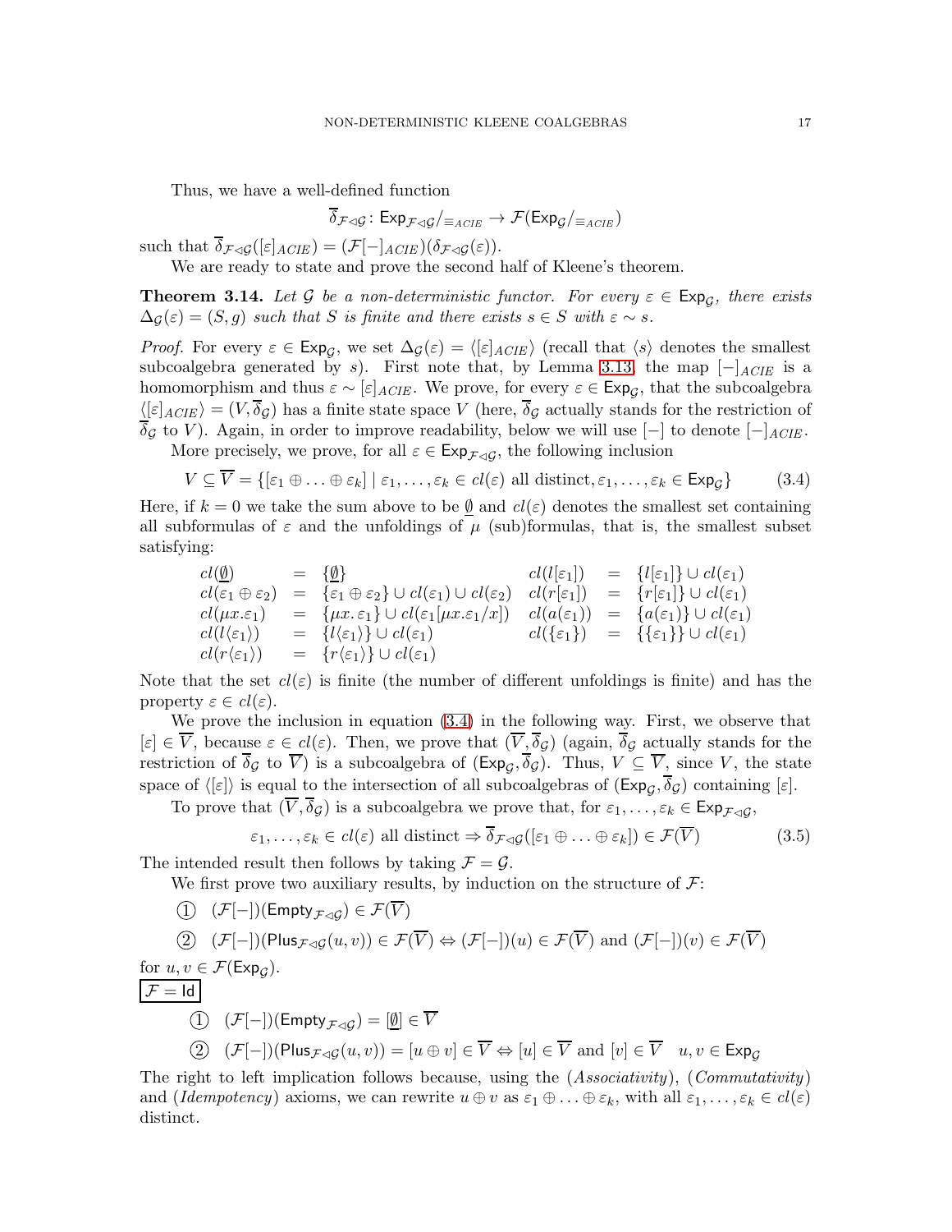Thus, we have a well-defined function

$$\overline{\delta}_{\mathcal{F}\lhd\mathcal{G}} \colon \mathsf{Exp}_{\mathcal{F}\lhd\mathcal{G}}/_{\equiv_{ACIE}} \to \mathcal{F}(\mathsf{Exp}_{\mathcal{G}}/_{\equiv_{ACIE}})$$

such that $\overline{\delta}_{\mathcal{F}\lhd\mathcal{G}}([\varepsilon]_{ACIE}) = (\mathcal{F}[-]_{ACIE})(\delta_{\mathcal{F}\lhd\mathcal{G}}(\varepsilon))$.

We are ready to state and prove the second half of Kleene's theorem.

**Theorem 3.14.** *Let $\mathcal{G}$ be a non-deterministic functor. For every $\varepsilon \in \mathsf{Exp}_{\mathcal{G}}$, there exists $\Delta_{\mathcal{G}}(\varepsilon) = (S, g)$ such that $S$ is finite and there exists $s \in S$ with $\varepsilon \sim s$.*

*Proof.* For every $\varepsilon \in \mathsf{Exp}_{\mathcal{G}}$, we set $\Delta_{\mathcal{G}}(\varepsilon) = \langle [\varepsilon]_{ACIE} \rangle$ (recall that $\langle s \rangle$ denotes the smallest subcoalgebra generated by $s$). First note that, by Lemma 3.13, the map $[-]_{ACIE}$ is a homomorphism and thus $\varepsilon \sim [\varepsilon]_{ACIE}$. We prove, for every $\varepsilon \in \mathsf{Exp}_{\mathcal{G}}$, that the subcoalgebra $\langle [\varepsilon]_{ACIE} \rangle = (V, \overline{\delta}_{\mathcal{G}})$ has a finite state space $V$ (here, $\overline{\delta}_{\mathcal{G}}$ actually stands for the restriction of $\overline{\delta}_{\mathcal{G}}$ to $V$). Again, in order to improve readability, below we will use $[-]$ to denote $[-]_{ACIE}$.

More precisely, we prove, for all $\varepsilon \in \mathsf{Exp}_{\mathcal{F}\lhd\mathcal{G}}$, the following inclusion

$$V \subseteq \overline{V} = \{[\varepsilon_1 \oplus \ldots \oplus \varepsilon_k] \mid \varepsilon_1, \ldots, \varepsilon_k \in cl(\varepsilon) \text{ all distinct}, \varepsilon_1, \ldots, \varepsilon_k \in \mathsf{Exp}_{\mathcal{G}}\} \tag{3.4}$$

Here, if $k = 0$ we take the sum above to be $\underline{\emptyset}$ and $cl(\varepsilon)$ denotes the smallest set containing all subformulas of $\varepsilon$ and the unfoldings of $\mu$ (sub)formulas, that is, the smallest subset satisfying:

$$\begin{array}{lcllcl}
cl(\underline{\emptyset}) & = & \{\underline{\emptyset}\} & cl(l[\varepsilon_1]) & = & \{l[\varepsilon_1]\} \cup cl(\varepsilon_1) \\
cl(\varepsilon_1 \oplus \varepsilon_2) & = & \{\varepsilon_1 \oplus \varepsilon_2\} \cup cl(\varepsilon_1) \cup cl(\varepsilon_2) & cl(r[\varepsilon_1]) & = & \{r[\varepsilon_1]\} \cup cl(\varepsilon_1) \\
cl(\mu x.\varepsilon_1) & = & \{\mu x.\, \varepsilon_1\} \cup cl(\varepsilon_1[\mu x.\varepsilon_1/x]) & cl(a(\varepsilon_1)) & = & \{a(\varepsilon_1)\} \cup cl(\varepsilon_1) \\
cl(l\langle \varepsilon_1 \rangle) & = & \{l\langle \varepsilon_1 \rangle\} \cup cl(\varepsilon_1) & cl(\{\varepsilon_1\}) & = & \{\{\varepsilon_1\}\} \cup cl(\varepsilon_1) \\
cl(r\langle \varepsilon_1 \rangle) & = & \{r\langle \varepsilon_1 \rangle\} \cup cl(\varepsilon_1) & & &
\end{array}$$

Note that the set $cl(\varepsilon)$ is finite (the number of different unfoldings is finite) and has the property $\varepsilon \in cl(\varepsilon)$.

We prove the inclusion in equation (3.4) in the following way. First, we observe that $[\varepsilon] \in \overline{V}$, because $\varepsilon \in cl(\varepsilon)$. Then, we prove that $(\overline{V}, \overline{\delta}_{\mathcal{G}})$ (again, $\overline{\delta}_{\mathcal{G}}$ actually stands for the restriction of $\overline{\delta}_{\mathcal{G}}$ to $\overline{V}$) is a subcoalgebra of $(\mathsf{Exp}_{\mathcal{G}}, \overline{\delta}_{\mathcal{G}})$. Thus, $V \subseteq \overline{V}$, since $V$, the state space of $\langle [\varepsilon] \rangle$ is equal to the intersection of all subcoalgebras of $(\mathsf{Exp}_{\mathcal{G}}, \overline{\delta}_{\mathcal{G}})$ containing $[\varepsilon]$.

To prove that $(\overline{V}, \overline{\delta}_{\mathcal{G}})$ is a subcoalgebra we prove that, for $\varepsilon_1, \ldots, \varepsilon_k \in \mathsf{Exp}_{\mathcal{F}\lhd\mathcal{G}}$,

$$\varepsilon_1, \ldots, \varepsilon_k \in cl(\varepsilon) \text{ all distinct} \Rightarrow \overline{\delta}_{\mathcal{F}\lhd\mathcal{G}}([\varepsilon_1 \oplus \ldots \oplus \varepsilon_k]) \in \mathcal{F}(\overline{V}) \tag{3.5}$$

The intended result then follows by taking $\mathcal{F} = \mathcal{G}$.

We first prove two auxiliary results, by induction on the structure of $\mathcal{F}$:

① $(\mathcal{F}[-])(\mathsf{Empty}_{\mathcal{F}\lhd\mathcal{G}}) \in \mathcal{F}(\overline{V})$

② $(\mathcal{F}[-])(\mathsf{Plus}_{\mathcal{F}\lhd\mathcal{G}}(u, v)) \in \mathcal{F}(\overline{V}) \Leftrightarrow (\mathcal{F}[-])(u) \in \mathcal{F}(\overline{V})$ and $(\mathcal{F}[-])(v) \in \mathcal{F}(\overline{V})$

for $u, v \in \mathcal{F}(\mathsf{Exp}_{\mathcal{G}})$.

$\boxed{\mathcal{F} = \mathsf{Id}}$

① $(\mathcal{F}[-])(\mathsf{Empty}_{\mathcal{F}\lhd\mathcal{G}}) = [\underline{\emptyset}] \in \overline{V}$

② $(\mathcal{F}[-])(\mathsf{Plus}_{\mathcal{F}\lhd\mathcal{G}}(u, v)) = [u \oplus v] \in \overline{V} \Leftrightarrow [u] \in \overline{V}$ and $[v] \in \overline{V} \quad u, v \in \mathsf{Exp}_{\mathcal{G}}$

The right to left implication follows because, using the (*Associativity*), (*Commutativity*) and (*Idempotency*) axioms, we can rewrite $u \oplus v$ as $\varepsilon_1 \oplus \ldots \oplus \varepsilon_k$, with all $\varepsilon_1, \ldots, \varepsilon_k \in cl(\varepsilon)$ distinct.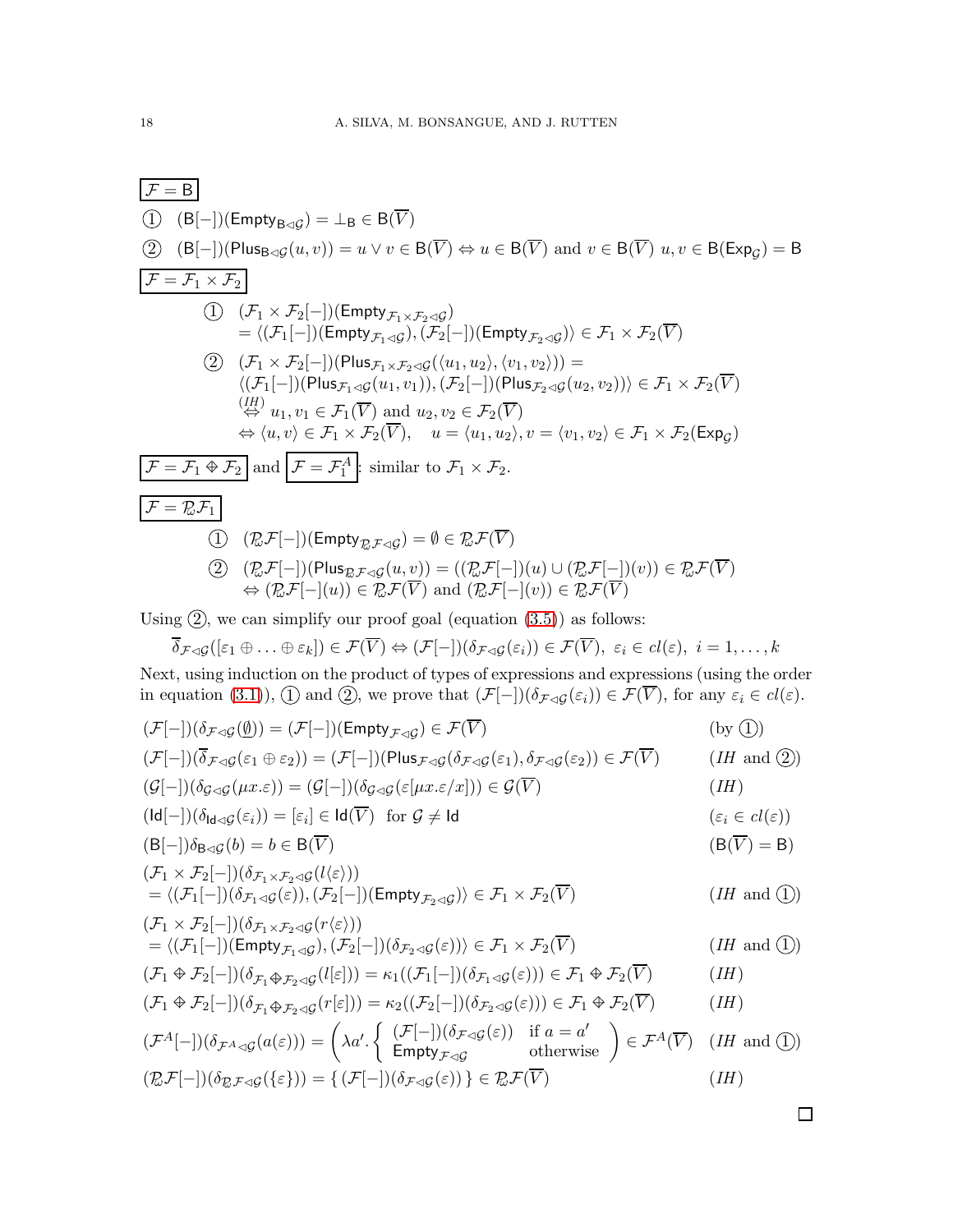$\boxed{\mathcal{F} = \mathsf{B}}$

① $(\mathsf{B}[-])(\mathsf{Empty}_{\mathsf{B}\lhd\mathcal{G}}) = \bot_{\mathsf{B}} \in \mathsf{B}(\overline{V})$

② $(\mathsf{B}[-])(\mathsf{Plus}_{\mathsf{B}\lhd\mathcal{G}}(u,v)) = u \vee v \in \mathsf{B}(\overline{V}) \Leftrightarrow u \in \mathsf{B}(\overline{V})$ and $v \in \mathsf{B}(\overline{V})$ $u, v \in \mathsf{B}(\mathsf{Exp}_{\mathcal{G}}) = \mathsf{B}$

$\boxed{\mathcal{F} = \mathcal{F}_1 \times \mathcal{F}_2}$

① $(\mathcal{F}_1 \times \mathcal{F}_2[-])(\mathsf{Empty}_{\mathcal{F}_1\times\mathcal{F}_2\lhd\mathcal{G}})$
$= \langle(\mathcal{F}_1[-])(\mathsf{Empty}_{\mathcal{F}_1\lhd\mathcal{G}}), (\mathcal{F}_2[-])(\mathsf{Empty}_{\mathcal{F}_2\lhd\mathcal{G}})\rangle \in \mathcal{F}_1 \times \mathcal{F}_2(\overline{V})$

② $(\mathcal{F}_1 \times \mathcal{F}_2[-])(\mathsf{Plus}_{\mathcal{F}_1\times\mathcal{F}_2\lhd\mathcal{G}}(\langle u_1, u_2\rangle, \langle v_1, v_2\rangle)) =$
$\langle(\mathcal{F}_1[-])(\mathsf{Plus}_{\mathcal{F}_1\lhd\mathcal{G}}(u_1, v_1)), (\mathcal{F}_2[-])(\mathsf{Plus}_{\mathcal{F}_2\lhd\mathcal{G}}(u_2, v_2))\rangle \in \mathcal{F}_1 \times \mathcal{F}_2(\overline{V})$
$\overset{(IH)}{\Leftrightarrow} u_1, v_1 \in \mathcal{F}_1(\overline{V})$ and $u_2, v_2 \in \mathcal{F}_2(\overline{V})$
$\Leftrightarrow \langle u, v\rangle \in \mathcal{F}_1 \times \mathcal{F}_2(\overline{V}), \quad u = \langle u_1, u_2\rangle, v = \langle v_1, v_2\rangle \in \mathcal{F}_1 \times \mathcal{F}_2(\mathsf{Exp}_{\mathcal{G}})$

$\boxed{\mathcal{F} = \mathcal{F}_1 \oplus \mathcal{F}_2}$ and $\boxed{\mathcal{F} = \mathcal{F}_1^A}$: similar to $\mathcal{F}_1 \times \mathcal{F}_2$.

$\boxed{\mathcal{F} = \mathcal{P}_\omega\mathcal{F}_1}$

① $(\mathcal{P}_\omega\mathcal{F}[-])(\mathsf{Empty}_{\mathcal{P}_\omega\mathcal{F}\lhd\mathcal{G}}) = \emptyset \in \mathcal{P}_\omega\mathcal{F}(\overline{V})$

② $(\mathcal{P}_\omega\mathcal{F}[-])(\mathsf{Plus}_{\mathcal{P}_\omega\mathcal{F}\lhd\mathcal{G}}(u,v)) = ((\mathcal{P}_\omega\mathcal{F}[-])(u) \cup (\mathcal{P}_\omega\mathcal{F}[-])(v)) \in \mathcal{P}_\omega\mathcal{F}(\overline{V})$
$\Leftrightarrow (\mathcal{P}_\omega\mathcal{F}[-](u)) \in \mathcal{P}_\omega\mathcal{F}(\overline{V})$ and $(\mathcal{P}_\omega\mathcal{F}[-](v)) \in \mathcal{P}_\omega\mathcal{F}(\overline{V})$

Using ②, we can simplify our proof goal (equation (3.5)) as follows:

$$\overline{\delta}_{\mathcal{F}\lhd\mathcal{G}}([\varepsilon_1 \oplus \ldots \oplus \varepsilon_k]) \in \mathcal{F}(\overline{V}) \Leftrightarrow (\mathcal{F}[-])(\delta_{\mathcal{F}\lhd\mathcal{G}}(\varepsilon_i)) \in \mathcal{F}(\overline{V}),\ \varepsilon_i \in cl(\varepsilon),\ i = 1, \ldots, k$$

Next, using induction on the product of types of expressions and expressions (using the order in equation (3.1)), ① and ②, we prove that $(\mathcal{F}[-])(\delta_{\mathcal{F}\lhd\mathcal{G}}(\varepsilon_i)) \in \mathcal{F}(\overline{V})$, for any $\varepsilon_i \in cl(\varepsilon)$.

$$(\mathcal{F}[-])(\delta_{\mathcal{F}\lhd\mathcal{G}}(\underline{\emptyset})) = (\mathcal{F}[-])(\mathsf{Empty}_{\mathcal{F}\lhd\mathcal{G}}) \in \mathcal{F}(\overline{V}) \quad \text{(by ①)}$$

$$(\mathcal{F}[-])(\overline{\delta}_{\mathcal{F}\lhd\mathcal{G}}(\varepsilon_1 \oplus \varepsilon_2)) = (\mathcal{F}[-])(\mathsf{Plus}_{\mathcal{F}\lhd\mathcal{G}}(\delta_{\mathcal{F}\lhd\mathcal{G}}(\varepsilon_1), \delta_{\mathcal{F}\lhd\mathcal{G}}(\varepsilon_2)) \in \mathcal{F}(\overline{V}) \quad (IH \text{ and ②})$$

$$(\mathcal{G}[-])(\delta_{\mathcal{G}\lhd\mathcal{G}}(\mu x.\varepsilon)) = (\mathcal{G}[-])(\delta_{\mathcal{G}\lhd\mathcal{G}}(\varepsilon[\mu x.\varepsilon/x])) \in \mathcal{G}(\overline{V}) \quad (IH)$$

$$(\mathsf{Id}[-])(\delta_{\mathsf{Id}\lhd\mathcal{G}}(\varepsilon_i)) = [\varepsilon_i] \in \mathsf{Id}(\overline{V}) \ \text{ for } \mathcal{G} \neq \mathsf{Id} \quad (\varepsilon_i \in cl(\varepsilon))$$

$$(\mathsf{B}[-])\delta_{\mathsf{B}\lhd\mathcal{G}}(b) = b \in \mathsf{B}(\overline{V}) \quad (\mathsf{B}(\overline{V}) = \mathsf{B})$$

$$\begin{aligned}&(\mathcal{F}_1 \times \mathcal{F}_2[-])(\delta_{\mathcal{F}_1\times\mathcal{F}_2\lhd\mathcal{G}}(l\langle\varepsilon\rangle))\\ &= \langle(\mathcal{F}_1[-])(\delta_{\mathcal{F}_1\lhd\mathcal{G}}(\varepsilon)), (\mathcal{F}_2[-])(\mathsf{Empty}_{\mathcal{F}_2\lhd\mathcal{G}})\rangle \in \mathcal{F}_1 \times \mathcal{F}_2(\overline{V}) \quad (IH \text{ and ①})\end{aligned}$$

$$\begin{aligned}&(\mathcal{F}_1 \times \mathcal{F}_2[-])(\delta_{\mathcal{F}_1\times\mathcal{F}_2\lhd\mathcal{G}}(r\langle\varepsilon\rangle))\\ &= \langle(\mathcal{F}_1[-])(\mathsf{Empty}_{\mathcal{F}_1\lhd\mathcal{G}}), (\mathcal{F}_2[-])(\delta_{\mathcal{F}_2\lhd\mathcal{G}}(\varepsilon))\rangle \in \mathcal{F}_1 \times \mathcal{F}_2(\overline{V}) \quad (IH \text{ and ①})\end{aligned}$$

$$(\mathcal{F}_1 \oplus \mathcal{F}_2[-])(\delta_{\mathcal{F}_1\oplus\mathcal{F}_2\lhd\mathcal{G}}(l[\varepsilon])) = \kappa_1((\mathcal{F}_1[-])(\delta_{\mathcal{F}_1\lhd\mathcal{G}}(\varepsilon))) \in \mathcal{F}_1 \oplus \mathcal{F}_2(\overline{V}) \quad (IH)$$

$$(\mathcal{F}_1 \oplus \mathcal{F}_2[-])(\delta_{\mathcal{F}_1\oplus\mathcal{F}_2\lhd\mathcal{G}}(r[\varepsilon])) = \kappa_2((\mathcal{F}_2[-])(\delta_{\mathcal{F}_2\lhd\mathcal{G}}(\varepsilon))) \in \mathcal{F}_1 \oplus \mathcal{F}_2(\overline{V}) \quad (IH)$$

$$(\mathcal{F}^A[-])(\delta_{\mathcal{F}^A\lhd\mathcal{G}}(a(\varepsilon))) = \left(\lambda a'.\left\{\begin{array}{ll}(\mathcal{F}[-])(\delta_{\mathcal{F}\lhd\mathcal{G}}(\varepsilon)) & \text{if } a = a'\\ \mathsf{Empty}_{\mathcal{F}\lhd\mathcal{G}} & \text{otherwise}\end{array}\right.\right) \in \mathcal{F}^A(\overline{V}) \quad (IH \text{ and ①})$$

$$(\mathcal{P}_\omega\mathcal{F}[-])(\delta_{\mathcal{P}_\omega\mathcal{F}\lhd\mathcal{G}}(\{\varepsilon\})) = \{\,(\mathcal{F}[-])(\delta_{\mathcal{F}\lhd\mathcal{G}}(\varepsilon))\,\} \in \mathcal{P}_\omega\mathcal{F}(\overline{V}) \quad (IH)$$

□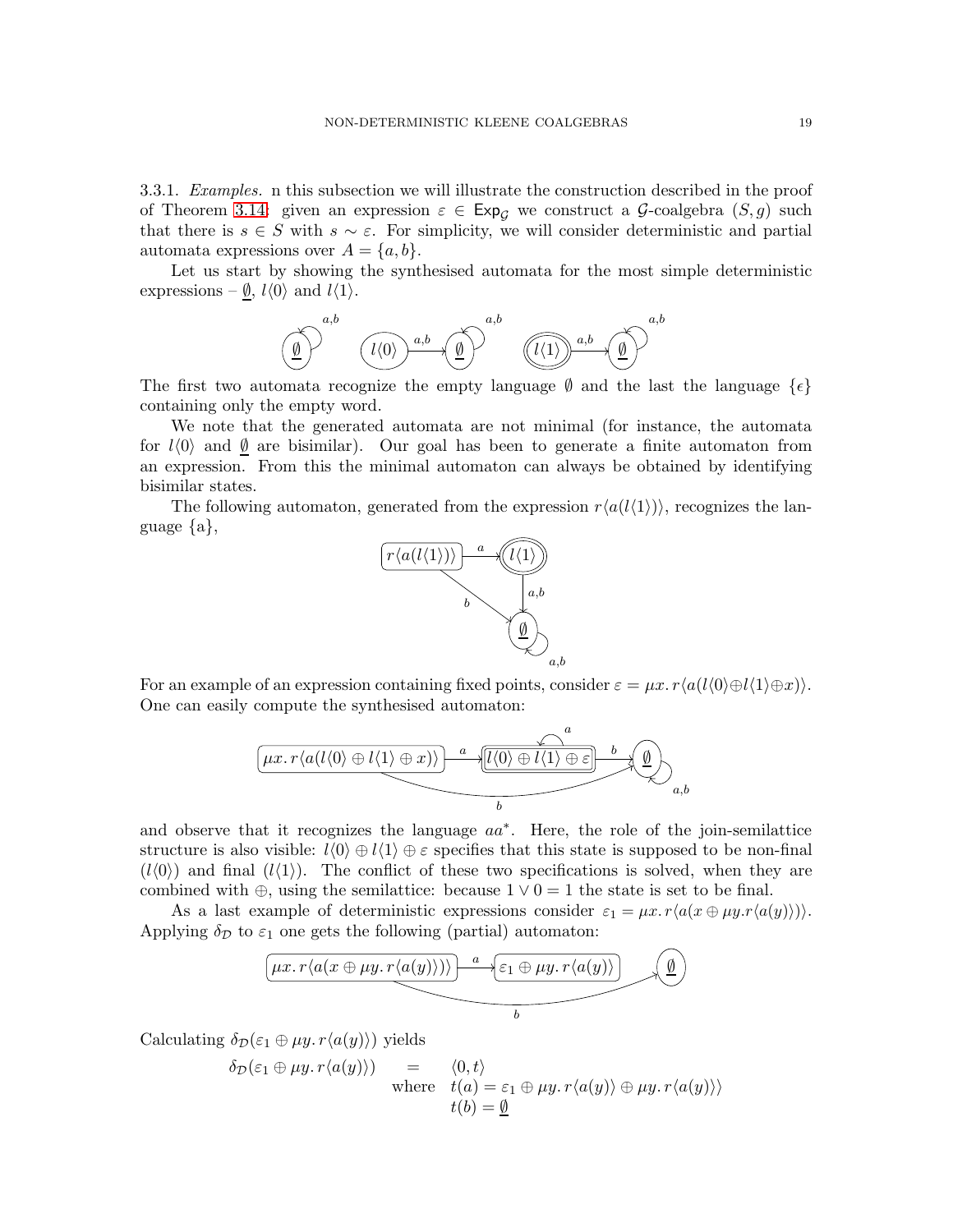3.3.1. *Examples.* n this subsection we will illustrate the construction described in the proof of Theorem 3.14: given an expression $\varepsilon \in \mathsf{Exp}_{\mathcal{G}}$ we construct a $\mathcal{G}$-coalgebra $(S, g)$ such that there is $s \in S$ with $s \sim \varepsilon$. For simplicity, we will consider deterministic and partial automata expressions over $A = \{a, b\}$.

Let us start by showing the synthesised automata for the most simple deterministic expressions – $\underline{\emptyset}$, $l\langle 0\rangle$ and $l\langle 1\rangle$.

The first two automata recognize the empty language $\emptyset$ and the last the language $\{\epsilon\}$ containing only the empty word.

We note that the generated automata are not minimal (for instance, the automata for $l\langle 0\rangle$ and $\underline{\emptyset}$ are bisimilar). Our goal has been to generate a finite automaton from an expression. From this the minimal automaton can always be obtained by identifying bisimilar states.

The following automaton, generated from the expression $r\langle a(l\langle 1\rangle)\rangle$, recognizes the language $\{a\}$,

For an example of an expression containing fixed points, consider $\varepsilon = \mu x.\, r\langle a(l\langle 0\rangle \oplus l\langle 1\rangle \oplus x)\rangle$. One can easily compute the synthesised automaton:

and observe that it recognizes the language $aa^*$. Here, the role of the join-semilattice structure is also visible: $l\langle 0\rangle \oplus l\langle 1\rangle \oplus \varepsilon$ specifies that this state is supposed to be non-final ($l\langle 0\rangle$) and final ($l\langle 1\rangle$). The conflict of these two specifications is solved, when they are combined with $\oplus$, using the semilattice: because $1 \vee 0 = 1$ the state is set to be final.

As a last example of deterministic expressions consider $\varepsilon_1 = \mu x.\, r\langle a(x \oplus \mu y. r\langle a(y)\rangle)\rangle$. Applying $\delta_{\mathcal{D}}$ to $\varepsilon_1$ one gets the following (partial) automaton:

Calculating $\delta_{\mathcal{D}}(\varepsilon_1 \oplus \mu y.\, r\langle a(y)\rangle)$ yields

$$
\begin{array}{rcl}
\delta_{\mathcal{D}}(\varepsilon_1 \oplus \mu y.\, r\langle a(y)\rangle) & = & \langle 0, t\rangle \\
& \text{where} & t(a) = \varepsilon_1 \oplus \mu y.\, r\langle a(y)\rangle \oplus \mu y.\, r\langle a(y)\rangle\rangle \\
& & t(b) = \underline{\emptyset}
\end{array}
$$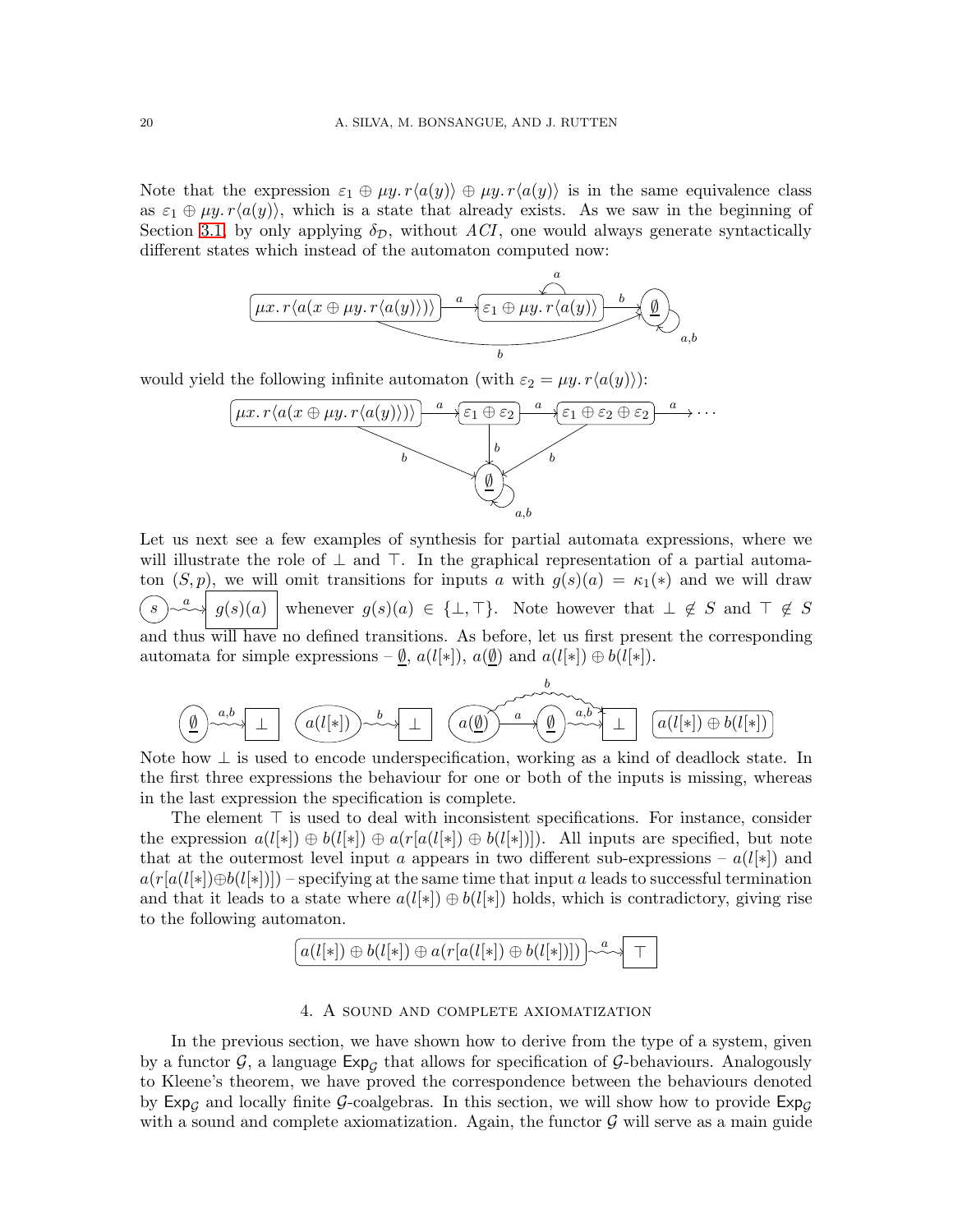Note that the expression $\varepsilon_1 \oplus \mu y.\, r\langle a(y)\rangle \oplus \mu y.\, r\langle a(y)\rangle$ is in the same equivalence class as $\varepsilon_1 \oplus \mu y.\, r\langle a(y)\rangle$, which is a state that already exists. As we saw in the beginning of Section 3.1, by only applying $\delta_{\mathcal{D}}$, without $ACI$, one would always generate syntactically different states which instead of the automaton computed now:

$$\mu x.\, r\langle a(x \oplus \mu y.\, r\langle a(y)\rangle)\rangle \xrightarrow{a} \varepsilon_1 \oplus \mu y.\, r\langle a(y)\rangle \xrightarrow{b} \underline{\emptyset}$$

would yield the following infinite automaton (with $\varepsilon_2 = \mu y.\, r\langle a(y)\rangle$):

$$\mu x.\, r\langle a(x \oplus \mu y.\, r\langle a(y)\rangle)\rangle \xrightarrow{a} \varepsilon_1 \oplus \varepsilon_2 \xrightarrow{a} \varepsilon_1 \oplus \varepsilon_2 \oplus \varepsilon_2 \xrightarrow{a} \cdots$$

Let us next see a few examples of synthesis for partial automata expressions, where we will illustrate the role of $\bot$ and $\top$. In the graphical representation of a partial automaton $(S, p)$, we will omit transitions for inputs $a$ with $g(s)(a) = \kappa_1(*)$ and we will draw $s \overset{a}{\leadsto} \boxed{g(s)(a)}$ whenever $g(s)(a) \in \{\bot, \top\}$. Note however that $\bot \notin S$ and $\top \notin S$ and thus will have no defined transitions. As before, let us first present the corresponding automata for simple expressions – $\underline{\emptyset}$, $a(l[*])$, $a(\underline{\emptyset})$ and $a(l[*]) \oplus b(l[*])$.

$$\underline{\emptyset} \overset{a,b}{\leadsto} \boxed{\bot} \qquad a(l[*]) \overset{b}{\leadsto} \boxed{\bot} \qquad a(\underline{\emptyset}) \xrightarrow{a} \underline{\emptyset} \overset{a,b}{\leadsto} \boxed{\bot} \qquad a(l[*]) \oplus b(l[*])$$

Note how $\bot$ is used to encode underspecification, working as a kind of deadlock state. In the first three expressions the behaviour for one or both of the inputs is missing, whereas in the last expression the specification is complete.

The element $\top$ is used to deal with inconsistent specifications. For instance, consider the expression $a(l[*]) \oplus b(l[*]) \oplus a(r[a(l[*]) \oplus b(l[*])])$. All inputs are specified, but note that at the outermost level input $a$ appears in two different sub-expressions – $a(l[*])$ and $a(r[a(l[*]) \oplus b(l[*])])$ – specifying at the same time that input $a$ leads to successful termination and that it leads to a state where $a(l[*]) \oplus b(l[*])$ holds, which is contradictory, giving rise to the following automaton.

$$a(l[*]) \oplus b(l[*]) \oplus a(r[a(l[*]) \oplus b(l[*])]) \overset{a}{\leadsto} \boxed{\top}$$

## 4. A sound and complete axiomatization

In the previous section, we have shown how to derive from the type of a system, given by a functor $\mathcal{G}$, a language $\mathsf{Exp}_{\mathcal{G}}$ that allows for specification of $\mathcal{G}$-behaviours. Analogously to Kleene's theorem, we have proved the correspondence between the behaviours denoted by $\mathsf{Exp}_{\mathcal{G}}$ and locally finite $\mathcal{G}$-coalgebras. In this section, we will show how to provide $\mathsf{Exp}_{\mathcal{G}}$ with a sound and complete axiomatization. Again, the functor $\mathcal{G}$ will serve as a main guide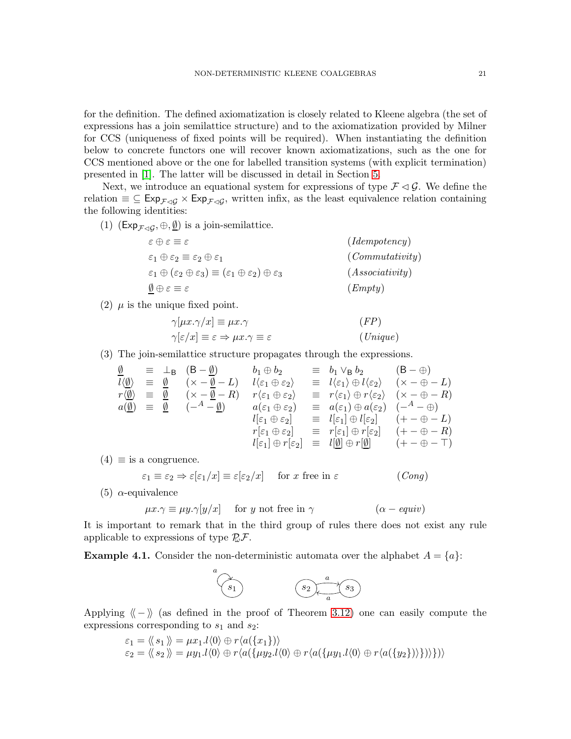for the definition. The defined axiomatization is closely related to Kleene algebra (the set of expressions has a join semilattice structure) and to the axiomatization provided by Milner for CCS (uniqueness of fixed points will be required). When instantiating the definition below to concrete functors one will recover known axiomatizations, such as the one for CCS mentioned above or the one for labelled transition systems (with explicit termination) presented in [1]. The latter will be discussed in detail in Section 5.

Next, we introduce an equational system for expressions of type $\mathcal{F} \lhd \mathcal{G}$. We define the relation $\equiv \subseteq \mathsf{Exp}_{\mathcal{F}\lhd\mathcal{G}} \times \mathsf{Exp}_{\mathcal{F}\lhd\mathcal{G}}$, written infix, as the least equivalence relation containing the following identities:

(1) $(\mathsf{Exp}_{\mathcal{F}\lhd\mathcal{G}}, \oplus, \underline{\emptyset})$ is a join-semilattice.

$$\begin{array}{ll}
\varepsilon \oplus \varepsilon \equiv \varepsilon & (\mathit{Idempotency}) \\
\varepsilon_1 \oplus \varepsilon_2 \equiv \varepsilon_2 \oplus \varepsilon_1 & (\mathit{Commutativity}) \\
\varepsilon_1 \oplus (\varepsilon_2 \oplus \varepsilon_3) \equiv (\varepsilon_1 \oplus \varepsilon_2) \oplus \varepsilon_3 & (\mathit{Associativity}) \\
\underline{\emptyset} \oplus \varepsilon \equiv \varepsilon & (\mathit{Empty})
\end{array}$$

(2) $\mu$ is the unique fixed point.

$$\begin{array}{ll}
\gamma[\mu x.\gamma/x] \equiv \mu x.\gamma & (\mathit{FP}) \\
\gamma[\varepsilon/x] \equiv \varepsilon \Rightarrow \mu x.\gamma \equiv \varepsilon & (\mathit{Unique})
\end{array}$$

(3) The join-semilattice structure propagates through the expressions.

$$\begin{array}{llllll}
\underline{\emptyset} \equiv \bot_{\mathsf{B}} & (\mathsf{B}-\emptyset) & b_1 \oplus b_2 & \equiv & b_1 \vee_{\mathsf{B}} b_2 & (\mathsf{B}-\oplus) \\
l\langle\underline{\emptyset}\rangle \equiv \underline{\emptyset} & (\times-\underline{\emptyset}-L) & l\langle\varepsilon_1 \oplus \varepsilon_2\rangle & \equiv & l\langle\varepsilon_1\rangle \oplus l\langle\varepsilon_2\rangle & (\times-\oplus-L) \\
r\langle\underline{\emptyset}\rangle \equiv \underline{\emptyset} & (\times-\underline{\emptyset}-R) & r\langle\varepsilon_1 \oplus \varepsilon_2\rangle & \equiv & r\langle\varepsilon_1\rangle \oplus r\langle\varepsilon_2\rangle & (\times-\oplus-R) \\
a(\underline{\emptyset}) \equiv \underline{\emptyset} & (-^A-\underline{\emptyset}) & a(\varepsilon_1 \oplus \varepsilon_2) & \equiv & a(\varepsilon_1) \oplus a(\varepsilon_2) & (-^A-\oplus) \\
 & & l[\varepsilon_1 \oplus \varepsilon_2] & \equiv & l[\varepsilon_1] \oplus l[\varepsilon_2] & (+-\oplus-L) \\
 & & r[\varepsilon_1 \oplus \varepsilon_2] & \equiv & r[\varepsilon_1] \oplus r[\varepsilon_2] & (+-\oplus-R) \\
 & & l[\varepsilon_1] \oplus r[\varepsilon_2] & \equiv & l[\underline{\emptyset}] \oplus r[\underline{\emptyset}] & (+-\oplus-\top)
\end{array}$$

(4) $\equiv$ is a congruence.

$$\varepsilon_1 \equiv \varepsilon_2 \Rightarrow \varepsilon[\varepsilon_1/x] \equiv \varepsilon[\varepsilon_2/x] \quad \text{for } x \text{ free in } \varepsilon \qquad (\mathit{Cong})$$

(5) $\alpha$-equivalence

$$\mu x.\gamma \equiv \mu y.\gamma[y/x] \quad \text{for } y \text{ not free in } \gamma \qquad (\alpha-\mathit{equiv})$$

It is important to remark that in the third group of rules there does not exist any rule applicable to expressions of type $\mathcal{P}_\omega\mathcal{F}$.

**Example 4.1.** Consider the non-deterministic automata over the alphabet $A = \{a\}$:

Applying $\langle\!\langle - \rangle\!\rangle$ (as defined in the proof of Theorem 3.12) one can easily compute the expressions corresponding to $s_1$ and $s_2$:

$$\begin{array}{l}
\varepsilon_1 = \langle\!\langle\, s_1 \,\rangle\!\rangle = \mu x_1.l\langle 0\rangle \oplus r\langle a(\{x_1\})\rangle \\
\varepsilon_2 = \langle\!\langle\, s_2 \,\rangle\!\rangle = \mu y_1.l\langle 0\rangle \oplus r\langle a(\{\mu y_2.l\langle 0\rangle \oplus r\langle a(\{\mu y_1.l\langle 0\rangle \oplus r\langle a(\{y_2\})\rangle\})\rangle\})\rangle
\end{array}$$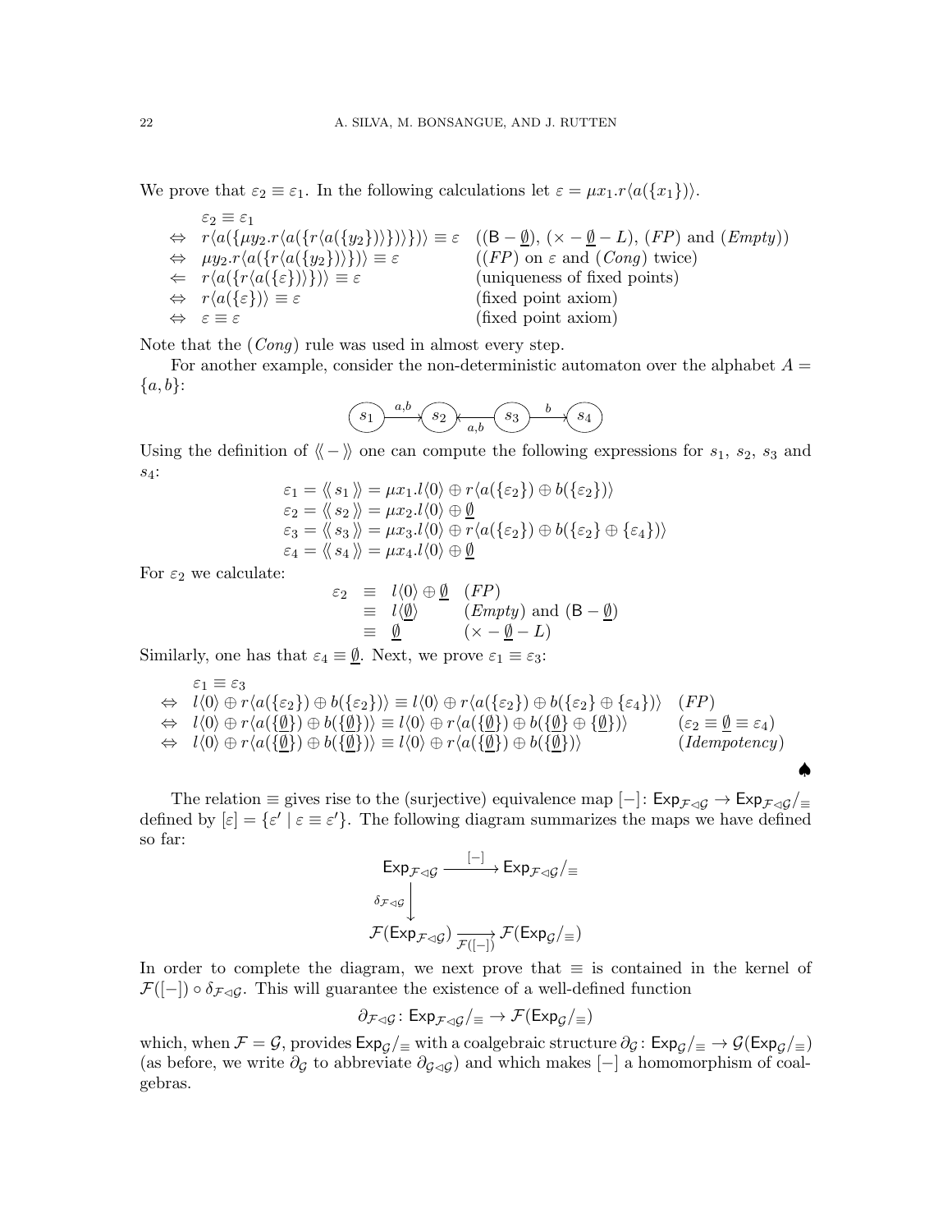We prove that $\varepsilon_2 \equiv \varepsilon_1$. In the following calculations let $\varepsilon = \mu x_1.r\langle a(\{x_1\})\rangle$.

$$
\begin{array}{lll}
 & \varepsilon_2 \equiv \varepsilon_1 & \\
\Leftrightarrow & r\langle a(\{\mu y_2.r\langle a(\{r\langle a(\{y_2\})\rangle\})\rangle\})\rangle \equiv \varepsilon & ((\mathsf{B}-\underline{\emptyset}),\ (\times-\underline{\emptyset}-L),\ (FP) \text{ and } (Empty)) \\
\Leftrightarrow & \mu y_2.r\langle a(\{r\langle a(\{y_2\})\rangle\})\rangle \equiv \varepsilon & ((FP) \text{ on } \varepsilon \text{ and } (Cong) \text{ twice}) \\
\Leftarrow & r\langle a(\{r\langle a(\{\varepsilon\})\rangle\})\rangle \equiv \varepsilon & (\text{uniqueness of fixed points}) \\
\Leftrightarrow & r\langle a(\{\varepsilon\})\rangle \equiv \varepsilon & (\text{fixed point axiom}) \\
\Leftrightarrow & \varepsilon \equiv \varepsilon & (\text{fixed point axiom})
\end{array}
$$

Note that the $(Cong)$ rule was used in almost every step.

For another example, consider the non-deterministic automaton over the alphabet $A = \{a, b\}$:

$$s_1 \xrightarrow{a,b} s_2 \xleftarrow{a,b} s_3 \xrightarrow{b} s_4$$

Using the definition of $\langle\!\langle - \rangle\!\rangle$ one can compute the following expressions for $s_1$, $s_2$, $s_3$ and $s_4$:

$$
\begin{array}{l}
\varepsilon_1 = \langle\!\langle\, s_1 \,\rangle\!\rangle = \mu x_1.l\langle 0\rangle \oplus r\langle a(\{\varepsilon_2\}) \oplus b(\{\varepsilon_2\})\rangle \\
\varepsilon_2 = \langle\!\langle\, s_2 \,\rangle\!\rangle = \mu x_2.l\langle 0\rangle \oplus \underline{\emptyset} \\
\varepsilon_3 = \langle\!\langle\, s_3 \,\rangle\!\rangle = \mu x_3.l\langle 0\rangle \oplus r\langle a(\{\varepsilon_2\}) \oplus b(\{\varepsilon_2\} \oplus \{\varepsilon_4\})\rangle \\
\varepsilon_4 = \langle\!\langle\, s_4 \,\rangle\!\rangle = \mu x_4.l\langle 0\rangle \oplus \underline{\emptyset}
\end{array}
$$

For $\varepsilon_2$ we calculate:

$$
\begin{array}{lll}
\varepsilon_2 & \equiv\ l\langle 0\rangle \oplus \underline{\emptyset} & (FP) \\
 & \equiv\ l\langle \underline{\emptyset}\rangle & (Empty) \text{ and } (\mathsf{B}-\underline{\emptyset}) \\
 & \equiv\ \underline{\emptyset} & (\times-\underline{\emptyset}-L)
\end{array}
$$

Similarly, one has that $\varepsilon_4 \equiv \underline{\emptyset}$. Next, we prove $\varepsilon_1 \equiv \varepsilon_3$:

$$
\begin{array}{lll}
 & \varepsilon_1 \equiv \varepsilon_3 & \\
\Leftrightarrow & l\langle 0\rangle \oplus r\langle a(\{\varepsilon_2\}) \oplus b(\{\varepsilon_2\})\rangle \equiv l\langle 0\rangle \oplus r\langle a(\{\varepsilon_2\}) \oplus b(\{\varepsilon_2\} \oplus \{\varepsilon_4\})\rangle & (FP) \\
\Leftrightarrow & l\langle 0\rangle \oplus r\langle a(\{\underline{\emptyset}\}) \oplus b(\{\underline{\emptyset}\})\rangle \equiv l\langle 0\rangle \oplus r\langle a(\{\underline{\emptyset}\}) \oplus b(\{\underline{\emptyset}\} \oplus \{\underline{\emptyset}\})\rangle & (\varepsilon_2 \equiv \underline{\emptyset} \equiv \varepsilon_4) \\
\Leftrightarrow & l\langle 0\rangle \oplus r\langle a(\{\underline{\emptyset}\}) \oplus b(\{\underline{\emptyset}\})\rangle \equiv l\langle 0\rangle \oplus r\langle a(\{\underline{\emptyset}\}) \oplus b(\{\underline{\emptyset}\})\rangle & (Idempotency)
\end{array}
$$

♠

The relation $\equiv$ gives rise to the (surjective) equivalence map $[-]\colon \mathsf{Exp}_{\mathcal{F}\lhd\mathcal{G}} \to \mathsf{Exp}_{\mathcal{F}\lhd\mathcal{G}}/_{\equiv}$ defined by $[\varepsilon] = \{\varepsilon' \mid \varepsilon \equiv \varepsilon'\}$. The following diagram summarizes the maps we have defined so far:

$$
\begin{array}{ccc}
\mathsf{Exp}_{\mathcal{F}\lhd\mathcal{G}} & \xrightarrow{[-]} & \mathsf{Exp}_{\mathcal{F}\lhd\mathcal{G}}/_{\equiv} \\
\Big\downarrow{\scriptstyle \delta_{\mathcal{F}\lhd\mathcal{G}}} & & \\
\mathcal{F}(\mathsf{Exp}_{\mathcal{F}\lhd\mathcal{G}}) & \xrightarrow[\mathcal{F}([-])]{} & \mathcal{F}(\mathsf{Exp}_{\mathcal{G}}/_{\equiv})
\end{array}
$$

In order to complete the diagram, we next prove that $\equiv$ is contained in the kernel of $\mathcal{F}([-]) \circ \delta_{\mathcal{F}\lhd\mathcal{G}}$. This will guarantee the existence of a well-defined function

$$\partial_{\mathcal{F}\lhd\mathcal{G}}\colon \mathsf{Exp}_{\mathcal{F}\lhd\mathcal{G}}/_{\equiv} \to \mathcal{F}(\mathsf{Exp}_{\mathcal{G}}/_{\equiv})$$

which, when $\mathcal{F} = \mathcal{G}$, provides $\mathsf{Exp}_{\mathcal{G}}/_{\equiv}$ with a coalgebraic structure $\partial_{\mathcal{G}}\colon \mathsf{Exp}_{\mathcal{G}}/_{\equiv} \to \mathcal{G}(\mathsf{Exp}_{\mathcal{G}}/_{\equiv})$ (as before, we write $\partial_{\mathcal{G}}$ to abbreviate $\partial_{\mathcal{G}\lhd\mathcal{G}}$) and which makes $[-]$ a homomorphism of coalgebras.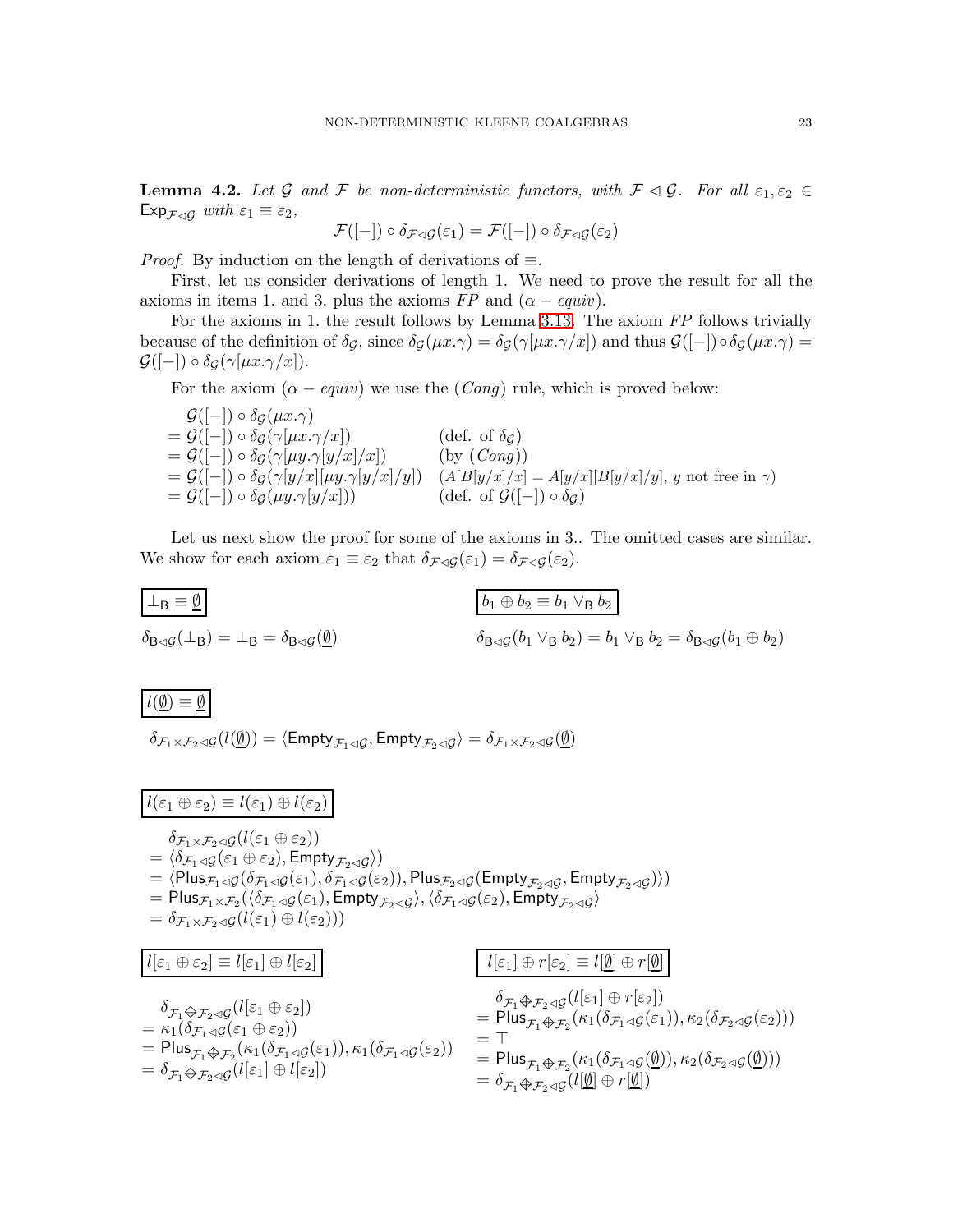**Lemma 4.2.** *Let $\mathcal{G}$ and $\mathcal{F}$ be non-deterministic functors, with $\mathcal{F} \lhd \mathcal{G}$. For all $\varepsilon_1, \varepsilon_2 \in \mathsf{Exp}_{\mathcal{F}\lhd\mathcal{G}}$ with $\varepsilon_1 \equiv \varepsilon_2$,*

$$\mathcal{F}([-]) \circ \delta_{\mathcal{F}\lhd\mathcal{G}}(\varepsilon_1) = \mathcal{F}([-]) \circ \delta_{\mathcal{F}\lhd\mathcal{G}}(\varepsilon_2)$$

*Proof.* By induction on the length of derivations of $\equiv$.

First, let us consider derivations of length 1. We need to prove the result for all the axioms in items 1. and 3. plus the axioms *FP* and ($\alpha - equiv$).

For the axioms in 1. the result follows by Lemma 3.13. The axiom *FP* follows trivially because of the definition of $\delta_\mathcal{G}$, since $\delta_\mathcal{G}(\mu x.\gamma) = \delta_\mathcal{G}(\gamma[\mu x.\gamma/x])$ and thus $\mathcal{G}([-]) \circ \delta_\mathcal{G}(\mu x.\gamma) = \mathcal{G}([-]) \circ \delta_\mathcal{G}(\gamma[\mu x.\gamma/x])$.

For the axiom ($\alpha - equiv$) we use the ($Cong$) rule, which is proved below:

$$
\begin{array}{ll}
\quad \mathcal{G}([-]) \circ \delta_\mathcal{G}(\mu x.\gamma) & \\
= \mathcal{G}([-]) \circ \delta_\mathcal{G}(\gamma[\mu x.\gamma/x]) & \text{(def. of } \delta_\mathcal{G}) \\
= \mathcal{G}([-]) \circ \delta_\mathcal{G}(\gamma[\mu y.\gamma[y/x]/x]) & \text{(by } (Cong)) \\
= \mathcal{G}([-]) \circ \delta_\mathcal{G}(\gamma[y/x][\mu y.\gamma[y/x]/y]) & (A[B[y/x]/x] = A[y/x][B[y/x]/y],\ y \text{ not free in } \gamma) \\
= \mathcal{G}([-]) \circ \delta_\mathcal{G}(\mu y.\gamma[y/x])) & \text{(def. of } \mathcal{G}([-]) \circ \delta_\mathcal{G})
\end{array}
$$

Let us next show the proof for some of the axioms in 3.. The omitted cases are similar. We show for each axiom $\varepsilon_1 \equiv \varepsilon_2$ that $\delta_{\mathcal{F}\lhd\mathcal{G}}(\varepsilon_1) = \delta_{\mathcal{F}\lhd\mathcal{G}}(\varepsilon_2)$.

$\boxed{\bot_\mathsf{B} \equiv \underline{\emptyset}}$

$$\delta_{\mathsf{B}\lhd\mathcal{G}}(\bot_\mathsf{B}) = \bot_\mathsf{B} = \delta_{\mathsf{B}\lhd\mathcal{G}}(\underline{\emptyset})$$

$\boxed{b_1 \oplus b_2 \equiv b_1 \vee_\mathsf{B} b_2}$

$$\delta_{\mathsf{B}\lhd\mathcal{G}}(b_1 \vee_\mathsf{B} b_2) = b_1 \vee_\mathsf{B} b_2 = \delta_{\mathsf{B}\lhd\mathcal{G}}(b_1 \oplus b_2)$$

$\boxed{l(\underline{\emptyset}) \equiv \underline{\emptyset}}$

$$\delta_{\mathcal{F}_1\times\mathcal{F}_2\lhd\mathcal{G}}(l(\underline{\emptyset})) = \langle \mathsf{Empty}_{\mathcal{F}_1\lhd\mathcal{G}}, \mathsf{Empty}_{\mathcal{F}_2\lhd\mathcal{G}}\rangle = \delta_{\mathcal{F}_1\times\mathcal{F}_2\lhd\mathcal{G}}(\underline{\emptyset})$$

$\boxed{l(\varepsilon_1 \oplus \varepsilon_2) \equiv l(\varepsilon_1) \oplus l(\varepsilon_2)}$

$$
\begin{array}{l}
\quad \delta_{\mathcal{F}_1\times\mathcal{F}_2\lhd\mathcal{G}}(l(\varepsilon_1 \oplus \varepsilon_2)) \\
= \langle \delta_{\mathcal{F}_1\lhd\mathcal{G}}(\varepsilon_1 \oplus \varepsilon_2), \mathsf{Empty}_{\mathcal{F}_2\lhd\mathcal{G}}\rangle) \\
= \langle \mathsf{Plus}_{\mathcal{F}_1\lhd\mathcal{G}}(\delta_{\mathcal{F}_1\lhd\mathcal{G}}(\varepsilon_1), \delta_{\mathcal{F}_1\lhd\mathcal{G}}(\varepsilon_2)), \mathsf{Plus}_{\mathcal{F}_2\lhd\mathcal{G}}(\mathsf{Empty}_{\mathcal{F}_2\lhd\mathcal{G}}, \mathsf{Empty}_{\mathcal{F}_2\lhd\mathcal{G}})\rangle) \\
= \mathsf{Plus}_{\mathcal{F}_1\times\mathcal{F}_2}(\langle \delta_{\mathcal{F}_1\lhd\mathcal{G}}(\varepsilon_1), \mathsf{Empty}_{\mathcal{F}_2\lhd\mathcal{G}}\rangle, \langle \delta_{\mathcal{F}_1\lhd\mathcal{G}}(\varepsilon_2), \mathsf{Empty}_{\mathcal{F}_2\lhd\mathcal{G}}\rangle \\
= \delta_{\mathcal{F}_1\times\mathcal{F}_2\lhd\mathcal{G}}(l(\varepsilon_1) \oplus l(\varepsilon_2)))
\end{array}
$$

$\boxed{l[\varepsilon_1 \oplus \varepsilon_2] \equiv l[\varepsilon_1] \oplus l[\varepsilon_2]}$

$$
\begin{array}{l}
\quad \delta_{\mathcal{F}_1\oplus\mathcal{F}_2\lhd\mathcal{G}}(l[\varepsilon_1 \oplus \varepsilon_2]) \\
= \kappa_1(\delta_{\mathcal{F}_1\lhd\mathcal{G}}(\varepsilon_1 \oplus \varepsilon_2)) \\
= \mathsf{Plus}_{\mathcal{F}_1\oplus\mathcal{F}_2}(\kappa_1(\delta_{\mathcal{F}_1\lhd\mathcal{G}}(\varepsilon_1)), \kappa_1(\delta_{\mathcal{F}_1\lhd\mathcal{G}}(\varepsilon_2)) \\
= \delta_{\mathcal{F}_1\oplus\mathcal{F}_2\lhd\mathcal{G}}(l[\varepsilon_1] \oplus l[\varepsilon_2])
\end{array}
$$

$\boxed{l[\varepsilon_1] \oplus r[\varepsilon_2] \equiv l[\underline{\emptyset}] \oplus r[\underline{\emptyset}]}$

$$
\begin{array}{l}
\quad \delta_{\mathcal{F}_1\oplus\mathcal{F}_2\lhd\mathcal{G}}(l[\varepsilon_1] \oplus r[\varepsilon_2]) \\
= \mathsf{Plus}_{\mathcal{F}_1\oplus\mathcal{F}_2}(\kappa_1(\delta_{\mathcal{F}_1\lhd\mathcal{G}}(\varepsilon_1)), \kappa_2(\delta_{\mathcal{F}_2\lhd\mathcal{G}}(\varepsilon_2))) \\
= \top \\
= \mathsf{Plus}_{\mathcal{F}_1\oplus\mathcal{F}_2}(\kappa_1(\delta_{\mathcal{F}_1\lhd\mathcal{G}}(\underline{\emptyset})), \kappa_2(\delta_{\mathcal{F}_2\lhd\mathcal{G}}(\underline{\emptyset}))) \\
= \delta_{\mathcal{F}_1\oplus\mathcal{F}_2\lhd\mathcal{G}}(l[\underline{\emptyset}] \oplus r[\underline{\emptyset}])
\end{array}
$$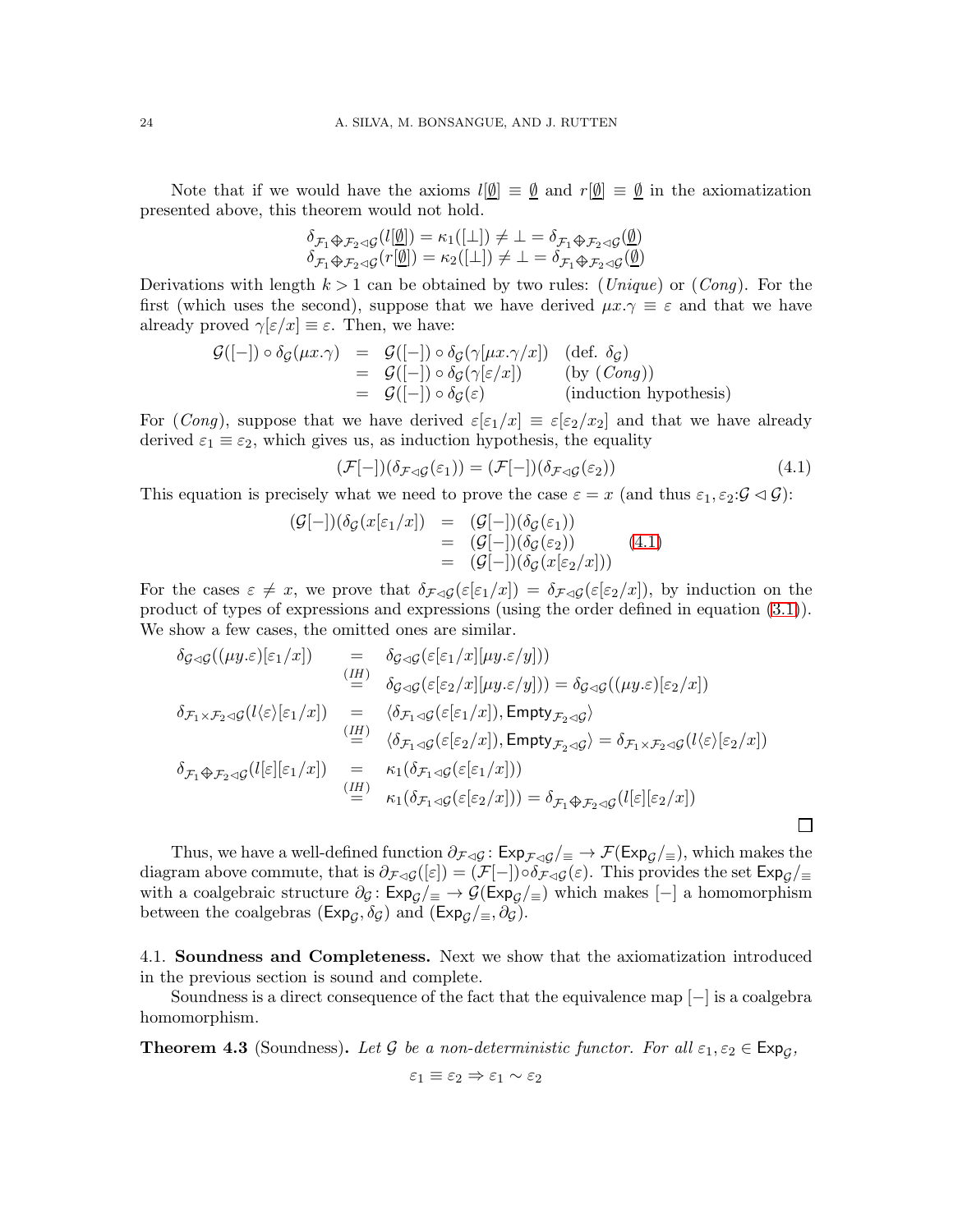Note that if we would have the axioms $l[\underline{\emptyset}] \equiv \underline{\emptyset}$ and $r[\underline{\emptyset}] \equiv \underline{\emptyset}$ in the axiomatization presented above, this theorem would not hold.

$$
\begin{array}{l}
\delta_{\mathcal{F}_1 \oplus \mathcal{F}_2 \lhd \mathcal{G}}(l[\underline{\emptyset}]) = \kappa_1([\bot]) \neq \bot = \delta_{\mathcal{F}_1 \oplus \mathcal{F}_2 \lhd \mathcal{G}}(\underline{\emptyset}) \\
\delta_{\mathcal{F}_1 \oplus \mathcal{F}_2 \lhd \mathcal{G}}(r[\underline{\emptyset}]) = \kappa_2([\bot]) \neq \bot = \delta_{\mathcal{F}_1 \oplus \mathcal{F}_2 \lhd \mathcal{G}}(\underline{\emptyset})
\end{array}
$$

Derivations with length $k > 1$ can be obtained by two rules: (*Unique*) or (*Cong*). For the first (which uses the second), suppose that we have derived $\mu x.\gamma \equiv \varepsilon$ and that we have already proved $\gamma[\varepsilon/x] \equiv \varepsilon$. Then, we have:

$$
\begin{array}{rcll}
\mathcal{G}([-]) \circ \delta_{\mathcal{G}}(\mu x.\gamma) & = & \mathcal{G}([-]) \circ \delta_{\mathcal{G}}(\gamma[\mu x.\gamma/x]) & (\text{def. } \delta_{\mathcal{G}}) \\
& = & \mathcal{G}([-]) \circ \delta_{\mathcal{G}}(\gamma[\varepsilon/x]) & (\text{by } (Cong)) \\
& = & \mathcal{G}([-]) \circ \delta_{\mathcal{G}}(\varepsilon) & (\text{induction hypothesis})
\end{array}
$$

For (*Cong*), suppose that we have derived $\varepsilon[\varepsilon_1/x] \equiv \varepsilon[\varepsilon_2/x_2]$ and that we have already derived $\varepsilon_1 \equiv \varepsilon_2$, which gives us, as induction hypothesis, the equality

$$
(\mathcal{F}[-])(\delta_{\mathcal{F} \lhd \mathcal{G}}(\varepsilon_1)) = (\mathcal{F}[-])(\delta_{\mathcal{F} \lhd \mathcal{G}}(\varepsilon_2)) \tag{4.1}
$$

This equation is precisely what we need to prove the case $\varepsilon = x$ (and thus $\varepsilon_1, \varepsilon_2 {:} \mathcal{G} \lhd \mathcal{G}$):

$$
\begin{array}{rcll}
(\mathcal{G}[-])(\delta_{\mathcal{G}}(x[\varepsilon_1/x]) & = & (\mathcal{G}[-])(\delta_{\mathcal{G}}(\varepsilon_1)) & \\
& = & (\mathcal{G}[-])(\delta_{\mathcal{G}}(\varepsilon_2)) & (4.1) \\
& = & (\mathcal{G}[-])(\delta_{\mathcal{G}}(x[\varepsilon_2/x]))
\end{array}
$$

For the cases $\varepsilon \neq x$, we prove that $\delta_{\mathcal{F} \lhd \mathcal{G}}(\varepsilon[\varepsilon_1/x]) = \delta_{\mathcal{F} \lhd \mathcal{G}}(\varepsilon[\varepsilon_2/x])$, by induction on the product of types of expressions and expressions (using the order defined in equation (3.1)). We show a few cases, the omitted ones are similar.

$$
\begin{array}{rcl}
\delta_{\mathcal{G} \lhd \mathcal{G}}((\mu y.\varepsilon)[\varepsilon_1/x]) & = & \delta_{\mathcal{G} \lhd \mathcal{G}}(\varepsilon[\varepsilon_1/x][\mu y.\varepsilon/y])) \\
& \stackrel{(IH)}{=} & \delta_{\mathcal{G} \lhd \mathcal{G}}(\varepsilon[\varepsilon_2/x][\mu y.\varepsilon/y])) = \delta_{\mathcal{G} \lhd \mathcal{G}}((\mu y.\varepsilon)[\varepsilon_2/x]) \\
\delta_{\mathcal{F}_1 \times \mathcal{F}_2 \lhd \mathcal{G}}(l\langle \varepsilon \rangle[\varepsilon_1/x]) & = & \langle \delta_{\mathcal{F}_1 \lhd \mathcal{G}}(\varepsilon[\varepsilon_1/x]), \mathsf{Empty}_{\mathcal{F}_2 \lhd \mathcal{G}} \rangle \\
& \stackrel{(IH)}{=} & \langle \delta_{\mathcal{F}_1 \lhd \mathcal{G}}(\varepsilon[\varepsilon_2/x]), \mathsf{Empty}_{\mathcal{F}_2 \lhd \mathcal{G}} \rangle = \delta_{\mathcal{F}_1 \times \mathcal{F}_2 \lhd \mathcal{G}}(l\langle \varepsilon \rangle[\varepsilon_2/x]) \\
\delta_{\mathcal{F}_1 \oplus \mathcal{F}_2 \lhd \mathcal{G}}(l[\varepsilon][\varepsilon_1/x]) & = & \kappa_1(\delta_{\mathcal{F}_1 \lhd \mathcal{G}}(\varepsilon[\varepsilon_1/x])) \\
& \stackrel{(IH)}{=} & \kappa_1(\delta_{\mathcal{F}_1 \lhd \mathcal{G}}(\varepsilon[\varepsilon_2/x])) = \delta_{\mathcal{F}_1 \oplus \mathcal{F}_2 \lhd \mathcal{G}}(l[\varepsilon][\varepsilon_2/x])
\end{array}
$$

□

Thus, we have a well-defined function $\partial_{\mathcal{F} \lhd \mathcal{G}} \colon \mathsf{Exp}_{\mathcal{F} \lhd \mathcal{G}}/_{\equiv} \to \mathcal{F}(\mathsf{Exp}_{\mathcal{G}}/_{\equiv})$, which makes the diagram above commute, that is $\partial_{\mathcal{F} \lhd \mathcal{G}}([\varepsilon]) = (\mathcal{F}[-]) \circ \delta_{\mathcal{F} \lhd \mathcal{G}}(\varepsilon)$. This provides the set $\mathsf{Exp}_{\mathcal{G}}/_{\equiv}$ with a coalgebraic structure $\partial_{\mathcal{G}} \colon \mathsf{Exp}_{\mathcal{G}}/_{\equiv} \to \mathcal{G}(\mathsf{Exp}_{\mathcal{G}}/_{\equiv})$ which makes $[-]$ a homomorphism between the coalgebras $(\mathsf{Exp}_{\mathcal{G}}, \delta_{\mathcal{G}})$ and $(\mathsf{Exp}_{\mathcal{G}}/_{\equiv}, \partial_{\mathcal{G}})$.

## 4.1. Soundness and Completeness.

Next we show that the axiomatization introduced in the previous section is sound and complete.

Soundness is a direct consequence of the fact that the equivalence map $[-]$ is a coalgebra homomorphism.

**Theorem 4.3** (Soundness). *Let $\mathcal{G}$ be a non-deterministic functor. For all $\varepsilon_1, \varepsilon_2 \in \mathsf{Exp}_{\mathcal{G}}$,*

$$
\varepsilon_1 \equiv \varepsilon_2 \Rightarrow \varepsilon_1 \sim \varepsilon_2
$$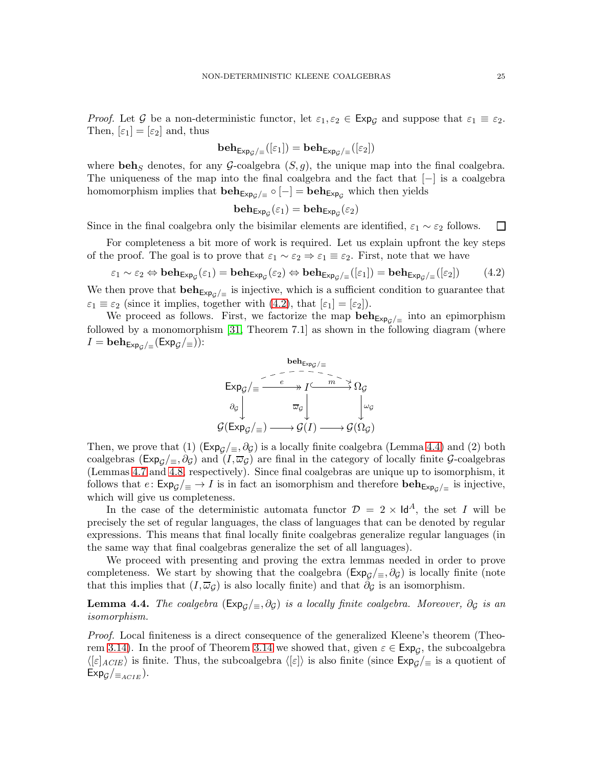*Proof.* Let $\mathcal{G}$ be a non-deterministic functor, let $\varepsilon_1, \varepsilon_2 \in \mathsf{Exp}_{\mathcal{G}}$ and suppose that $\varepsilon_1 \equiv \varepsilon_2$. Then, $[\varepsilon_1] = [\varepsilon_2]$ and, thus

$$\mathbf{beh}_{\mathsf{Exp}_{\mathcal{G}}/_\equiv}([\varepsilon_1]) = \mathbf{beh}_{\mathsf{Exp}_{\mathcal{G}}/_\equiv}([\varepsilon_2])$$

where $\mathbf{beh}_S$ denotes, for any $\mathcal{G}$-coalgebra $(S, g)$, the unique map into the final coalgebra. The uniqueness of the map into the final coalgebra and the fact that $[-]$ is a coalgebra homomorphism implies that $\mathbf{beh}_{\mathsf{Exp}_{\mathcal{G}}/_\equiv} \circ [-] = \mathbf{beh}_{\mathsf{Exp}_{\mathcal{G}}}$ which then yields

$$\mathbf{beh}_{\mathsf{Exp}_{\mathcal{G}}}(\varepsilon_1) = \mathbf{beh}_{\mathsf{Exp}_{\mathcal{G}}}(\varepsilon_2)$$

Since in the final coalgebra only the bisimilar elements are identified, $\varepsilon_1 \sim \varepsilon_2$ follows. $\square$

For completeness a bit more of work is required. Let us explain upfront the key steps of the proof. The goal is to prove that $\varepsilon_1 \sim \varepsilon_2 \Rightarrow \varepsilon_1 \equiv \varepsilon_2$. First, note that we have

$$\varepsilon_1 \sim \varepsilon_2 \Leftrightarrow \mathbf{beh}_{\mathsf{Exp}_{\mathcal{G}}}(\varepsilon_1) = \mathbf{beh}_{\mathsf{Exp}_{\mathcal{G}}}(\varepsilon_2) \Leftrightarrow \mathbf{beh}_{\mathsf{Exp}_{\mathcal{G}}/_\equiv}([\varepsilon_1]) = \mathbf{beh}_{\mathsf{Exp}_{\mathcal{G}}/_\equiv}([\varepsilon_2]) \tag{4.2}$$

We then prove that $\mathbf{beh}_{\mathsf{Exp}_{\mathcal{G}}/_\equiv}$ is injective, which is a sufficient condition to guarantee that $\varepsilon_1 \equiv \varepsilon_2$ (since it implies, together with (4.2), that $[\varepsilon_1] = [\varepsilon_2]$).

We proceed as follows. First, we factorize the map $\mathbf{beh}_{\mathsf{Exp}_{\mathcal{G}}/_\equiv}$ into an epimorphism followed by a monomorphism [31, Theorem 7.1] as shown in the following diagram (where $I = \mathbf{beh}_{\mathsf{Exp}_{\mathcal{G}}/_\equiv}(\mathsf{Exp}_{\mathcal{G}}/_\equiv)$):

$$\begin{array}{ccccc}
\mathsf{Exp}_{\mathcal{G}}/_\equiv & \xrightarrow{\;e\;} & I & \xrightarrow{\;m\;} & \Omega_{\mathcal{G}} \\
\downarrow{\scriptstyle \partial_{\mathcal{G}}} & & \downarrow{\scriptstyle \overline{\omega}_{\mathcal{G}}} & & \downarrow{\scriptstyle \omega_{\mathcal{G}}} \\
\mathcal{G}(\mathsf{Exp}_{\mathcal{G}}/_\equiv) & \longrightarrow & \mathcal{G}(I) & \longrightarrow & \mathcal{G}(\Omega_{\mathcal{G}})
\end{array}$$

(with the dashed arrow $\mathbf{beh}_{\mathsf{Exp}_{\mathcal{G}}/_\equiv}$ from $\mathsf{Exp}_{\mathcal{G}}/_\equiv$ to $\Omega_{\mathcal{G}}$ on top)

Then, we prove that (1) $(\mathsf{Exp}_{\mathcal{G}}/_\equiv, \partial_{\mathcal{G}})$ is a locally finite coalgebra (Lemma 4.4) and (2) both coalgebras $(\mathsf{Exp}_{\mathcal{G}}/_\equiv, \partial_{\mathcal{G}})$ and $(I, \overline{\omega}_{\mathcal{G}})$ are final in the category of locally finite $\mathcal{G}$-coalgebras (Lemmas 4.7 and 4.8, respectively). Since final coalgebras are unique up to isomorphism, it follows that $e\colon \mathsf{Exp}_{\mathcal{G}}/_\equiv \to I$ is in fact an isomorphism and therefore $\mathbf{beh}_{\mathsf{Exp}_{\mathcal{G}}/_\equiv}$ is injective, which will give us completeness.

In the case of the deterministic automata functor $\mathcal{D} = 2 \times \mathsf{Id}^A$, the set $I$ will be precisely the set of regular languages, the class of languages that can be denoted by regular expressions. This means that final locally finite coalgebras generalize regular languages (in the same way that final coalgebras generalize the set of all languages).

We proceed with presenting and proving the extra lemmas needed in order to prove completeness. We start by showing that the coalgebra $(\mathsf{Exp}_{\mathcal{G}}/_\equiv, \partial_{\mathcal{G}})$ is locally finite (note that this implies that $(I, \overline{\omega}_{\mathcal{G}})$ is also locally finite) and that $\partial_{\mathcal{G}}$ is an isomorphism.

**Lemma 4.4.** *The coalgebra $(\mathsf{Exp}_{\mathcal{G}}/_\equiv, \partial_{\mathcal{G}})$ is a locally finite coalgebra. Moreover, $\partial_{\mathcal{G}}$ is an isomorphism.*

*Proof.* Local finiteness is a direct consequence of the generalized Kleene's theorem (Theorem 3.14). In the proof of Theorem 3.14 we showed that, given $\varepsilon \in \mathsf{Exp}_{\mathcal{G}}$, the subcoalgebra $\langle [\varepsilon]_{ACIE} \rangle$ is finite. Thus, the subcoalgebra $\langle [\varepsilon] \rangle$ is also finite (since $\mathsf{Exp}_{\mathcal{G}}/_\equiv$ is a quotient of $\mathsf{Exp}_{\mathcal{G}}/_{\equiv_{ACIE}}$).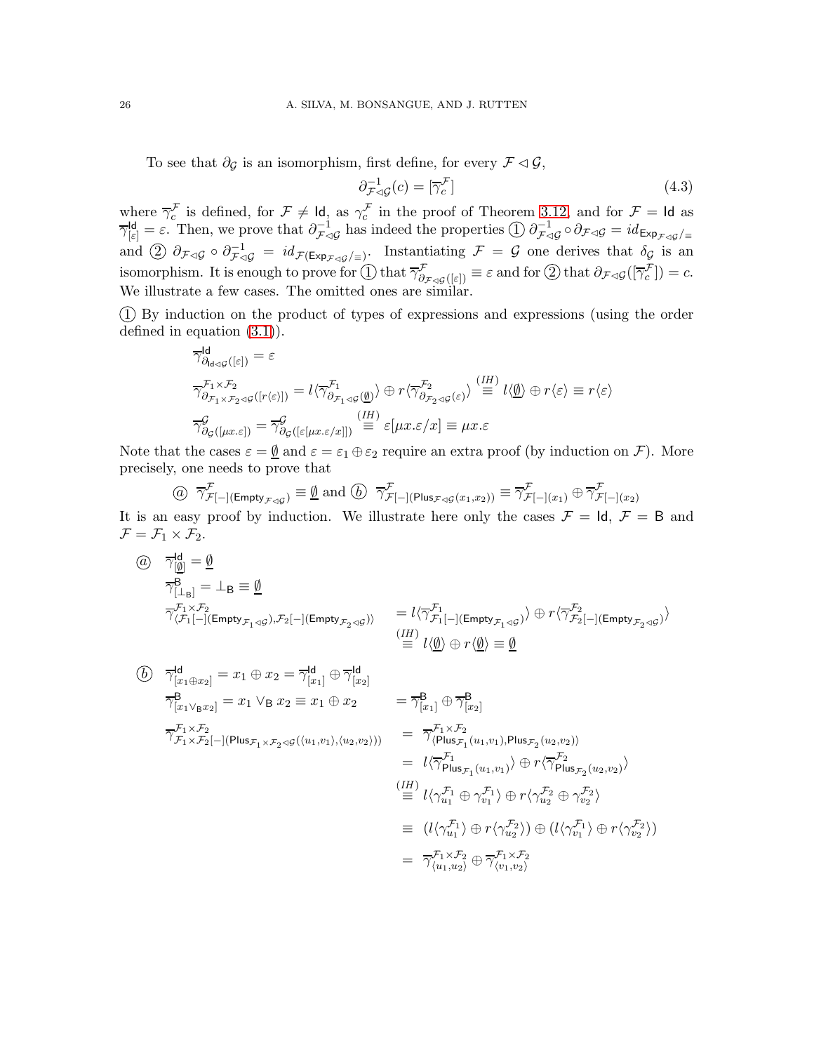To see that $\partial_{\mathcal{G}}$ is an isomorphism, first define, for every $\mathcal{F} \lhd \mathcal{G}$,

$$\partial^{-1}_{\mathcal{F}\lhd\mathcal{G}}(c) = [\overline{\gamma}^{\mathcal{F}}_c] \tag{4.3}$$

where $\overline{\gamma}^{\mathcal{F}}_c$ is defined, for $\mathcal{F} \neq \mathsf{Id}$, as $\gamma^{\mathcal{F}}_c$ in the proof of Theorem 3.12, and for $\mathcal{F} = \mathsf{Id}$ as $\overline{\gamma}^{\mathsf{Id}}_{[\varepsilon]} = \varepsilon$. Then, we prove that $\partial^{-1}_{\mathcal{F}\lhd\mathcal{G}}$ has indeed the properties ① $\partial^{-1}_{\mathcal{F}\lhd\mathcal{G}} \circ \partial_{\mathcal{F}\lhd\mathcal{G}} = id_{\mathsf{Exp}_{\mathcal{F}\lhd\mathcal{G}}/\equiv}$ and ② $\partial_{\mathcal{F}\lhd\mathcal{G}} \circ \partial^{-1}_{\mathcal{F}\lhd\mathcal{G}} = id_{\mathcal{F}(\mathsf{Exp}_{\mathcal{F}\lhd\mathcal{G}}/\equiv)}$. Instantiating $\mathcal{F} = \mathcal{G}$ one derives that $\delta_{\mathcal{G}}$ is an isomorphism. It is enough to prove for ① that $\overline{\gamma}^{\mathcal{F}}_{\partial_{\mathcal{F}\lhd\mathcal{G}}([\varepsilon])} \equiv \varepsilon$ and for ② that $\partial_{\mathcal{F}\lhd\mathcal{G}}([\overline{\gamma}^{\mathcal{F}}_c]) = c$. We illustrate a few cases. The omitted ones are similar.

① By induction on the product of types of expressions and expressions (using the order defined in equation (3.1)).

$$\overline{\gamma}^{\mathsf{Id}}_{\partial_{\mathsf{Id}\lhd\mathcal{G}}([\varepsilon])} = \varepsilon$$

$$\overline{\gamma}^{\mathcal{F}_1\times\mathcal{F}_2}_{\partial_{\mathcal{F}_1\times\mathcal{F}_2\lhd\mathcal{G}}([r\langle\varepsilon\rangle])} = l\langle\overline{\gamma}^{\mathcal{F}_1}_{\partial_{\mathcal{F}_1\lhd\mathcal{G}}(\underline{\emptyset})}\rangle \oplus r\langle\overline{\gamma}^{\mathcal{F}_2}_{\partial_{\mathcal{F}_2\lhd\mathcal{G}}(\varepsilon)}\rangle \stackrel{(IH)}{\equiv} l\langle\underline{\emptyset}\rangle \oplus r\langle\varepsilon\rangle \equiv r\langle\varepsilon\rangle$$

$$\overline{\gamma}^{\mathcal{G}}_{\partial_{\mathcal{G}}([\mu x.\varepsilon])} = \overline{\gamma}^{\mathcal{G}}_{\partial_{\mathcal{G}}([\varepsilon[\mu x.\varepsilon/x]])} \stackrel{(IH)}{\equiv} \varepsilon[\mu x.\varepsilon/x] \equiv \mu x.\varepsilon$$

Note that the cases $\varepsilon = \underline{\emptyset}$ and $\varepsilon = \varepsilon_1 \oplus \varepsilon_2$ require an extra proof (by induction on $\mathcal{F}$). More precisely, one needs to prove that

$$ⓐ\ \ \overline{\gamma}^{\mathcal{F}}_{\mathcal{F}[-](\mathsf{Empty}_{\mathcal{F}\lhd\mathcal{G}})} \equiv \underline{\emptyset} \text{ and } ⓑ\ \ \overline{\gamma}^{\mathcal{F}}_{\mathcal{F}[-](\mathsf{Plus}_{\mathcal{F}\lhd\mathcal{G}}(x_1,x_2))} \equiv \overline{\gamma}^{\mathcal{F}}_{\mathcal{F}[-](x_1)} \oplus \overline{\gamma}^{\mathcal{F}}_{\mathcal{F}[-](x_2)}$$

It is an easy proof by induction. We illustrate here only the cases $\mathcal{F} = \mathsf{Id}$, $\mathcal{F} = \mathsf{B}$ and $\mathcal{F} = \mathcal{F}_1 \times \mathcal{F}_2$.

ⓐ
$$\overline{\gamma}^{\mathsf{Id}}_{[\underline{\emptyset}]} = \underline{\emptyset}$$
$$\overline{\gamma}^{\mathsf{B}}_{[\bot_{\mathsf{B}}]} = \bot_{\mathsf{B}} \equiv \underline{\emptyset}$$
$$\begin{aligned}
\overline{\gamma}^{\mathcal{F}_1\times\mathcal{F}_2}_{\langle\mathcal{F}_1[-](\mathsf{Empty}_{\mathcal{F}_1\lhd\mathcal{G}}),\mathcal{F}_2[-](\mathsf{Empty}_{\mathcal{F}_2\lhd\mathcal{G}})\rangle} &= l\langle\overline{\gamma}^{\mathcal{F}_1}_{\mathcal{F}_1[-](\mathsf{Empty}_{\mathcal{F}_1\lhd\mathcal{G}})}\rangle \oplus r\langle\overline{\gamma}^{\mathcal{F}_2}_{\mathcal{F}_2[-](\mathsf{Empty}_{\mathcal{F}_2\lhd\mathcal{G}})}\rangle \\
&\stackrel{(IH)}{\equiv} l\langle\underline{\emptyset}\rangle \oplus r\langle\underline{\emptyset}\rangle \equiv \underline{\emptyset}
\end{aligned}$$

ⓑ
$$\overline{\gamma}^{\mathsf{Id}}_{[x_1\oplus x_2]} = x_1 \oplus x_2 = \overline{\gamma}^{\mathsf{Id}}_{[x_1]} \oplus \overline{\gamma}^{\mathsf{Id}}_{[x_2]}$$
$$\overline{\gamma}^{\mathsf{B}}_{[x_1\vee_{\mathsf{B}} x_2]} = x_1 \vee_{\mathsf{B}} x_2 \equiv x_1 \oplus x_2 \quad = \overline{\gamma}^{\mathsf{B}}_{[x_1]} \oplus \overline{\gamma}^{\mathsf{B}}_{[x_2]}$$
$$\begin{aligned}
\overline{\gamma}^{\mathcal{F}_1\times\mathcal{F}_2}_{\mathcal{F}_1\times\mathcal{F}_2[-](\mathsf{Plus}_{\mathcal{F}_1\times\mathcal{F}_2\lhd\mathcal{G}}(\langle u_1,v_1\rangle,\langle u_2,v_2\rangle))} &= \overline{\gamma}^{\mathcal{F}_1\times\mathcal{F}_2}_{\langle\mathsf{Plus}_{\mathcal{F}_1}(u_1,v_1),\mathsf{Plus}_{\mathcal{F}_2}(u_2,v_2)\rangle} \\
&= l\langle\overline{\gamma}^{\mathcal{F}_1}_{\mathsf{Plus}_{\mathcal{F}_1}(u_1,v_1)}\rangle \oplus r\langle\overline{\gamma}^{\mathcal{F}_2}_{\mathsf{Plus}_{\mathcal{F}_2}(u_2,v_2)}\rangle \\
&\stackrel{(IH)}{\equiv} l\langle\gamma^{\mathcal{F}_1}_{u_1} \oplus \gamma^{\mathcal{F}_1}_{v_1}\rangle \oplus r\langle\gamma^{\mathcal{F}_2}_{u_2} \oplus \gamma^{\mathcal{F}_2}_{v_2}\rangle \\
&\equiv (l\langle\gamma^{\mathcal{F}_1}_{u_1}\rangle \oplus r\langle\gamma^{\mathcal{F}_2}_{u_2}\rangle) \oplus (l\langle\gamma^{\mathcal{F}_1}_{v_1}\rangle \oplus r\langle\gamma^{\mathcal{F}_2}_{v_2}\rangle) \\
&= \overline{\gamma}^{\mathcal{F}_1\times\mathcal{F}_2}_{\langle u_1,u_2\rangle} \oplus \overline{\gamma}^{\mathcal{F}_1\times\mathcal{F}_2}_{\langle v_1,v_2\rangle}
\end{aligned}$$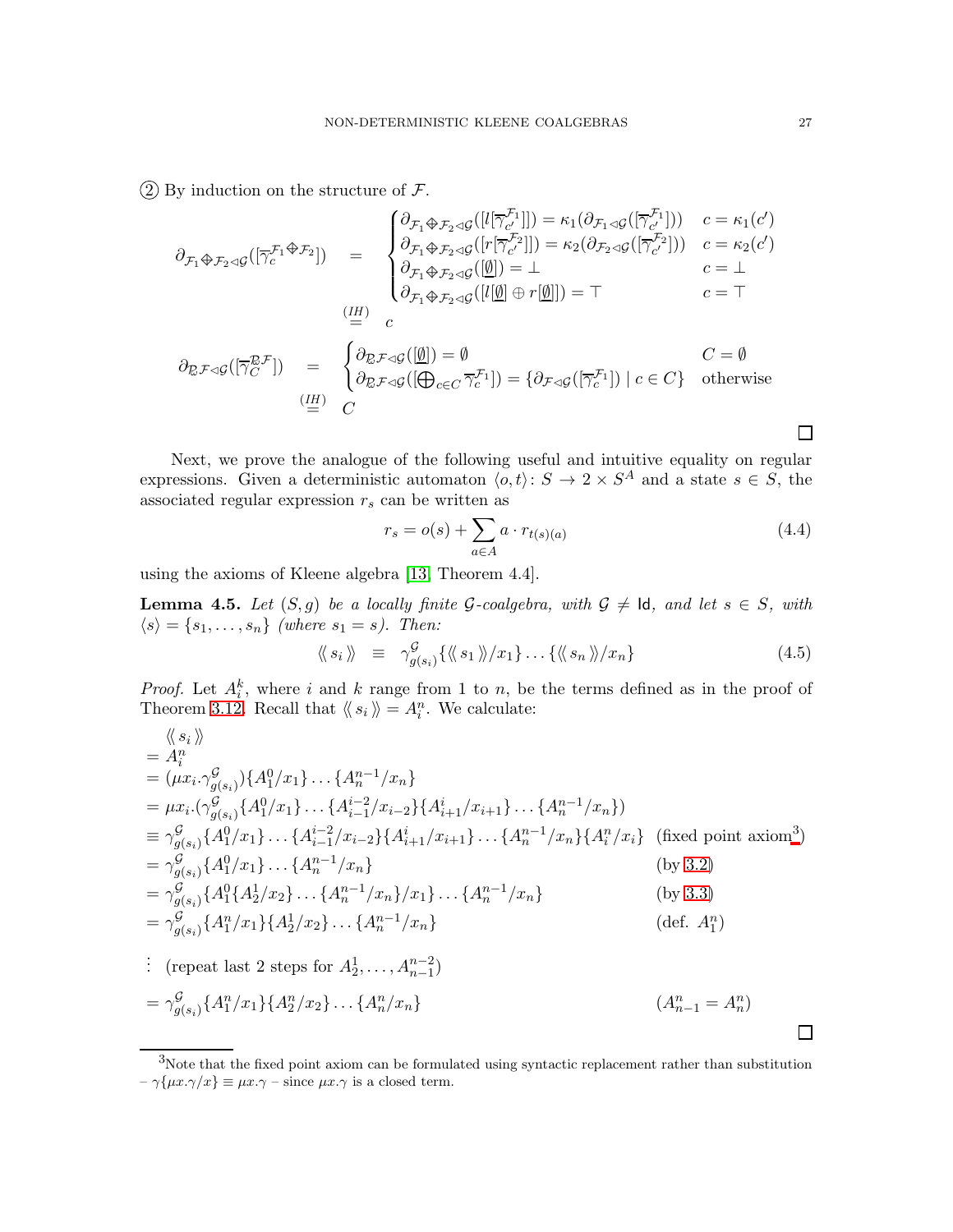② By induction on the structure of $\mathcal{F}$.

$$
\begin{array}{rcl}
\partial_{\mathcal{F}_1 \oplus \mathcal{F}_2 \lhd \mathcal{G}}([\overline{\gamma}_c^{\mathcal{F}_1 \oplus \mathcal{F}_2}]) & = & \begin{cases}
\partial_{\mathcal{F}_1 \oplus \mathcal{F}_2 \lhd \mathcal{G}}([l[\overline{\gamma}_{c'}^{\mathcal{F}_1}]]) = \kappa_1(\partial_{\mathcal{F}_1 \lhd \mathcal{G}}([\overline{\gamma}_{c'}^{\mathcal{F}_1}])) & c = \kappa_1(c') \\
\partial_{\mathcal{F}_1 \oplus \mathcal{F}_2 \lhd \mathcal{G}}([r[\overline{\gamma}_{c'}^{\mathcal{F}_2}]]) = \kappa_2(\partial_{\mathcal{F}_2 \lhd \mathcal{G}}([\overline{\gamma}_{c'}^{\mathcal{F}_2}])) & c = \kappa_2(c') \\
\partial_{\mathcal{F}_1 \oplus \mathcal{F}_2 \lhd \mathcal{G}}([\underline{\emptyset}]) = \bot & c = \bot \\
\partial_{\mathcal{F}_1 \oplus \mathcal{F}_2 \lhd \mathcal{G}}([l[\underline{\emptyset}] \oplus r[\underline{\emptyset}]]) = \top & c = \top
\end{cases} \\
& \stackrel{(IH)}{=} & c \\
\partial_{\mathcal{P}\mathcal{F} \lhd \mathcal{G}}([\overline{\gamma}_C^{\mathcal{P}\mathcal{F}}]) & = & \begin{cases}
\partial_{\mathcal{P}\mathcal{F} \lhd \mathcal{G}}([\underline{\emptyset}]) = \emptyset & C = \emptyset \\
\partial_{\mathcal{P}\mathcal{F} \lhd \mathcal{G}}([\bigoplus_{c \in C} \overline{\gamma}_c^{\mathcal{F}_1}]) = \{\partial_{\mathcal{F} \lhd \mathcal{G}}([\overline{\gamma}_c^{\mathcal{F}_1}]) \mid c \in C\} & \text{otherwise}
\end{cases} \\
& \stackrel{(IH)}{=} & C
\end{array}
$$

□

Next, we prove the analogue of the following useful and intuitive equality on regular expressions. Given a deterministic automaton $\langle o, t\rangle \colon S \to 2 \times S^A$ and a state $s \in S$, the associated regular expression $r_s$ can be written as

$$
r_s = o(s) + \sum_{a \in A} a \cdot r_{t(s)(a)} \tag{4.4}
$$

using the axioms of Kleene algebra [13, Theorem 4.4].

**Lemma 4.5.** *Let $(S, g)$ be a locally finite $\mathcal{G}$-coalgebra, with $\mathcal{G} \neq \mathsf{Id}$, and let $s \in S$, with $\langle s \rangle = \{s_1, \ldots, s_n\}$ (where $s_1 = s$). Then:*

$$
\langle\!\langle\, s_i \,\rangle\!\rangle \;\equiv\; \gamma^{\mathcal{G}}_{g(s_i)}\{\langle\!\langle\, s_1 \,\rangle\!\rangle/x_1\} \ldots \{\langle\!\langle\, s_n \,\rangle\!\rangle/x_n\} \tag{4.5}
$$

*Proof.* Let $A_i^k$, where $i$ and $k$ range from 1 to $n$, be the terms defined as in the proof of Theorem 3.12. Recall that $\langle\!\langle\, s_i \,\rangle\!\rangle = A_i^n$. We calculate:

$$
\begin{array}{ll}
\langle\!\langle\, s_i \,\rangle\!\rangle & \\
= A_i^n & \\
= (\mu x_i.\gamma^{\mathcal{G}}_{g(s_i)})\{A_1^0/x_1\} \ldots \{A_n^{n-1}/x_n\} & \\
= \mu x_i.(\gamma^{\mathcal{G}}_{g(s_i)}\{A_1^0/x_1\} \ldots \{A_{i-1}^{i-2}/x_{i-2}\}\{A_{i+1}^{i}/x_{i+1}\} \ldots \{A_n^{n-1}/x_n\}) & \\
\equiv \gamma^{\mathcal{G}}_{g(s_i)}\{A_1^0/x_1\} \ldots \{A_{i-1}^{i-2}/x_{i-2}\}\{A_{i+1}^{i}/x_{i+1}\} \ldots \{A_n^{n-1}/x_n\}\{A_i^n/x_i\} & \text{(fixed point axiom[3])} \\
= \gamma^{\mathcal{G}}_{g(s_i)}\{A_1^0/x_1\} \ldots \{A_n^{n-1}/x_n\} & \text{(by 3.2)} \\
= \gamma^{\mathcal{G}}_{g(s_i)}\{A_1^0\{A_2^1/x_2\} \ldots \{A_n^{n-1}/x_n\}/x_1\} \ldots \{A_n^{n-1}/x_n\} & \text{(by 3.3)} \\
= \gamma^{\mathcal{G}}_{g(s_i)}\{A_1^n/x_1\}\{A_2^1/x_2\} \ldots \{A_n^{n-1}/x_n\} & \text{(def. } A_1^n\text{)} \\
\vdots \;\; \text{(repeat last 2 steps for } A_2^1, \ldots, A_{n-1}^{n-2}\text{)} & \\
= \gamma^{\mathcal{G}}_{g(s_i)}\{A_1^n/x_1\}\{A_2^n/x_2\} \ldots \{A_n^n/x_n\} & (A_{n-1}^n = A_n^n)
\end{array}
$$

□

[3] Note that the fixed point axiom can be formulated using syntactic replacement rather than substitution – $\gamma\{\mu x.\gamma/x\} \equiv \mu x.\gamma$ – since $\mu x.\gamma$ is a closed term.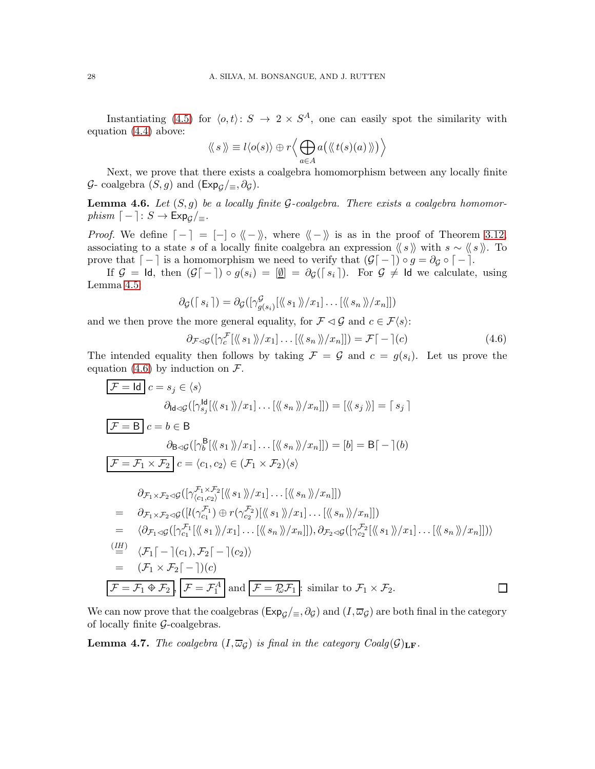Instantiating (4.5) for $\langle o, t\rangle \colon S \to 2 \times S^A$, one can easily spot the similarity with equation (4.4) above:

$$\langle\!\langle\, s \,\rangle\!\rangle \equiv l\langle o(s)\rangle \oplus r\Big\langle \bigoplus_{a\in A} a\big(\langle\!\langle\, t(s)(a) \,\rangle\!\rangle\big) \Big\rangle$$

Next, we prove that there exists a coalgebra homomorphism between any locally finite $\mathcal{G}$- coalgebra $(S, g)$ and $(\mathsf{Exp}_{\mathcal{G}}/_{\equiv}, \partial_{\mathcal{G}})$.

**Lemma 4.6.** *Let $(S, g)$ be a locally finite $\mathcal{G}$-coalgebra. There exists a coalgebra homomorphism $\lceil - \rceil \colon S \to \mathsf{Exp}_{\mathcal{G}}/_{\equiv}$.*

*Proof.* We define $\lceil - \rceil = [-] \circ \langle\!\langle - \rangle\!\rangle$, where $\langle\!\langle - \rangle\!\rangle$ is as in the proof of Theorem 3.12, associating to a state $s$ of a locally finite coalgebra an expression $\langle\!\langle\, s \,\rangle\!\rangle$ with $s \sim \langle\!\langle\, s \,\rangle\!\rangle$. To prove that $\lceil - \rceil$ is a homomorphism we need to verify that $(\mathcal{G}\lceil - \rceil) \circ g = \partial_{\mathcal{G}} \circ \lceil - \rceil$.

If $\mathcal{G} = \mathsf{Id}$, then $(\mathcal{G}\lceil - \rceil) \circ g(s_i) = [\underline{\emptyset}] = \partial_{\mathcal{G}}(\lceil s_i \rceil)$. For $\mathcal{G} \neq \mathsf{Id}$ we calculate, using Lemma 4.5

$$\partial_{\mathcal{G}}(\lceil s_i \rceil) = \partial_{\mathcal{G}}([\gamma^{\mathcal{G}}_{g(s_i)}[\langle\!\langle\, s_1 \,\rangle\!\rangle/x_1] \ldots [\langle\!\langle\, s_n \,\rangle\!\rangle/x_n]])$$

and we then prove the more general equality, for $\mathcal{F} \lhd \mathcal{G}$ and $c \in \mathcal{F}\langle s\rangle$:

$$\partial_{\mathcal{F}\lhd\mathcal{G}}([\gamma^{\mathcal{F}}_{c}[\langle\!\langle\, s_1 \,\rangle\!\rangle/x_1] \ldots [\langle\!\langle\, s_n \,\rangle\!\rangle/x_n]]) = \mathcal{F}\lceil - \rceil(c) \tag{4.6}$$

The intended equality then follows by taking $\mathcal{F} = \mathcal{G}$ and $c = g(s_i)$. Let us prove the equation (4.6) by induction on $\mathcal{F}$.

$\boxed{\mathcal{F} = \mathsf{Id}}$ $c = s_j \in \langle s\rangle$

$$\partial_{\mathsf{Id}\lhd\mathcal{G}}([\gamma^{\mathsf{Id}}_{s_j}[\langle\!\langle\, s_1 \,\rangle\!\rangle/x_1] \ldots [\langle\!\langle\, s_n \,\rangle\!\rangle/x_n]]) = [\langle\!\langle\, s_j \,\rangle\!\rangle] = \lceil s_j \rceil$$

$\boxed{\mathcal{F} = \mathsf{B}}$ $c = b \in \mathsf{B}$

$$\partial_{\mathsf{B}\lhd\mathcal{G}}([\gamma^{\mathsf{B}}_{b}[\langle\!\langle\, s_1 \,\rangle\!\rangle/x_1] \ldots [\langle\!\langle\, s_n \,\rangle\!\rangle/x_n]]) = [b] = \mathsf{B}\lceil - \rceil(b)$$

$\boxed{\mathcal{F} = \mathcal{F}_1 \times \mathcal{F}_2}$ $c = \langle c_1, c_2\rangle \in (\mathcal{F}_1 \times \mathcal{F}_2)\langle s\rangle$

$$\begin{aligned}
& \partial_{\mathcal{F}_1\times\mathcal{F}_2\lhd\mathcal{G}}([\gamma^{\mathcal{F}_1\times\mathcal{F}_2}_{\langle c_1,c_2\rangle}[\langle\!\langle\, s_1 \,\rangle\!\rangle/x_1] \ldots [\langle\!\langle\, s_n \,\rangle\!\rangle/x_n]]) \\
= \;& \partial_{\mathcal{F}_1\times\mathcal{F}_2\lhd\mathcal{G}}([l(\gamma^{\mathcal{F}_1}_{c_1}) \oplus r(\gamma^{\mathcal{F}_2}_{c_2})[\langle\!\langle\, s_1 \,\rangle\!\rangle/x_1] \ldots [\langle\!\langle\, s_n \,\rangle\!\rangle/x_n]]) \\
= \;& \langle \partial_{\mathcal{F}_1\lhd\mathcal{G}}([\gamma^{\mathcal{F}_1}_{c_1}[\langle\!\langle\, s_1 \,\rangle\!\rangle/x_1] \ldots [\langle\!\langle\, s_n \,\rangle\!\rangle/x_n]]), \partial_{\mathcal{F}_2\lhd\mathcal{G}}([\gamma^{\mathcal{F}_2}_{c_2}[\langle\!\langle\, s_1 \,\rangle\!\rangle/x_1] \ldots [\langle\!\langle\, s_n \,\rangle\!\rangle/x_n]])\rangle \\
\overset{(IH)}{=} \;& \langle \mathcal{F}_1\lceil - \rceil(c_1), \mathcal{F}_2\lceil - \rceil(c_2)\rangle \\
= \;& (\mathcal{F}_1 \times \mathcal{F}_2\lceil - \rceil)(c)
\end{aligned}$$

$\boxed{\mathcal{F} = \mathcal{F}_1 \oplus \mathcal{F}_2}$, $\boxed{\mathcal{F} = \mathcal{F}_1^A}$ and $\boxed{\mathcal{F} = \mathcal{P}_\omega\mathcal{F}_1}$: similar to $\mathcal{F}_1 \times \mathcal{F}_2$. ☐

We can now prove that the coalgebras $(\mathsf{Exp}_{\mathcal{G}}/_{\equiv}, \partial_{\mathcal{G}})$ and $(I, \varpi_{\mathcal{G}})$ are both final in the category of locally finite $\mathcal{G}$-coalgebras.

**Lemma 4.7.** *The coalgebra $(I, \varpi_{\mathcal{G}})$ is final in the category $Coalg(\mathcal{G})_{\mathbf{LF}}$.*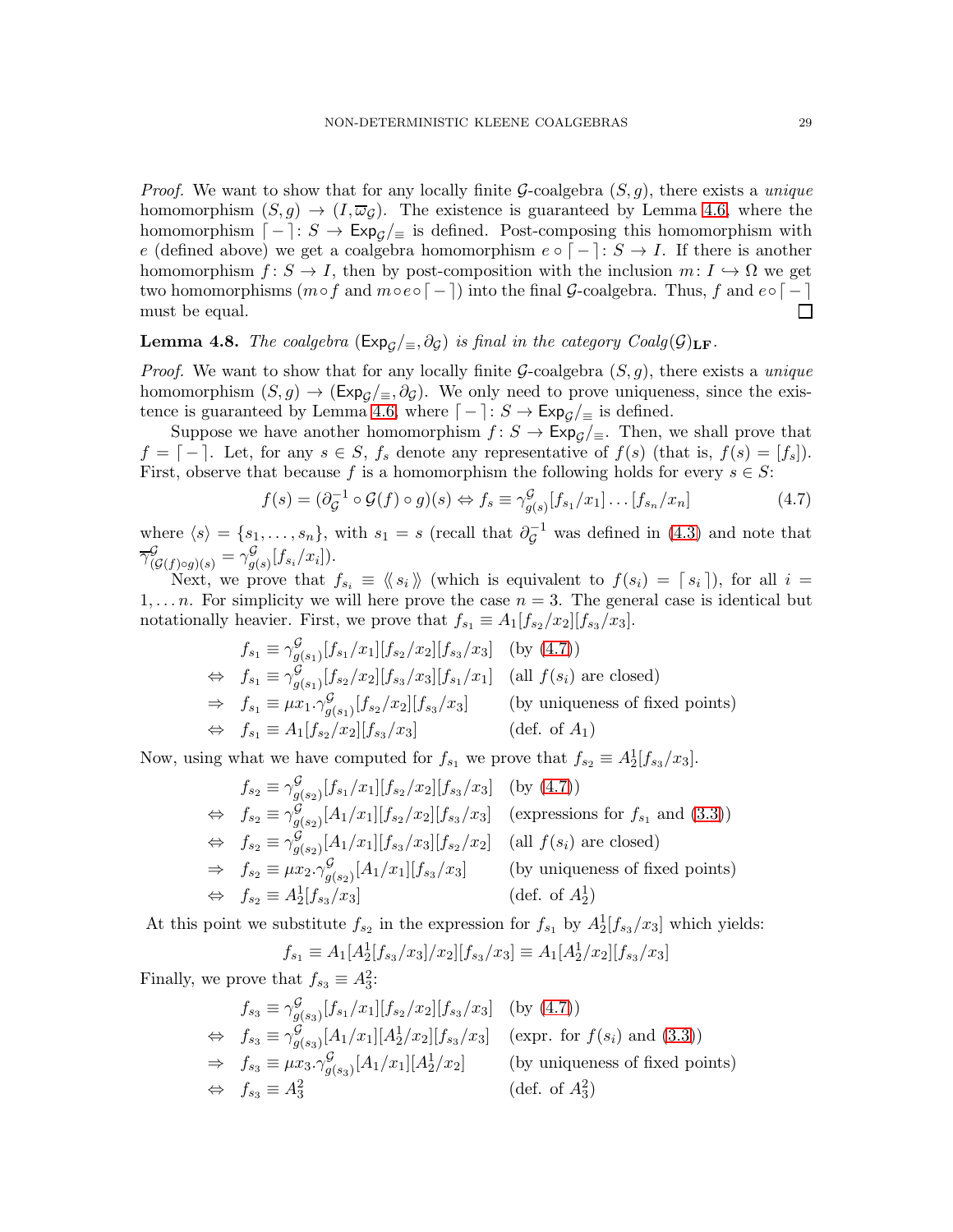*Proof.* We want to show that for any locally finite $\mathcal{G}$-coalgebra $(S, g)$, there exists a *unique* homomorphism $(S, g) \to (I, \overline{\omega}_{\mathcal{G}})$. The existence is guaranteed by Lemma 4.6, where the homomorphism $\lceil - \rceil \colon S \to \mathsf{Exp}_{\mathcal{G}}/_{\equiv}$ is defined. Post-composing this homomorphism with $e$ (defined above) we get a coalgebra homomorphism $e \circ \lceil - \rceil \colon S \to I$. If there is another homomorphism $f \colon S \to I$, then by post-composition with the inclusion $m \colon I \hookrightarrow \Omega$ we get two homomorphisms ($m \circ f$ and $m \circ e \circ \lceil - \rceil$) into the final $\mathcal{G}$-coalgebra. Thus, $f$ and $e \circ \lceil - \rceil$ must be equal. $\square$

**Lemma 4.8.** *The coalgebra $(\mathsf{Exp}_{\mathcal{G}}/_{\equiv}, \partial_{\mathcal{G}})$ is final in the category $Coalg(\mathcal{G})_{\mathbf{LF}}$.*

*Proof.* We want to show that for any locally finite $\mathcal{G}$-coalgebra $(S, g)$, there exists a *unique* homomorphism $(S, g) \to (\mathsf{Exp}_{\mathcal{G}}/_{\equiv}, \partial_{\mathcal{G}})$. We only need to prove uniqueness, since the existence is guaranteed by Lemma 4.6, where $\lceil - \rceil \colon S \to \mathsf{Exp}_{\mathcal{G}}/_{\equiv}$ is defined.

Suppose we have another homomorphism $f \colon S \to \mathsf{Exp}_{\mathcal{G}}/_{\equiv}$. Then, we shall prove that $f = \lceil - \rceil$. Let, for any $s \in S$, $f_s$ denote any representative of $f(s)$ (that is, $f(s) = [f_s]$). First, observe that because $f$ is a homomorphism the following holds for every $s \in S$:

$$f(s) = (\partial_{\mathcal{G}}^{-1} \circ \mathcal{G}(f) \circ g)(s) \Leftrightarrow f_s \equiv \gamma^{\mathcal{G}}_{g(s)}[f_{s_1}/x_1] \dots [f_{s_n}/x_n] \tag{4.7}$$

where $\langle s \rangle = \{s_1, \dots, s_n\}$, with $s_1 = s$ (recall that $\partial_{\mathcal{G}}^{-1}$ was defined in (4.3) and note that $\overline{\gamma}^{\mathcal{G}}_{(\mathcal{G}(f) \circ g)(s)} = \gamma^{\mathcal{G}}_{g(s)}[f_{s_i}/x_i]$).

Next, we prove that $f_{s_i} \equiv \langle\!\langle\, s_i \,\rangle\!\rangle$ (which is equivalent to $f(s_i) = \lceil\, s_i \,\rceil$), for all $i = 1, \dots n$. For simplicity we will here prove the case $n = 3$. The general case is identical but notationally heavier. First, we prove that $f_{s_1} \equiv A_1[f_{s_2}/x_2][f_{s_3}/x_3]$.

$$\begin{array}{lll}
 & f_{s_1} \equiv \gamma^{\mathcal{G}}_{g(s_1)}[f_{s_1}/x_1][f_{s_2}/x_2][f_{s_3}/x_3] & \text{(by (4.7))} \\
\Leftrightarrow & f_{s_1} \equiv \gamma^{\mathcal{G}}_{g(s_1)}[f_{s_2}/x_2][f_{s_3}/x_3][f_{s_1}/x_1] & \text{(all } f(s_i) \text{ are closed)} \\
\Rightarrow & f_{s_1} \equiv \mu x_1.\gamma^{\mathcal{G}}_{g(s_1)}[f_{s_2}/x_2][f_{s_3}/x_3] & \text{(by uniqueness of fixed points)} \\
\Leftrightarrow & f_{s_1} \equiv A_1[f_{s_2}/x_2][f_{s_3}/x_3] & \text{(def. of } A_1)
\end{array}$$

Now, using what we have computed for $f_{s_1}$ we prove that $f_{s_2} \equiv A_2^1[f_{s_3}/x_3]$.

$$\begin{array}{lll}
 & f_{s_2} \equiv \gamma^{\mathcal{G}}_{g(s_2)}[f_{s_1}/x_1][f_{s_2}/x_2][f_{s_3}/x_3] & \text{(by (4.7))} \\
\Leftrightarrow & f_{s_2} \equiv \gamma^{\mathcal{G}}_{g(s_2)}[A_1/x_1][f_{s_2}/x_2][f_{s_3}/x_3] & \text{(expressions for } f_{s_1} \text{ and (3.3))} \\
\Leftrightarrow & f_{s_2} \equiv \gamma^{\mathcal{G}}_{g(s_2)}[A_1/x_1][f_{s_3}/x_3][f_{s_2}/x_2] & \text{(all } f(s_i) \text{ are closed)} \\
\Rightarrow & f_{s_2} \equiv \mu x_2.\gamma^{\mathcal{G}}_{g(s_2)}[A_1/x_1][f_{s_3}/x_3] & \text{(by uniqueness of fixed points)} \\
\Leftrightarrow & f_{s_2} \equiv A_2^1[f_{s_3}/x_3] & \text{(def. of } A_2^1)
\end{array}$$

At this point we substitute $f_{s_2}$ in the expression for $f_{s_1}$ by $A_2^1[f_{s_3}/x_3]$ which yields:

$$f_{s_1} \equiv A_1[A_2^1[f_{s_3}/x_3]/x_2][f_{s_3}/x_3] \equiv A_1[A_2^1/x_2][f_{s_3}/x_3]$$

Finally, we prove that $f_{s_3} \equiv A_3^2$:

$$\begin{array}{lll}
 & f_{s_3} \equiv \gamma^{\mathcal{G}}_{g(s_3)}[f_{s_1}/x_1][f_{s_2}/x_2][f_{s_3}/x_3] & \text{(by (4.7))} \\
\Leftrightarrow & f_{s_3} \equiv \gamma^{\mathcal{G}}_{g(s_3)}[A_1/x_1][A_2^1/x_2][f_{s_3}/x_3] & \text{(expr. for } f(s_i) \text{ and (3.3))} \\
\Rightarrow & f_{s_3} \equiv \mu x_3.\gamma^{\mathcal{G}}_{g(s_3)}[A_1/x_1][A_2^1/x_2] & \text{(by uniqueness of fixed points)} \\
\Leftrightarrow & f_{s_3} \equiv A_3^2 & \text{(def. of } A_3^2)
\end{array}$$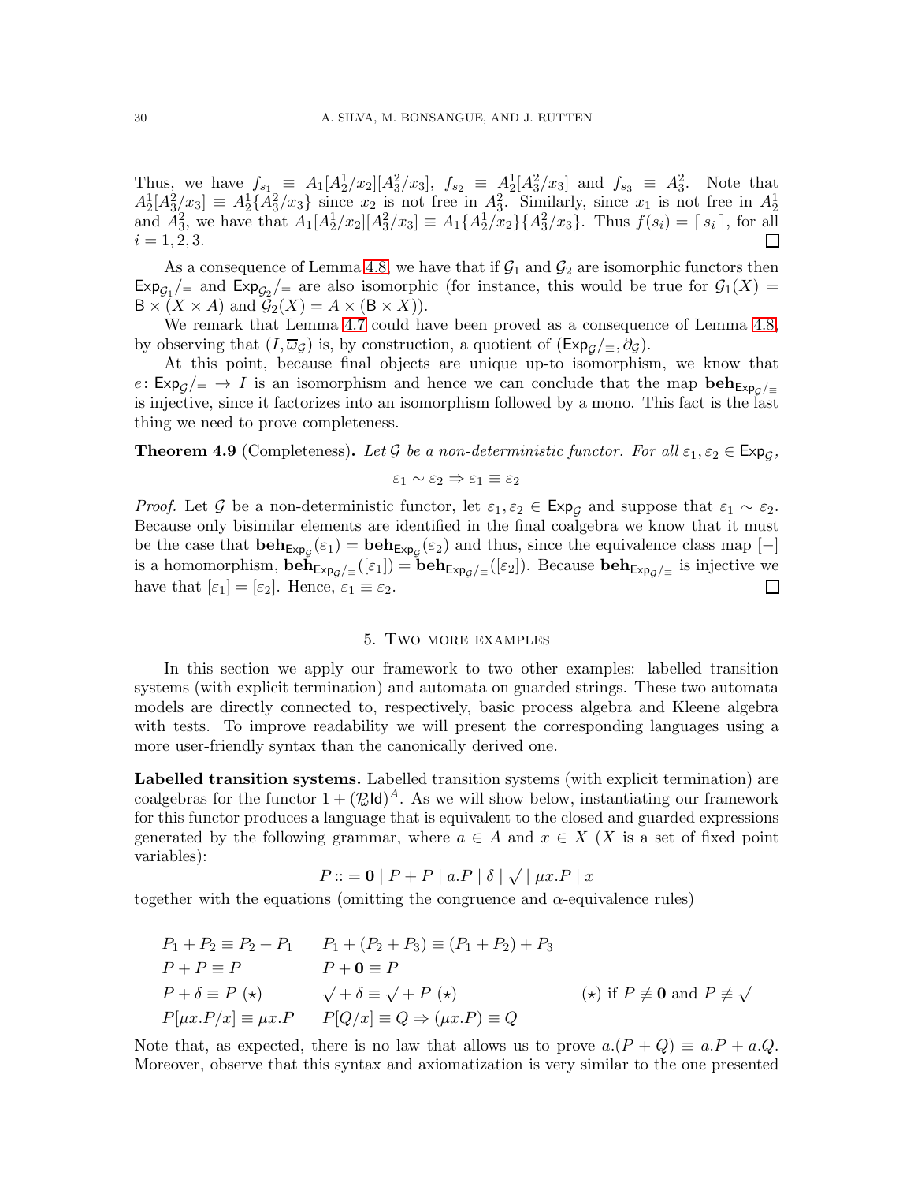Thus, we have $f_{s_1} \equiv A_1[A_2^1/x_2][A_3^2/x_3]$, $f_{s_2} \equiv A_2^1[A_3^2/x_3]$ and $f_{s_3} \equiv A_3^2$. Note that $A_2^1[A_3^2/x_3] \equiv A_2^1\{A_3^2/x_3\}$ since $x_2$ is not free in $A_3^2$. Similarly, since $x_1$ is not free in $A_2^1$ and $A_3^2$, we have that $A_1[A_2^1/x_2][A_3^2/x_3] \equiv A_1\{A_2^1/x_2\}\{A_3^2/x_3\}$. Thus $f(s_i) = \lceil s_i \rceil$, for all $i = 1, 2, 3$. □

As a consequence of Lemma 4.8, we have that if $\mathcal{G}_1$ and $\mathcal{G}_2$ are isomorphic functors then $\mathsf{Exp}_{\mathcal{G}_1}/_\equiv$ and $\mathsf{Exp}_{\mathcal{G}_2}/_\equiv$ are also isomorphic (for instance, this would be true for $\mathcal{G}_1(X) = \mathsf{B} \times (X \times A)$ and $\mathcal{G}_2(X) = A \times (\mathsf{B} \times X)$).

We remark that Lemma 4.7 could have been proved as a consequence of Lemma 4.8, by observing that $(I, \overline{\omega}_\mathcal{G})$ is, by construction, a quotient of $(\mathsf{Exp}_\mathcal{G}/_\equiv, \partial_\mathcal{G})$.

At this point, because final objects are unique up-to isomorphism, we know that $e\colon \mathsf{Exp}_\mathcal{G}/_\equiv \to I$ is an isomorphism and hence we can conclude that the map $\mathbf{beh}_{\mathsf{Exp}_\mathcal{G}/_\equiv}$ is injective, since it factorizes into an isomorphism followed by a mono. This fact is the last thing we need to prove completeness.

**Theorem 4.9** (Completeness)**.** *Let $\mathcal{G}$ be a non-deterministic functor. For all $\varepsilon_1, \varepsilon_2 \in \mathsf{Exp}_\mathcal{G}$,*

$$\varepsilon_1 \sim \varepsilon_2 \Rightarrow \varepsilon_1 \equiv \varepsilon_2$$

*Proof.* Let $\mathcal{G}$ be a non-deterministic functor, let $\varepsilon_1, \varepsilon_2 \in \mathsf{Exp}_\mathcal{G}$ and suppose that $\varepsilon_1 \sim \varepsilon_2$. Because only bisimilar elements are identified in the final coalgebra we know that it must be the case that $\mathbf{beh}_{\mathsf{Exp}_\mathcal{G}}(\varepsilon_1) = \mathbf{beh}_{\mathsf{Exp}_\mathcal{G}}(\varepsilon_2)$ and thus, since the equivalence class map $[-]$ is a homomorphism, $\mathbf{beh}_{\mathsf{Exp}_\mathcal{G}/_\equiv}([\varepsilon_1]) = \mathbf{beh}_{\mathsf{Exp}_\mathcal{G}/_\equiv}([\varepsilon_2])$. Because $\mathbf{beh}_{\mathsf{Exp}_\mathcal{G}/_\equiv}$ is injective we have that $[\varepsilon_1] = [\varepsilon_2]$. Hence, $\varepsilon_1 \equiv \varepsilon_2$. □

## 5. Two more examples

In this section we apply our framework to two other examples: labelled transition systems (with explicit termination) and automata on guarded strings. These two automata models are directly connected to, respectively, basic process algebra and Kleene algebra with tests. To improve readability we will present the corresponding languages using a more user-friendly syntax than the canonically derived one.

**Labelled transition systems.** Labelled transition systems (with explicit termination) are coalgebras for the functor $1 + (\mathcal{P}_\omega \mathsf{Id})^A$. As we will show below, instantiating our framework for this functor produces a language that is equivalent to the closed and guarded expressions generated by the following grammar, where $a \in A$ and $x \in X$ ($X$ is a set of fixed point variables):

$$P ::= \mathbf{0} \mid P + P \mid a.P \mid \delta \mid \surd \mid \mu x.P \mid x$$

together with the equations (omitting the congruence and $\alpha$-equivalence rules)

$$
\begin{array}{lll}
P_1 + P_2 \equiv P_2 + P_1 & P_1 + (P_2 + P_3) \equiv (P_1 + P_2) + P_3 & \\
P + P \equiv P & P + \mathbf{0} \equiv P & \\
P + \delta \equiv P \ (\star) & \surd + \delta \equiv \surd + P \ (\star) & (\star) \text{ if } P \not\equiv \mathbf{0} \text{ and } P \not\equiv \surd \\
P[\mu x.P/x] \equiv \mu x.P & P[Q/x] \equiv Q \Rightarrow (\mu x.P) \equiv Q &
\end{array}
$$

Note that, as expected, there is no law that allows us to prove $a.(P + Q) \equiv a.P + a.Q$. Moreover, observe that this syntax and axiomatization is very similar to the one presented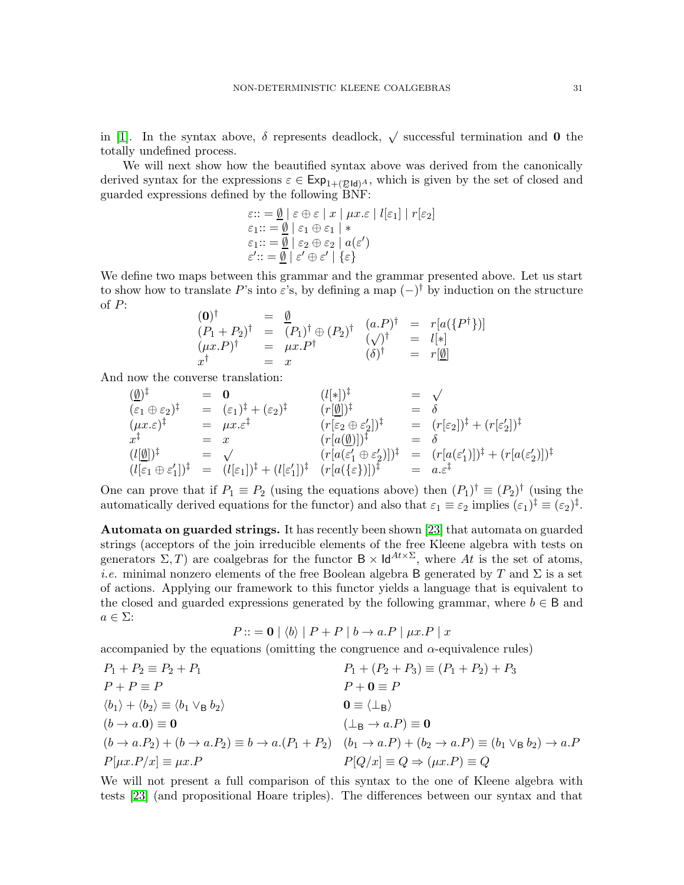in [1]. In the syntax above, $\delta$ represents deadlock, $\surd$ successful termination and $\mathbf{0}$ the totally undefined process.

We will next show how the beautified syntax above was derived from the canonically derived syntax for the expressions $\varepsilon \in \mathsf{Exp}_{1+(\mathcal{P}\mathsf{Id})^A}$, which is given by the set of closed and guarded expressions defined by the following BNF:

$$
\begin{array}{l}
\varepsilon ::= \underline{\emptyset} \mid \varepsilon \oplus \varepsilon \mid x \mid \mu x.\varepsilon \mid l[\varepsilon_1] \mid r[\varepsilon_2] \\
\varepsilon_1 ::= \underline{\emptyset} \mid \varepsilon_1 \oplus \varepsilon_1 \mid * \\
\varepsilon_1 ::= \underline{\emptyset} \mid \varepsilon_2 \oplus \varepsilon_2 \mid a(\varepsilon') \\
\varepsilon' ::= \underline{\emptyset} \mid \varepsilon' \oplus \varepsilon' \mid \{\varepsilon\}
\end{array}
$$

We define two maps between this grammar and the grammar presented above. Let us start to show how to translate $P$'s into $\varepsilon$'s, by defining a map $(-)^\dagger$ by induction on the structure of $P$:

$$
\begin{array}{lcl}
(\mathbf{0})^\dagger & = & \underline{\emptyset} \\
(P_1 + P_2)^\dagger & = & (P_1)^\dagger \oplus (P_2)^\dagger \\
(\mu x.P)^\dagger & = & \mu x.P^\dagger \\
x^\dagger & = & x
\end{array}
\qquad
\begin{array}{lcl}
(a.P)^\dagger & = & r[a(\{P^\dagger\})] \\
(\surd)^\dagger & = & l[*] \\
(\delta)^\dagger & = & r[\underline{\emptyset}]
\end{array}
$$

And now the converse translation:

$$
\begin{array}{lcl}
(\underline{\emptyset})^\ddagger & = & \mathbf{0} \\
(\varepsilon_1 \oplus \varepsilon_2)^\ddagger & = & (\varepsilon_1)^\ddagger + (\varepsilon_2)^\ddagger \\
(\mu x.\varepsilon)^\ddagger & = & \mu x.\varepsilon^\ddagger \\
x^\ddagger & = & x \\
(l[\underline{\emptyset}])^\ddagger & = & \surd \\
(l[\varepsilon_1 \oplus \varepsilon_1'])^\ddagger & = & (l[\varepsilon_1])^\ddagger + (l[\varepsilon_1'])^\ddagger
\end{array}
\quad
\begin{array}{lcl}
(l[*])^\ddagger & = & \surd \\
(r[\underline{\emptyset}])^\ddagger & = & \delta \\
(r[\varepsilon_2 \oplus \varepsilon_2'])^\ddagger & = & (r[\varepsilon_2])^\ddagger + (r[\varepsilon_2'])^\ddagger \\
(r[a(\underline{\emptyset})])^\ddagger & = & \delta \\
(r[a(\varepsilon_1' \oplus \varepsilon_2')])^\ddagger & = & (r[a(\varepsilon_1')])^\ddagger + (r[a(\varepsilon_2')])^\ddagger \\
(r[a(\{\varepsilon\})])^\ddagger & = & a.\varepsilon^\ddagger
\end{array}
$$

One can prove that if $P_1 \equiv P_2$ (using the equations above) then $(P_1)^\dagger \equiv (P_2)^\dagger$ (using the automatically derived equations for the functor) and also that $\varepsilon_1 \equiv \varepsilon_2$ implies $(\varepsilon_1)^\ddagger \equiv (\varepsilon_2)^\ddagger$.

**Automata on guarded strings.** It has recently been shown [23] that automata on guarded strings (acceptors of the join irreducible elements of the free Kleene algebra with tests on generators $\Sigma, T$) are coalgebras for the functor $\mathsf{B} \times \mathsf{Id}^{At\times\Sigma}$, where $At$ is the set of atoms, *i.e.* minimal nonzero elements of the free Boolean algebra $\mathsf{B}$ generated by $T$ and $\Sigma$ is a set of actions. Applying our framework to this functor yields a language that is equivalent to the closed and guarded expressions generated by the following grammar, where $b \in \mathsf{B}$ and $a \in \Sigma$:

$$
P ::= \mathbf{0} \mid \langle b \rangle \mid P + P \mid b \to a.P \mid \mu x.P \mid x
$$

accompanied by the equations (omitting the congruence and $\alpha$-equivalence rules)

$$
\begin{array}{ll}
P_1 + P_2 \equiv P_2 + P_1 & P_1 + (P_2 + P_3) \equiv (P_1 + P_2) + P_3 \\
P + P \equiv P & P + \mathbf{0} \equiv P \\
\langle b_1 \rangle + \langle b_2 \rangle \equiv \langle b_1 \vee_{\mathsf{B}} b_2 \rangle & \mathbf{0} \equiv \langle \bot_{\mathsf{B}} \rangle \\
(b \to a.\mathbf{0}) \equiv \mathbf{0} & (\bot_{\mathsf{B}} \to a.P) \equiv \mathbf{0} \\
(b \to a.P_2) + (b \to a.P_2) \equiv b \to a.(P_1 + P_2) & (b_1 \to a.P) + (b_2 \to a.P) \equiv (b_1 \vee_{\mathsf{B}} b_2) \to a.P \\
P[\mu x.P/x] \equiv \mu x.P & P[Q/x] \equiv Q \Rightarrow (\mu x.P) \equiv Q
\end{array}
$$

We will not present a full comparison of this syntax to the one of Kleene algebra with tests [23] (and propositional Hoare triples). The differences between our syntax and that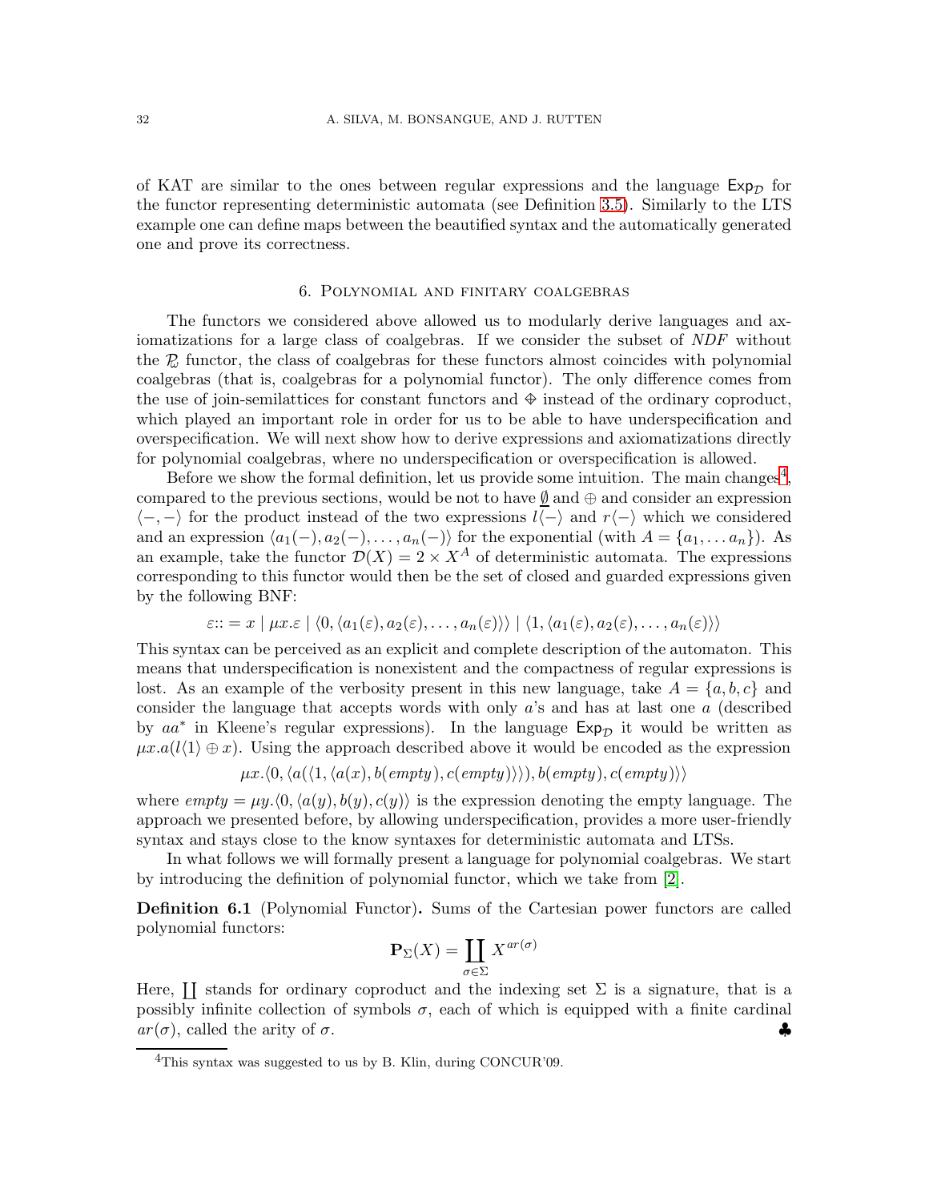of KAT are similar to the ones between regular expressions and the language $\mathsf{Exp}_{\mathcal{D}}$ for the functor representing deterministic automata (see Definition 3.5). Similarly to the LTS example one can define maps between the beautified syntax and the automatically generated one and prove its correctness.

## 6. Polynomial and finitary coalgebras

The functors we considered above allowed us to modularly derive languages and axiomatizations for a large class of coalgebras. If we consider the subset of *NDF* without the $\mathcal{P}_\omega$ functor, the class of coalgebras for these functors almost coincides with polynomial coalgebras (that is, coalgebras for a polynomial functor). The only difference comes from the use of join-semilattices for constant functors and $\oplus$ instead of the ordinary coproduct, which played an important role in order for us to be able to have underspecification and overspecification. We will next show how to derive expressions and axiomatizations directly for polynomial coalgebras, where no underspecification or overspecification is allowed.

Before we show the formal definition, let us provide some intuition. The main changes[4], compared to the previous sections, would be not to have $\underline{\emptyset}$ and $\oplus$ and consider an expression $\langle -, - \rangle$ for the product instead of the two expressions $l\langle - \rangle$ and $r\langle - \rangle$ which we considered and an expression $\langle a_1(-), a_2(-), \ldots, a_n(-)\rangle$ for the exponential (with $A = \{a_1, \ldots a_n\}$). As an example, take the functor $\mathcal{D}(X) = 2 \times X^A$ of deterministic automata. The expressions corresponding to this functor would then be the set of closed and guarded expressions given by the following BNF:

$$\varepsilon ::= x \mid \mu x.\varepsilon \mid \langle 0, \langle a_1(\varepsilon), a_2(\varepsilon), \ldots, a_n(\varepsilon)\rangle\rangle \mid \langle 1, \langle a_1(\varepsilon), a_2(\varepsilon), \ldots, a_n(\varepsilon)\rangle\rangle$$

This syntax can be perceived as an explicit and complete description of the automaton. This means that underspecification is nonexistent and the compactness of regular expressions is lost. As an example of the verbosity present in this new language, take $A = \{a, b, c\}$ and consider the language that accepts words with only $a$'s and has at last one $a$ (described by $aa^*$ in Kleene's regular expressions). In the language $\mathsf{Exp}_{\mathcal{D}}$ it would be written as $\mu x.a(l\langle 1\rangle \oplus x)$. Using the approach described above it would be encoded as the expression

$$\mu x.\langle 0, \langle a(\langle 1, \langle a(x), b(\mathit{empty}), c(\mathit{empty})\rangle\rangle), b(\mathit{empty}), c(\mathit{empty})\rangle\rangle$$

where $\mathit{empty} = \mu y.\langle 0, \langle a(y), b(y), c(y)\rangle$ is the expression denoting the empty language. The approach we presented before, by allowing underspecification, provides a more user-friendly syntax and stays close to the know syntaxes for deterministic automata and LTSs.

In what follows we will formally present a language for polynomial coalgebras. We start by introducing the definition of polynomial functor, which we take from [2].

**Definition 6.1** (Polynomial Functor)**.** Sums of the Cartesian power functors are called polynomial functors:

$$\mathbf{P}_\Sigma(X) = \coprod_{\sigma \in \Sigma} X^{ar(\sigma)}$$

Here, $\coprod$ stands for ordinary coproduct and the indexing set $\Sigma$ is a signature, that is a possibly infinite collection of symbols $\sigma$, each of which is equipped with a finite cardinal $ar(\sigma)$, called the arity of $\sigma$. ♣

[4] This syntax was suggested to us by B. Klin, during CONCUR'09.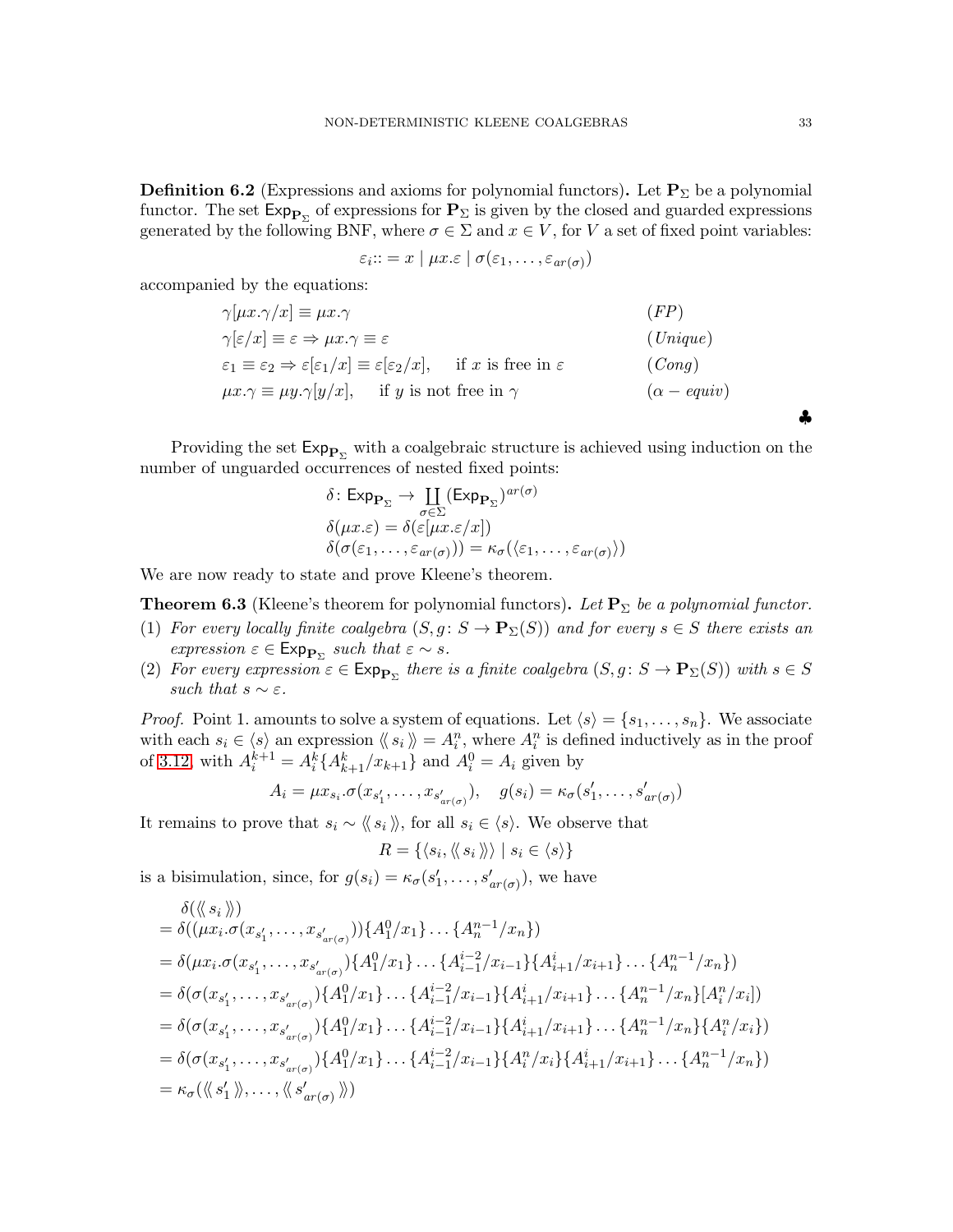**Definition 6.2** (Expressions and axioms for polynomial functors)**.** Let $\mathbf{P}_\Sigma$ be a polynomial functor. The set $\mathsf{Exp}_{\mathbf{P}_\Sigma}$ of expressions for $\mathbf{P}_\Sigma$ is given by the closed and guarded expressions generated by the following BNF, where $\sigma \in \Sigma$ and $x \in V$, for $V$ a set of fixed point variables:

$$\varepsilon_i ::= x \mid \mu x.\varepsilon \mid \sigma(\varepsilon_1, \ldots, \varepsilon_{ar(\sigma)})$$

accompanied by the equations:

$$\begin{array}{lr}
\gamma[\mu x.\gamma/x] \equiv \mu x.\gamma & (FP) \\
\gamma[\varepsilon/x] \equiv \varepsilon \Rightarrow \mu x.\gamma \equiv \varepsilon & (Unique) \\
\varepsilon_1 \equiv \varepsilon_2 \Rightarrow \varepsilon[\varepsilon_1/x] \equiv \varepsilon[\varepsilon_2/x], \quad \text{if } x \text{ is free in } \varepsilon & (Cong) \\
\mu x.\gamma \equiv \mu y.\gamma[y/x], \quad \text{if } y \text{ is not free in } \gamma & (\alpha - equiv)
\end{array}$$

♣

Providing the set $\mathsf{Exp}_{\mathbf{P}_\Sigma}$ with a coalgebraic structure is achieved using induction on the number of unguarded occurrences of nested fixed points:

$$\begin{array}{l}
\delta \colon \mathsf{Exp}_{\mathbf{P}_\Sigma} \to \coprod_{\sigma \in \Sigma} (\mathsf{Exp}_{\mathbf{P}_\Sigma})^{ar(\sigma)} \\
\delta(\mu x.\varepsilon) = \delta(\varepsilon[\mu x.\varepsilon/x]) \\
\delta(\sigma(\varepsilon_1, \ldots, \varepsilon_{ar(\sigma)})) = \kappa_\sigma(\langle \varepsilon_1, \ldots, \varepsilon_{ar(\sigma)} \rangle)
\end{array}$$

We are now ready to state and prove Kleene's theorem.

**Theorem 6.3** (Kleene's theorem for polynomial functors)**.** *Let $\mathbf{P}_\Sigma$ be a polynomial functor.*

1. *For every locally finite coalgebra $(S, g \colon S \to \mathbf{P}_\Sigma(S))$ and for every $s \in S$ there exists an expression $\varepsilon \in \mathsf{Exp}_{\mathbf{P}_\Sigma}$ such that $\varepsilon \sim s$.*
2. *For every expression $\varepsilon \in \mathsf{Exp}_{\mathbf{P}_\Sigma}$ there is a finite coalgebra $(S, g \colon S \to \mathbf{P}_\Sigma(S))$ with $s \in S$ such that $s \sim \varepsilon$.*

*Proof.* Point 1. amounts to solve a system of equations. Let $\langle s \rangle = \{s_1, \ldots, s_n\}$. We associate with each $s_i \in \langle s \rangle$ an expression $\langle\!\langle\, s_i \,\rangle\!\rangle = A_i^n$, where $A_i^n$ is defined inductively as in the proof of 3.12, with $A_i^{k+1} = A_i^k\{A_{k+1}^k/x_{k+1}\}$ and $A_i^0 = A_i$ given by

$$A_i = \mu x_{s_i}.\sigma(x_{s'_1}, \ldots, x_{s'_{ar(\sigma)}}), \quad g(s_i) = \kappa_\sigma(s'_1, \ldots, s'_{ar(\sigma)})$$

It remains to prove that $s_i \sim \langle\!\langle\, s_i \,\rangle\!\rangle$, for all $s_i \in \langle s \rangle$. We observe that

$$R = \{\langle s_i, \langle\!\langle\, s_i \,\rangle\!\rangle \rangle \mid s_i \in \langle s \rangle\}$$

is a bisimulation, since, for $g(s_i) = \kappa_\sigma(s'_1, \ldots, s'_{ar(\sigma)})$, we have

$$\begin{array}{l}
\quad \delta(\langle\!\langle\, s_i \,\rangle\!\rangle) \\
= \delta((\mu x_i.\sigma(x_{s'_1}, \ldots, x_{s'_{ar(\sigma)}}))\{A_1^0/x_1\} \ldots \{A_n^{n-1}/x_n\}) \\
= \delta(\mu x_i.\sigma(x_{s'_1}, \ldots, x_{s'_{ar(\sigma)}})\{A_1^0/x_1\} \ldots \{A_{i-1}^{i-2}/x_{i-1}\}\{A_{i+1}^i/x_{i+1}\} \ldots \{A_n^{n-1}/x_n\}) \\
= \delta(\sigma(x_{s'_1}, \ldots, x_{s'_{ar(\sigma)}})\{A_1^0/x_1\} \ldots \{A_{i-1}^{i-2}/x_{i-1}\}\{A_{i+1}^i/x_{i+1}\} \ldots \{A_n^{n-1}/x_n\}[A_i^n/x_i]) \\
= \delta(\sigma(x_{s'_1}, \ldots, x_{s'_{ar(\sigma)}})\{A_1^0/x_1\} \ldots \{A_{i-1}^{i-2}/x_{i-1}\}\{A_{i+1}^i/x_{i+1}\} \ldots \{A_n^{n-1}/x_n\}\{A_i^n/x_i\}) \\
= \delta(\sigma(x_{s'_1}, \ldots, x_{s'_{ar(\sigma)}})\{A_1^0/x_1\} \ldots \{A_{i-1}^{i-2}/x_{i-1}\}\{A_i^n/x_i\}\{A_{i+1}^i/x_{i+1}\} \ldots \{A_n^{n-1}/x_n\}) \\
= \kappa_\sigma(\langle\!\langle\, s'_1 \,\rangle\!\rangle, \ldots, \langle\!\langle\, s'_{ar(\sigma)} \,\rangle\!\rangle)
\end{array}$$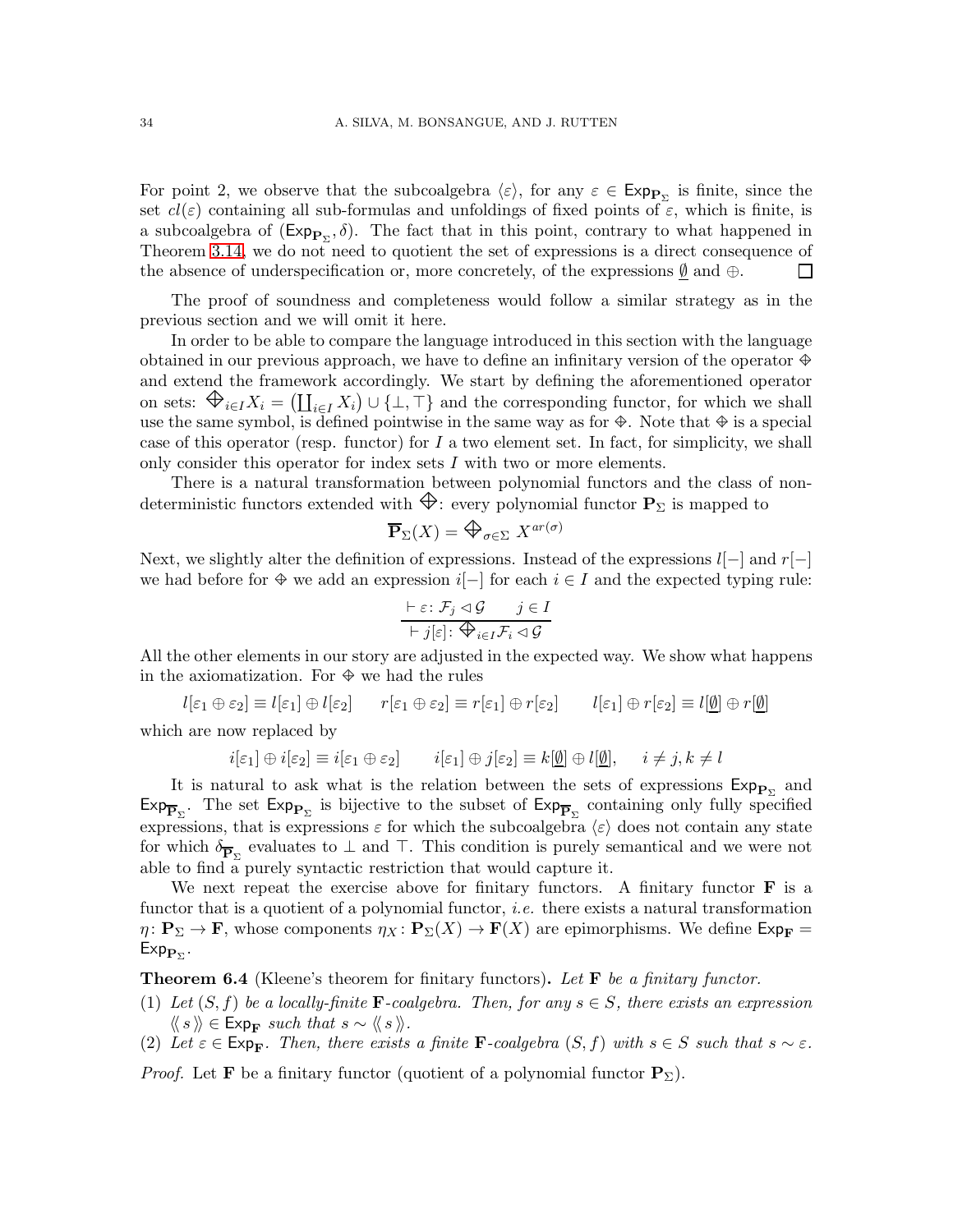For point 2, we observe that the subcoalgebra $\langle \varepsilon \rangle$, for any $\varepsilon \in \mathsf{Exp}_{\mathbf{P}_\Sigma}$ is finite, since the set $cl(\varepsilon)$ containing all sub-formulas and unfoldings of fixed points of $\varepsilon$, which is finite, is a subcoalgebra of $(\mathsf{Exp}_{\mathbf{P}_\Sigma}, \delta)$. The fact that in this point, contrary to what happened in Theorem 3.14, we do not need to quotient the set of expressions is a direct consequence of the absence of underspecification or, more concretely, of the expressions $\underline{\emptyset}$ and $\oplus$. □

The proof of soundness and completeness would follow a similar strategy as in the previous section and we will omit it here.

In order to be able to compare the language introduced in this section with the language obtained in our previous approach, we have to define an infinitary version of the operator $\oplus$ and extend the framework accordingly. We start by defining the aforementioned operator on sets: $\bigoplus_{i \in I} X_i = \left(\coprod_{i\in I} X_i\right) \cup \{\bot, \top\}$ and the corresponding functor, for which we shall use the same symbol, is defined pointwise in the same way as for $\oplus$. Note that $\oplus$ is a special case of this operator (resp. functor) for $I$ a two element set. In fact, for simplicity, we shall only consider this operator for index sets $I$ with two or more elements.

There is a natural transformation between polynomial functors and the class of non-deterministic functors extended with $\bigoplus$: every polynomial functor $\mathbf{P}_\Sigma$ is mapped to

$$\overline{\mathbf{P}}_\Sigma(X) = \bigoplus\nolimits_{\sigma \in \Sigma} X^{ar(\sigma)}$$

Next, we slightly alter the definition of expressions. Instead of the expressions $l[-]$ and $r[-]$ we had before for $\oplus$ we add an expression $i[-]$ for each $i \in I$ and the expected typing rule:

$$\frac{\vdash \varepsilon \colon \mathcal{F}_j \lhd \mathcal{G} \qquad j \in I}{\vdash j[\varepsilon] \colon \bigoplus_{i\in I} \mathcal{F}_i \lhd \mathcal{G}}$$

All the other elements in our story are adjusted in the expected way. We show what happens in the axiomatization. For $\oplus$ we had the rules

$$l[\varepsilon_1 \oplus \varepsilon_2] \equiv l[\varepsilon_1] \oplus l[\varepsilon_2] \qquad r[\varepsilon_1 \oplus \varepsilon_2] \equiv r[\varepsilon_1] \oplus r[\varepsilon_2] \qquad l[\varepsilon_1] \oplus r[\varepsilon_2] \equiv l[\underline{\emptyset}] \oplus r[\underline{\emptyset}]$$

which are now replaced by

$$i[\varepsilon_1] \oplus i[\varepsilon_2] \equiv i[\varepsilon_1 \oplus \varepsilon_2] \qquad i[\varepsilon_1] \oplus j[\varepsilon_2] \equiv k[\underline{\emptyset}] \oplus l[\underline{\emptyset}], \quad i \neq j, k \neq l$$

It is natural to ask what is the relation between the sets of expressions $\mathsf{Exp}_{\mathbf{P}_\Sigma}$ and $\mathsf{Exp}_{\overline{\mathbf{P}}_\Sigma}$. The set $\mathsf{Exp}_{\mathbf{P}_\Sigma}$ is bijective to the subset of $\mathsf{Exp}_{\overline{\mathbf{P}}_\Sigma}$ containing only fully specified expressions, that is expressions $\varepsilon$ for which the subcoalgebra $\langle \varepsilon \rangle$ does not contain any state for which $\delta_{\overline{\mathbf{P}}_\Sigma}$ evaluates to $\bot$ and $\top$. This condition is purely semantical and we were not able to find a purely syntactic restriction that would capture it.

We next repeat the exercise above for finitary functors. A finitary functor $\mathbf{F}$ is a functor that is a quotient of a polynomial functor, *i.e.* there exists a natural transformation $\eta \colon \mathbf{P}_\Sigma \to \mathbf{F}$, whose components $\eta_X \colon \mathbf{P}_\Sigma(X) \to \mathbf{F}(X)$ are epimorphisms. We define $\mathsf{Exp}_{\mathbf{F}} = \mathsf{Exp}_{\mathbf{P}_\Sigma}$.

**Theorem 6.4** (Kleene's theorem for finitary functors)**.** *Let* $\mathbf{F}$ *be a finitary functor.*

(1) *Let* $(S, f)$ *be a locally-finite* $\mathbf{F}$*-coalgebra. Then, for any* $s \in S$*, there exists an expression* $\langle\!\langle\, s \,\rangle\!\rangle \in \mathsf{Exp}_{\mathbf{F}}$ *such that* $s \sim \langle\!\langle\, s \,\rangle\!\rangle$*.*

(2) *Let* $\varepsilon \in \mathsf{Exp}_{\mathbf{F}}$*. Then, there exists a finite* $\mathbf{F}$*-coalgebra* $(S, f)$ *with* $s \in S$ *such that* $s \sim \varepsilon$*.*

*Proof.* Let $\mathbf{F}$ be a finitary functor (quotient of a polynomial functor $\mathbf{P}_\Sigma$).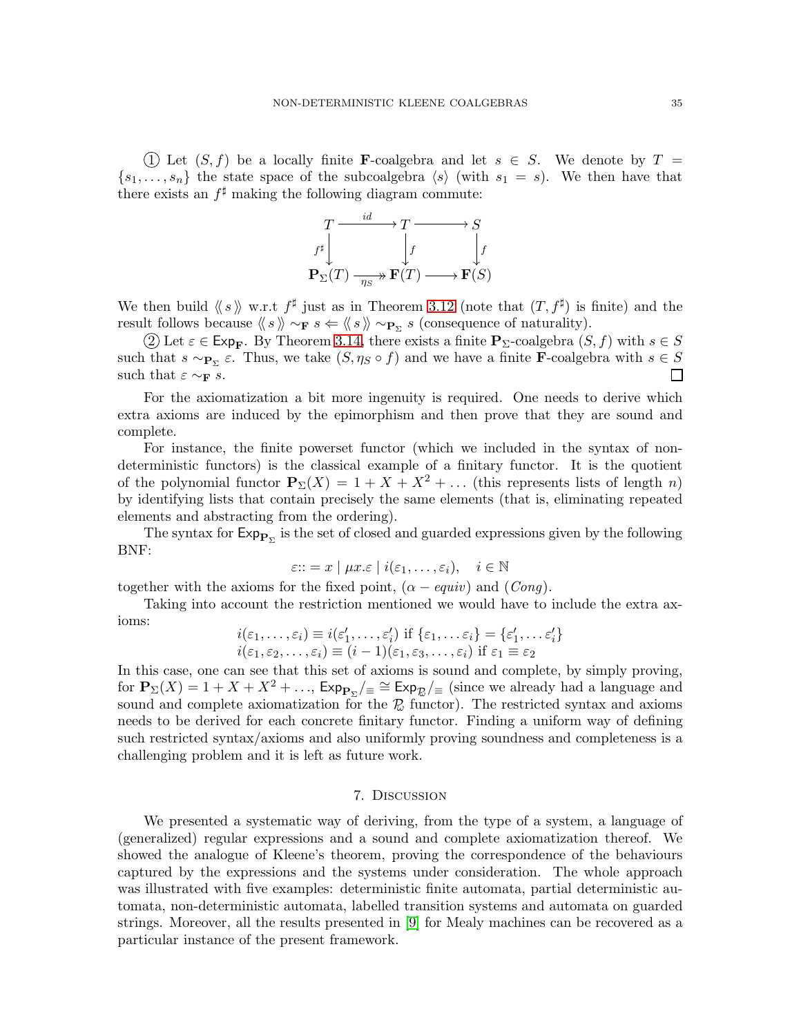① Let $(S, f)$ be a locally finite $\mathbf{F}$-coalgebra and let $s \in S$. We denote by $T = \{s_1, \ldots, s_n\}$ the state space of the subcoalgebra $\langle s \rangle$ (with $s_1 = s$). We then have that there exists an $f^\sharp$ making the following diagram commute:

$$\begin{array}{ccccc} T & \xrightarrow{id} & T & \longrightarrow & S \\ {\scriptstyle f^\sharp}\downarrow & & \downarrow{\scriptstyle f} & & \downarrow{\scriptstyle f} \\ \mathbf{P}_\Sigma(T) & \underset{\eta_S}{\twoheadrightarrow} & \mathbf{F}(T) & \longrightarrow & \mathbf{F}(S) \end{array}$$

We then build $\langle\!\langle\, s \,\rangle\!\rangle$ w.r.t $f^\sharp$ just as in Theorem 3.12 (note that $(T, f^\sharp)$ is finite) and the result follows because $\langle\!\langle\, s \,\rangle\!\rangle \sim_{\mathbf{F}} s \Leftarrow \langle\!\langle\, s \,\rangle\!\rangle \sim_{\mathbf{P}_\Sigma} s$ (consequence of naturality).

② Let $\varepsilon \in \mathsf{Exp}_{\mathbf{F}}$. By Theorem 3.14, there exists a finite $\mathbf{P}_\Sigma$-coalgebra $(S, f)$ with $s \in S$ such that $s \sim_{\mathbf{P}_\Sigma} \varepsilon$. Thus, we take $(S, \eta_S \circ f)$ and we have a finite $\mathbf{F}$-coalgebra with $s \in S$ such that $\varepsilon \sim_{\mathbf{F}} s$. $\square$

For the axiomatization a bit more ingenuity is required. One needs to derive which extra axioms are induced by the epimorphism and then prove that they are sound and complete.

For instance, the finite powerset functor (which we included in the syntax of non-deterministic functors) is the classical example of a finitary functor. It is the quotient of the polynomial functor $\mathbf{P}_\Sigma(X) = 1 + X + X^2 + \ldots$ (this represents lists of length $n$) by identifying lists that contain precisely the same elements (that is, eliminating repeated elements and abstracting from the ordering).

The syntax for $\mathsf{Exp}_{\mathbf{P}_\Sigma}$ is the set of closed and guarded expressions given by the following BNF:

$$\varepsilon ::= x \mid \mu x.\varepsilon \mid i(\varepsilon_1, \ldots, \varepsilon_i), \quad i \in \mathbb{N}$$

together with the axioms for the fixed point, $(\alpha - equiv)$ and $(Cong)$.

Taking into account the restriction mentioned we would have to include the extra axioms:

$$\begin{array}{l} i(\varepsilon_1, \ldots, \varepsilon_i) \equiv i(\varepsilon_1', \ldots, \varepsilon_i') \text{ if } \{\varepsilon_1, \ldots \varepsilon_i\} = \{\varepsilon_1', \ldots \varepsilon_i'\} \\ i(\varepsilon_1, \varepsilon_2, \ldots, \varepsilon_i) \equiv (i-1)(\varepsilon_1, \varepsilon_3, \ldots, \varepsilon_i) \text{ if } \varepsilon_1 \equiv \varepsilon_2 \end{array}$$

In this case, one can see that this set of axioms is sound and complete, by simply proving, for $\mathbf{P}_\Sigma(X) = 1 + X + X^2 + \ldots$, $\mathsf{Exp}_{\mathbf{P}_\Sigma}/_\equiv \cong \mathsf{Exp}_{\mathcal{P}_\omega}/_\equiv$ (since we already had a language and sound and complete axiomatization for the $\mathcal{P}_\omega$ functor). The restricted syntax and axioms needs to be derived for each concrete finitary functor. Finding a uniform way of defining such restricted syntax/axioms and also uniformly proving soundness and completeness is a challenging problem and it is left as future work.

## 7. Discussion

We presented a systematic way of deriving, from the type of a system, a language of (generalized) regular expressions and a sound and complete axiomatization thereof. We showed the analogue of Kleene's theorem, proving the correspondence of the behaviours captured by the expressions and the systems under consideration. The whole approach was illustrated with five examples: deterministic finite automata, partial deterministic automata, non-deterministic automata, labelled transition systems and automata on guarded strings. Moreover, all the results presented in [9] for Mealy machines can be recovered as a particular instance of the present framework.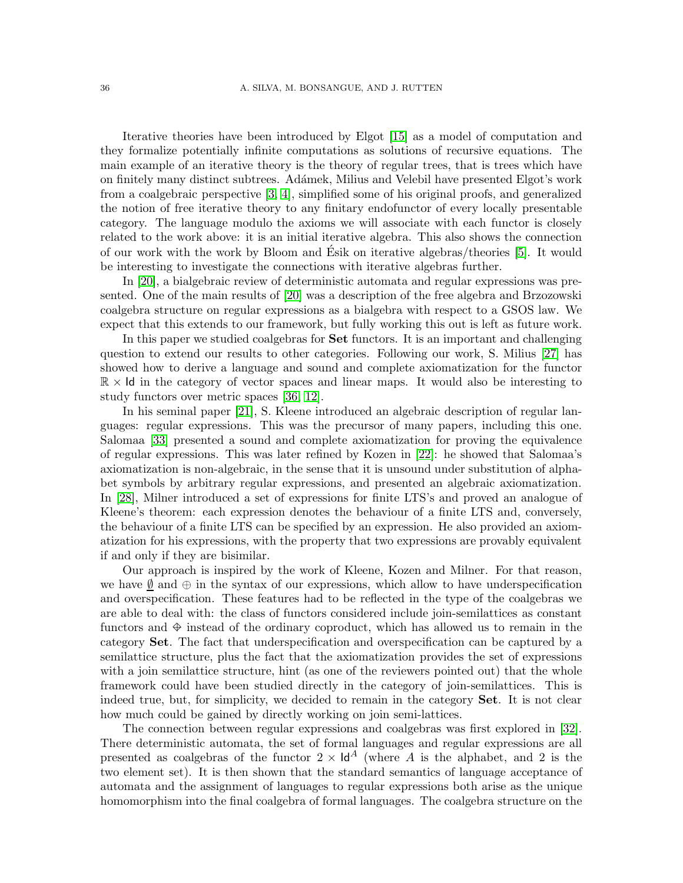Iterative theories have been introduced by Elgot [15] as a model of computation and they formalize potentially infinite computations as solutions of recursive equations. The main example of an iterative theory is the theory of regular trees, that is trees which have on finitely many distinct subtrees. Adámek, Milius and Velebil have presented Elgot's work from a coalgebraic perspective [3, 4], simplified some of his original proofs, and generalized the notion of free iterative theory to any finitary endofunctor of every locally presentable category. The language modulo the axioms we will associate with each functor is closely related to the work above: it is an initial iterative algebra. This also shows the connection of our work with the work by Bloom and Ésik on iterative algebras/theories [5]. It would be interesting to investigate the connections with iterative algebras further.

In [20], a bialgebraic review of deterministic automata and regular expressions was presented. One of the main results of [20] was a description of the free algebra and Brzozowski coalgebra structure on regular expressions as a bialgebra with respect to a GSOS law. We expect that this extends to our framework, but fully working this out is left as future work.

In this paper we studied coalgebras for **Set** functors. It is an important and challenging question to extend our results to other categories. Following our work, S. Milius [27] has showed how to derive a language and sound and complete axiomatization for the functor $\mathbb{R} \times \mathsf{Id}$ in the category of vector spaces and linear maps. It would also be interesting to study functors over metric spaces [36, 12].

In his seminal paper [21], S. Kleene introduced an algebraic description of regular languages: regular expressions. This was the precursor of many papers, including this one. Salomaa [33] presented a sound and complete axiomatization for proving the equivalence of regular expressions. This was later refined by Kozen in [22]: he showed that Salomaa's axiomatization is non-algebraic, in the sense that it is unsound under substitution of alphabet symbols by arbitrary regular expressions, and presented an algebraic axiomatization. In [28], Milner introduced a set of expressions for finite LTS's and proved an analogue of Kleene's theorem: each expression denotes the behaviour of a finite LTS and, conversely, the behaviour of a finite LTS can be specified by an expression. He also provided an axiomatization for his expressions, with the property that two expressions are provably equivalent if and only if they are bisimilar.

Our approach is inspired by the work of Kleene, Kozen and Milner. For that reason, we have $\underline{\emptyset}$ and $\oplus$ in the syntax of our expressions, which allow to have underspecification and overspecification. These features had to be reflected in the type of the coalgebras we are able to deal with: the class of functors considered include join-semilattices as constant functors and $\oplus$ instead of the ordinary coproduct, which has allowed us to remain in the category **Set**. The fact that underspecification and overspecification can be captured by a semilattice structure, plus the fact that the axiomatization provides the set of expressions with a join semilattice structure, hint (as one of the reviewers pointed out) that the whole framework could have been studied directly in the category of join-semilattices. This is indeed true, but, for simplicity, we decided to remain in the category **Set**. It is not clear how much could be gained by directly working on join semi-lattices.

The connection between regular expressions and coalgebras was first explored in [32]. There deterministic automata, the set of formal languages and regular expressions are all presented as coalgebras of the functor $2 \times \mathsf{Id}^A$ (where $A$ is the alphabet, and $2$ is the two element set). It is then shown that the standard semantics of language acceptance of automata and the assignment of languages to regular expressions both arise as the unique homomorphism into the final coalgebra of formal languages. The coalgebra structure on the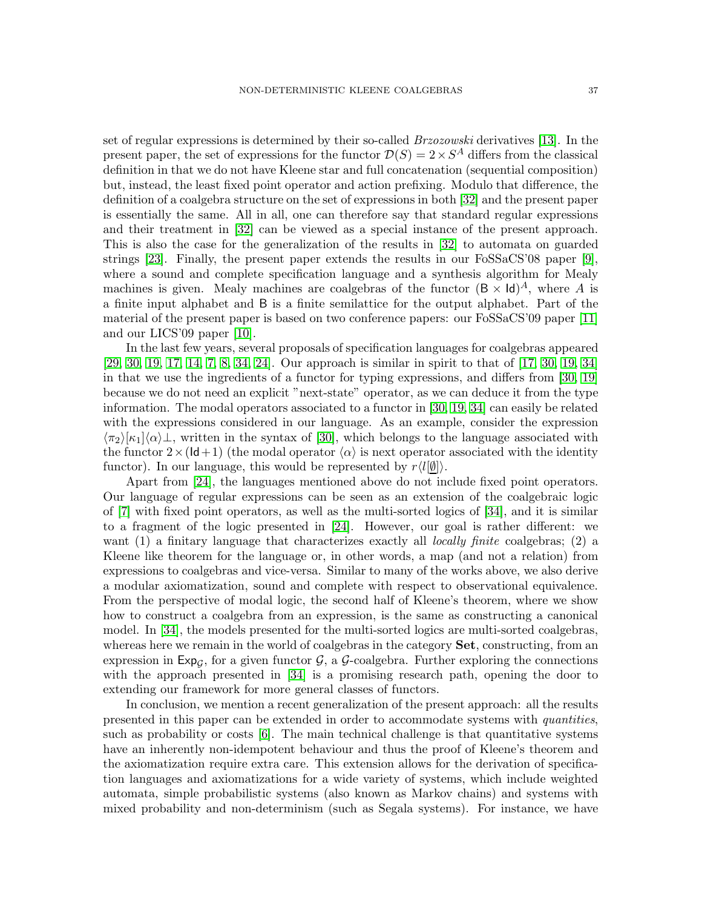set of regular expressions is determined by their so-called *Brzozowski* derivatives [13]. In the present paper, the set of expressions for the functor $\mathcal{D}(S) = 2 \times S^A$ differs from the classical definition in that we do not have Kleene star and full concatenation (sequential composition) but, instead, the least fixed point operator and action prefixing. Modulo that difference, the definition of a coalgebra structure on the set of expressions in both [32] and the present paper is essentially the same. All in all, one can therefore say that standard regular expressions and their treatment in [32] can be viewed as a special instance of the present approach. This is also the case for the generalization of the results in [32] to automata on guarded strings [23]. Finally, the present paper extends the results in our FoSSaCS'08 paper [9], where a sound and complete specification language and a synthesis algorithm for Mealy machines is given. Mealy machines are coalgebras of the functor $(\mathsf{B} \times \mathsf{Id})^A$, where $A$ is a finite input alphabet and $\mathsf{B}$ is a finite semilattice for the output alphabet. Part of the material of the present paper is based on two conference papers: our FoSSaCS'09 paper [11] and our LICS'09 paper [10].

In the last few years, several proposals of specification languages for coalgebras appeared [29, 30, 19, 17, 14, 7, 8, 34, 24]. Our approach is similar in spirit to that of [17, 30, 19, 34] in that we use the ingredients of a functor for typing expressions, and differs from [30, 19] because we do not need an explicit "next-state" operator, as we can deduce it from the type information. The modal operators associated to a functor in [30, 19, 34] can easily be related with the expressions considered in our language. As an example, consider the expression $\langle\pi_2\rangle[\kappa_1]\langle\alpha\rangle\bot$, written in the syntax of [30], which belongs to the language associated with the functor $2 \times (\mathsf{Id}+1)$ (the modal operator $\langle\alpha\rangle$ is next operator associated with the identity functor). In our language, this would be represented by $r\langle l[\underline{\emptyset}]\rangle$.

Apart from [24], the languages mentioned above do not include fixed point operators. Our language of regular expressions can be seen as an extension of the coalgebraic logic of [7] with fixed point operators, as well as the multi-sorted logics of [34], and it is similar to a fragment of the logic presented in [24]. However, our goal is rather different: we want (1) a finitary language that characterizes exactly all *locally finite* coalgebras; (2) a Kleene like theorem for the language or, in other words, a map (and not a relation) from expressions to coalgebras and vice-versa. Similar to many of the works above, we also derive a modular axiomatization, sound and complete with respect to observational equivalence. From the perspective of modal logic, the second half of Kleene's theorem, where we show how to construct a coalgebra from an expression, is the same as constructing a canonical model. In [34], the models presented for the multi-sorted logics are multi-sorted coalgebras, whereas here we remain in the world of coalgebras in the category **Set**, constructing, from an expression in $\mathsf{Exp}_{\mathcal{G}}$, for a given functor $\mathcal{G}$, a $\mathcal{G}$-coalgebra. Further exploring the connections with the approach presented in [34] is a promising research path, opening the door to extending our framework for more general classes of functors.

In conclusion, we mention a recent generalization of the present approach: all the results presented in this paper can be extended in order to accommodate systems with *quantities*, such as probability or costs [6]. The main technical challenge is that quantitative systems have an inherently non-idempotent behaviour and thus the proof of Kleene's theorem and the axiomatization require extra care. This extension allows for the derivation of specification languages and axiomatizations for a wide variety of systems, which include weighted automata, simple probabilistic systems (also known as Markov chains) and systems with mixed probability and non-determinism (such as Segala systems). For instance, we have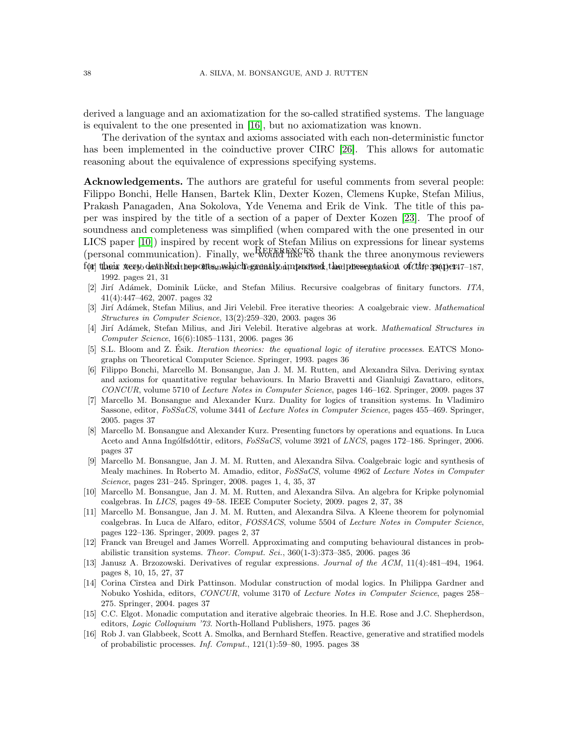derived a language and an axiomatization for the so-called stratified systems. The language is equivalent to the one presented in [16], but no axiomatization was known.

The derivation of the syntax and axioms associated with each non-deterministic functor has been implemented in the coinductive prover CIRC [26]. This allows for automatic reasoning about the equivalence of expressions specifying systems.

**Acknowledgements.** The authors are grateful for useful comments from several people: Filippo Bonchi, Helle Hansen, Bartek Klin, Dexter Kozen, Clemens Kupke, Stefan Milius, Prakash Panagaden, Ana Sokolova, Yde Venema and Erik de Vink. The title of this paper was inspired by the title of a section of a paper of Dexter Kozen [23]. The proof of soundness and completeness was simplified (when compared with the one presented in our LICS paper [10]) inspired by recent work of Stefan Milius on expressions for linear systems (personal communication). Finally, we would like to thank the three anonymous reviewers for their very detailed reports, which greatly improved the presentation of the paper.

## References

[1] Luca Aceto and Matthew Hennessy. Termination, deadlock, and divergence. *J. ACM*, 39(1):147–187, 1992. pages 21, 31

[2] Jirí Adámek, Dominik Lücke, and Stefan Milius. Recursive coalgebras of finitary functors. *ITA*, 41(4):447–462, 2007. pages 32

[3] Jirí Adámek, Stefan Milius, and Jiri Velebil. Free iterative theories: A coalgebraic view. *Mathematical Structures in Computer Science*, 13(2):259–320, 2003. pages 36

[4] Jirí Adámek, Stefan Milius, and Jiri Velebil. Iterative algebras at work. *Mathematical Structures in Computer Science*, 16(6):1085–1131, 2006. pages 36

[5] S.L. Bloom and Z. Ésik. *Iteration theories: the equational logic of iterative processes*. EATCS Monographs on Theoretical Computer Science. Springer, 1993. pages 36

[6] Filippo Bonchi, Marcello M. Bonsangue, Jan J. M. M. Rutten, and Alexandra Silva. Deriving syntax and axioms for quantitative regular behaviours. In Mario Bravetti and Gianluigi Zavattaro, editors, *CONCUR*, volume 5710 of *Lecture Notes in Computer Science*, pages 146–162. Springer, 2009. pages 37

[7] Marcello M. Bonsangue and Alexander Kurz. Duality for logics of transition systems. In Vladimiro Sassone, editor, *FoSSaCS*, volume 3441 of *Lecture Notes in Computer Science*, pages 455–469. Springer, 2005. pages 37

[8] Marcello M. Bonsangue and Alexander Kurz. Presenting functors by operations and equations. In Luca Aceto and Anna Ingólfsdóttir, editors, *FoSSaCS*, volume 3921 of *LNCS*, pages 172–186. Springer, 2006. pages 37

[9] Marcello M. Bonsangue, Jan J. M. M. Rutten, and Alexandra Silva. Coalgebraic logic and synthesis of Mealy machines. In Roberto M. Amadio, editor, *FoSSaCS*, volume 4962 of *Lecture Notes in Computer Science*, pages 231–245. Springer, 2008. pages 1, 4, 35, 37

[10] Marcello M. Bonsangue, Jan J. M. M. Rutten, and Alexandra Silva. An algebra for Kripke polynomial coalgebras. In *LICS*, pages 49–58. IEEE Computer Society, 2009. pages 2, 37, 38

[11] Marcello M. Bonsangue, Jan J. M. M. Rutten, and Alexandra Silva. A Kleene theorem for polynomial coalgebras. In Luca de Alfaro, editor, *FOSSACS*, volume 5504 of *Lecture Notes in Computer Science*, pages 122–136. Springer, 2009. pages 2, 37

[12] Franck van Breugel and James Worrell. Approximating and computing behavioural distances in probabilistic transition systems. *Theor. Comput. Sci.*, 360(1-3):373–385, 2006. pages 36

[13] Janusz A. Brzozowski. Derivatives of regular expressions. *Journal of the ACM*, 11(4):481–494, 1964. pages 8, 10, 15, 27, 37

[14] Corina Cîrstea and Dirk Pattinson. Modular construction of modal logics. In Philippa Gardner and Nobuko Yoshida, editors, *CONCUR*, volume 3170 of *Lecture Notes in Computer Science*, pages 258–275. Springer, 2004. pages 37

[15] C.C. Elgot. Monadic computation and iterative algebraic theories. In H.E. Rose and J.C. Shepherdson, editors, *Logic Colloquium '73*. North-Holland Publishers, 1975. pages 36

[16] Rob J. van Glabbeek, Scott A. Smolka, and Bernhard Steffen. Reactive, generative and stratified models of probabilistic processes. *Inf. Comput.*, 121(1):59–80, 1995. pages 38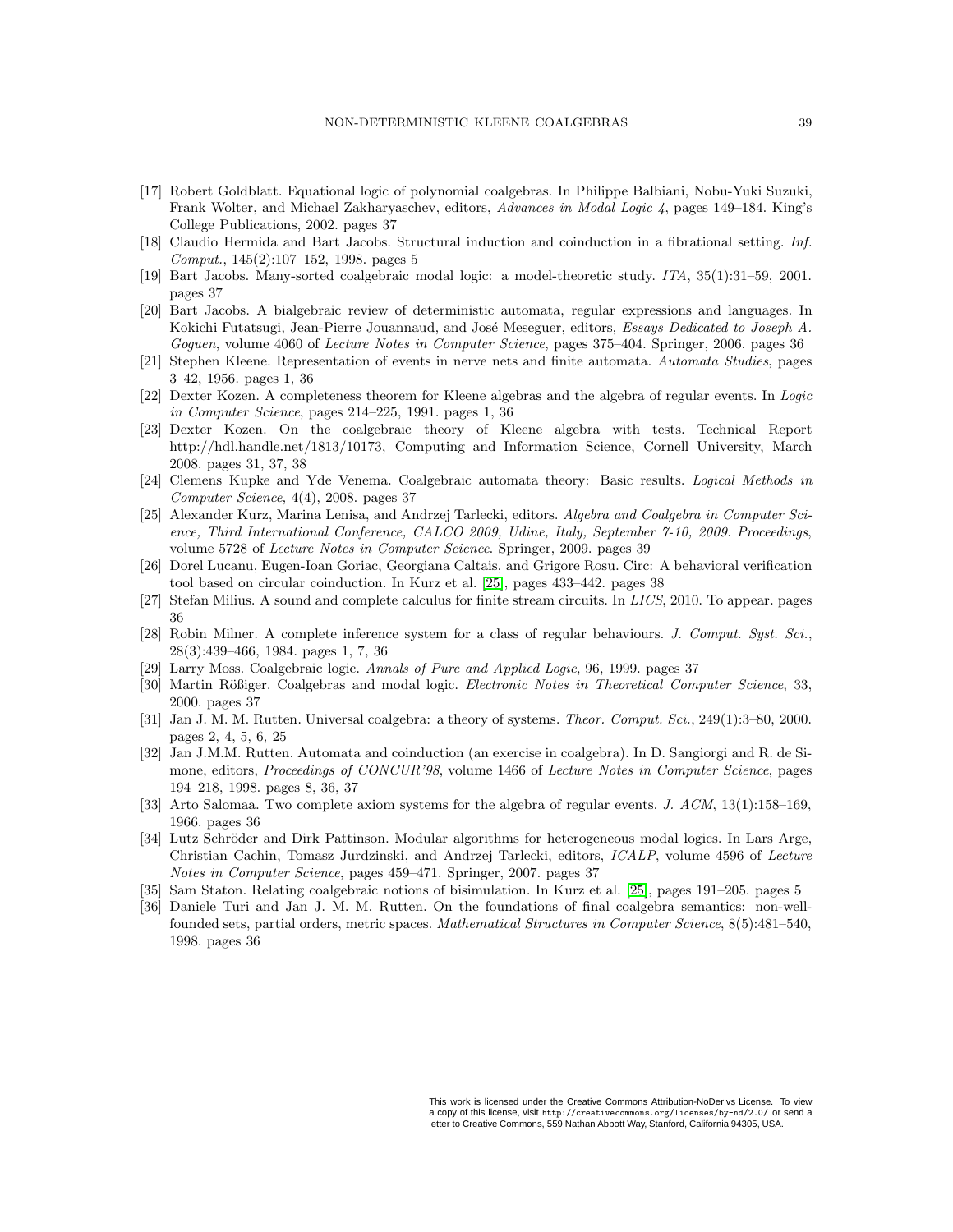[17] Robert Goldblatt. Equational logic of polynomial coalgebras. In Philippe Balbiani, Nobu-Yuki Suzuki, Frank Wolter, and Michael Zakharyaschev, editors, *Advances in Modal Logic 4*, pages 149–184. King's College Publications, 2002. pages 37

[18] Claudio Hermida and Bart Jacobs. Structural induction and coinduction in a fibrational setting. *Inf. Comput.*, 145(2):107–152, 1998. pages 5

[19] Bart Jacobs. Many-sorted coalgebraic modal logic: a model-theoretic study. *ITA*, 35(1):31–59, 2001. pages 37

[20] Bart Jacobs. A bialgebraic review of deterministic automata, regular expressions and languages. In Kokichi Futatsugi, Jean-Pierre Jouannaud, and José Meseguer, editors, *Essays Dedicated to Joseph A. Goguen*, volume 4060 of *Lecture Notes in Computer Science*, pages 375–404. Springer, 2006. pages 36

[21] Stephen Kleene. Representation of events in nerve nets and finite automata. *Automata Studies*, pages 3–42, 1956. pages 1, 36

[22] Dexter Kozen. A completeness theorem for Kleene algebras and the algebra of regular events. In *Logic in Computer Science*, pages 214–225, 1991. pages 1, 36

[23] Dexter Kozen. On the coalgebraic theory of Kleene algebra with tests. Technical Report http://hdl.handle.net/1813/10173, Computing and Information Science, Cornell University, March 2008. pages 31, 37, 38

[24] Clemens Kupke and Yde Venema. Coalgebraic automata theory: Basic results. *Logical Methods in Computer Science*, 4(4), 2008. pages 37

[25] Alexander Kurz, Marina Lenisa, and Andrzej Tarlecki, editors. *Algebra and Coalgebra in Computer Science, Third International Conference, CALCO 2009, Udine, Italy, September 7-10, 2009. Proceedings*, volume 5728 of *Lecture Notes in Computer Science*. Springer, 2009. pages 39

[26] Dorel Lucanu, Eugen-Ioan Goriac, Georgiana Caltais, and Grigore Rosu. Circ: A behavioral verification tool based on circular coinduction. In Kurz et al. [25], pages 433–442. pages 38

[27] Stefan Milius. A sound and complete calculus for finite stream circuits. In *LICS*, 2010. To appear. pages 36

[28] Robin Milner. A complete inference system for a class of regular behaviours. *J. Comput. Syst. Sci.*, 28(3):439–466, 1984. pages 1, 7, 36

[29] Larry Moss. Coalgebraic logic. *Annals of Pure and Applied Logic*, 96, 1999. pages 37

[30] Martin Rößiger. Coalgebras and modal logic. *Electronic Notes in Theoretical Computer Science*, 33, 2000. pages 37

[31] Jan J. M. M. Rutten. Universal coalgebra: a theory of systems. *Theor. Comput. Sci.*, 249(1):3–80, 2000. pages 2, 4, 5, 6, 25

[32] Jan J.M.M. Rutten. Automata and coinduction (an exercise in coalgebra). In D. Sangiorgi and R. de Simone, editors, *Proceedings of CONCUR'98*, volume 1466 of *Lecture Notes in Computer Science*, pages 194–218, 1998. pages 8, 36, 37

[33] Arto Salomaa. Two complete axiom systems for the algebra of regular events. *J. ACM*, 13(1):158–169, 1966. pages 36

[34] Lutz Schröder and Dirk Pattinson. Modular algorithms for heterogeneous modal logics. In Lars Arge, Christian Cachin, Tomasz Jurdzinski, and Andrzej Tarlecki, editors, *ICALP*, volume 4596 of *Lecture Notes in Computer Science*, pages 459–471. Springer, 2007. pages 37

[35] Sam Staton. Relating coalgebraic notions of bisimulation. In Kurz et al. [25], pages 191–205. pages 5

[36] Daniele Turi and Jan J. M. M. Rutten. On the foundations of final coalgebra semantics: non-well-founded sets, partial orders, metric spaces. *Mathematical Structures in Computer Science*, 8(5):481–540, 1998. pages 36

This work is licensed under the Creative Commons Attribution-NoDerivs License. To view a copy of this license, visit http://creativecommons.org/licenses/by-nd/2.0/ or send a letter to Creative Commons, 559 Nathan Abbott Way, Stanford, California 94305, USA.